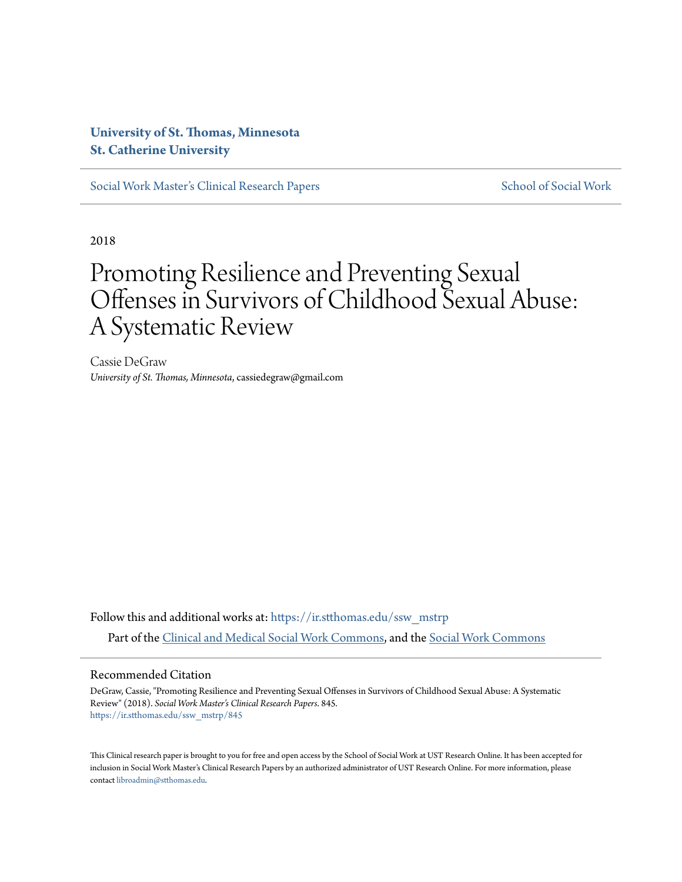**University of St. Thomas, Minnesota**
**St. Catherine University**

Social Work Master's Clinical Research Papers | School of Social Work

2018

# Promoting Resilience and Preventing Sexual Offenses in Survivors of Childhood Sexual Abuse: A Systematic Review

Cassie DeGraw
*University of St. Thomas, Minnesota*, cassiedegraw@gmail.com

Follow this and additional works at: https://ir.stthomas.edu/ssw_mstrp

Part of the Clinical and Medical Social Work Commons, and the Social Work Commons

## Recommended Citation

DeGraw, Cassie, "Promoting Resilience and Preventing Sexual Offenses in Survivors of Childhood Sexual Abuse: A Systematic Review" (2018). *Social Work Master's Clinical Research Papers*. 845.
https://ir.stthomas.edu/ssw_mstrp/845

This Clinical research paper is brought to you for free and open access by the School of Social Work at UST Research Online. It has been accepted for inclusion in Social Work Master's Clinical Research Papers by an authorized administrator of UST Research Online. For more information, please contact libroadmin@stthomas.edu.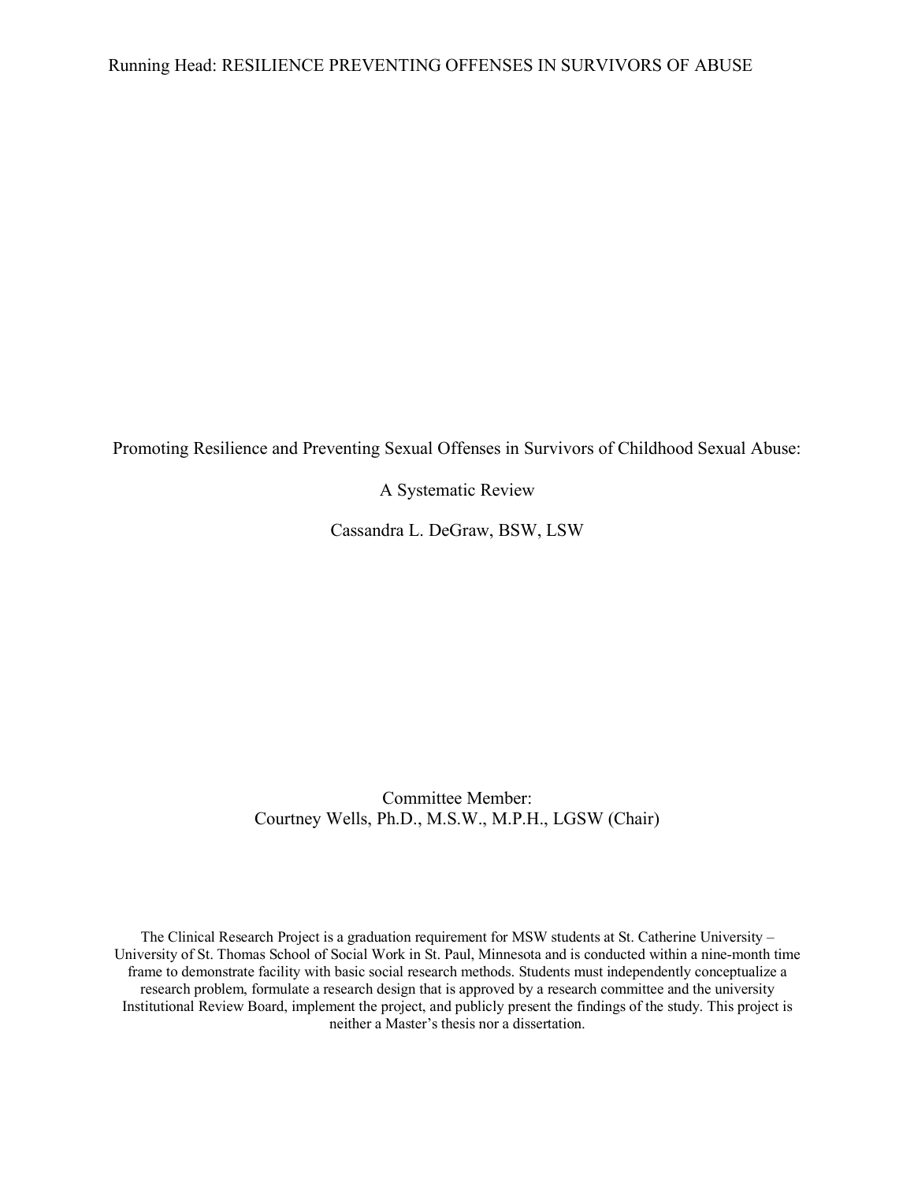Promoting Resilience and Preventing Sexual Offenses in Survivors of Childhood Sexual Abuse:

A Systematic Review

Cassandra L. DeGraw, BSW, LSW

Committee Member:
Courtney Wells, Ph.D., M.S.W., M.P.H., LGSW (Chair)

The Clinical Research Project is a graduation requirement for MSW students at St. Catherine University – University of St. Thomas School of Social Work in St. Paul, Minnesota and is conducted within a nine-month time frame to demonstrate facility with basic social research methods. Students must independently conceptualize a research problem, formulate a research design that is approved by a research committee and the university Institutional Review Board, implement the project, and publicly present the findings of the study. This project is neither a Master's thesis nor a dissertation.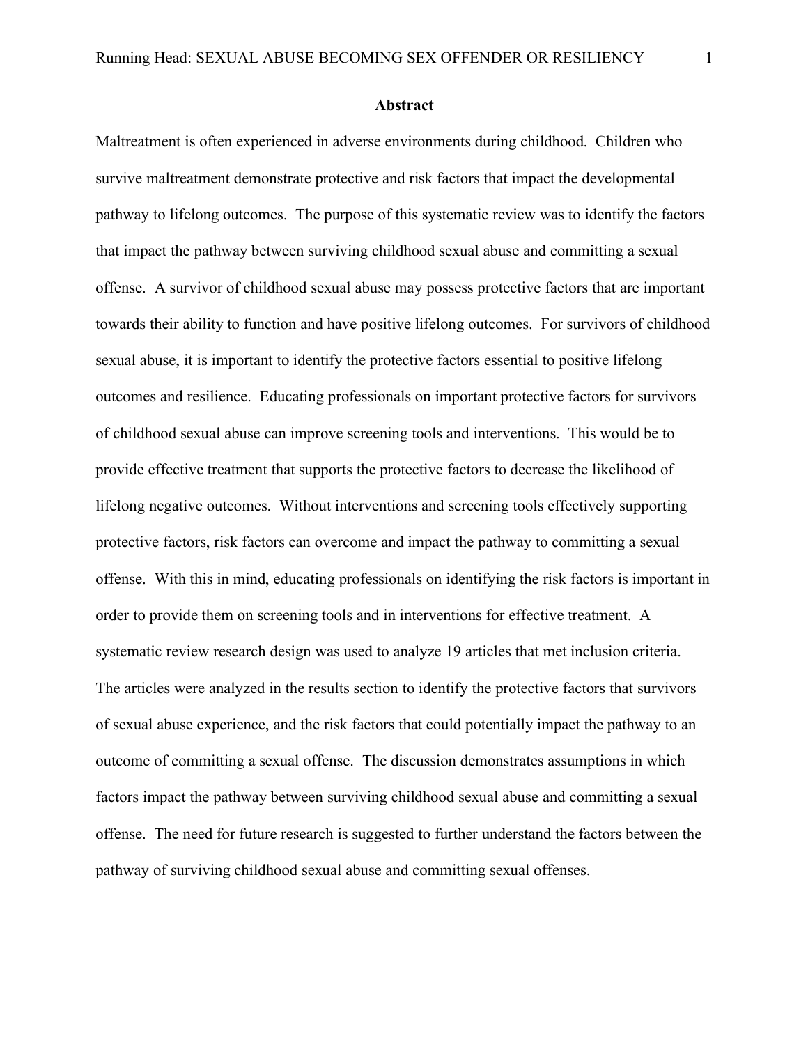## Abstract

Maltreatment is often experienced in adverse environments during childhood. Children who survive maltreatment demonstrate protective and risk factors that impact the developmental pathway to lifelong outcomes. The purpose of this systematic review was to identify the factors that impact the pathway between surviving childhood sexual abuse and committing a sexual offense. A survivor of childhood sexual abuse may possess protective factors that are important towards their ability to function and have positive lifelong outcomes. For survivors of childhood sexual abuse, it is important to identify the protective factors essential to positive lifelong outcomes and resilience. Educating professionals on important protective factors for survivors of childhood sexual abuse can improve screening tools and interventions. This would be to provide effective treatment that supports the protective factors to decrease the likelihood of lifelong negative outcomes. Without interventions and screening tools effectively supporting protective factors, risk factors can overcome and impact the pathway to committing a sexual offense. With this in mind, educating professionals on identifying the risk factors is important in order to provide them on screening tools and in interventions for effective treatment. A systematic review research design was used to analyze 19 articles that met inclusion criteria. The articles were analyzed in the results section to identify the protective factors that survivors of sexual abuse experience, and the risk factors that could potentially impact the pathway to an outcome of committing a sexual offense. The discussion demonstrates assumptions in which factors impact the pathway between surviving childhood sexual abuse and committing a sexual offense. The need for future research is suggested to further understand the factors between the pathway of surviving childhood sexual abuse and committing sexual offenses.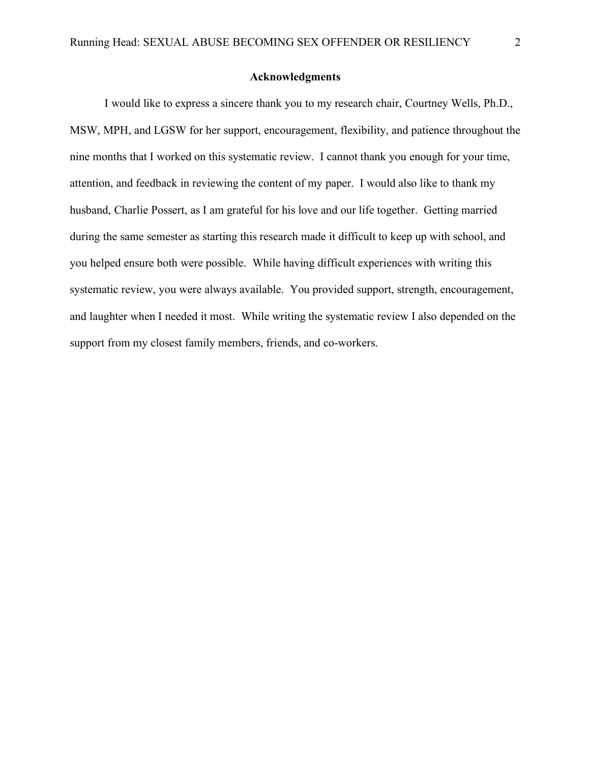## Acknowledgments

I would like to express a sincere thank you to my research chair, Courtney Wells, Ph.D., MSW, MPH, and LGSW for her support, encouragement, flexibility, and patience throughout the nine months that I worked on this systematic review. I cannot thank you enough for your time, attention, and feedback in reviewing the content of my paper. I would also like to thank my husband, Charlie Possert, as I am grateful for his love and our life together. Getting married during the same semester as starting this research made it difficult to keep up with school, and you helped ensure both were possible. While having difficult experiences with writing this systematic review, you were always available. You provided support, strength, encouragement, and laughter when I needed it most. While writing the systematic review I also depended on the support from my closest family members, friends, and co-workers.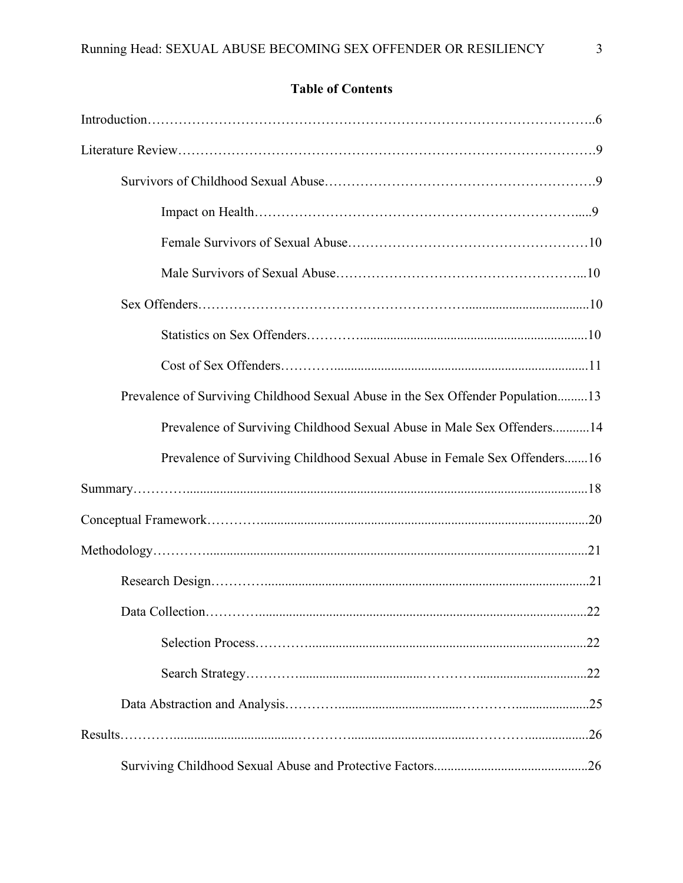## Table of Contents

Introduction……………………………………………………………………………………..6

Literature Review……………………………………………………………….…………….9

- Survivors of Childhood Sexual Abuse………………………………………………….9
  - Impact on Health…………………………………………………………….....9
  - Female Survivors of Sexual Abuse……………………………………………10
  - Male Survivors of Sexual Abuse……………………………………………...10
- Sex Offenders…………………………………………………......................................10
  - Statistics on Sex Offenders………….....................................................................10
  - Cost of Sex Offenders………….............................................................................11
- Prevalence of Surviving Childhood Sexual Abuse in the Sex Offender Population.........13
  - Prevalence of Surviving Childhood Sexual Abuse in Male Sex Offenders...........14
  - Prevalence of Surviving Childhood Sexual Abuse in Female Sex Offenders.......16

Summary…………......................................................................................................................18

Conceptual Framework………….................................................................................................20

Methodology…………..................................................................................................................21

- Research Design…………...................................................................................................21
- Data Collection…………....................................................................................................22
  - Selection Process…………..................................................................................22
  - Search Strategy…………......................................………….................................22
- Data Abstraction and Analysis…………......................................………….......................25

Results…………......................................………….....................................…………...................26

- Surviving Childhood Sexual Abuse and Protective Factors.............................................26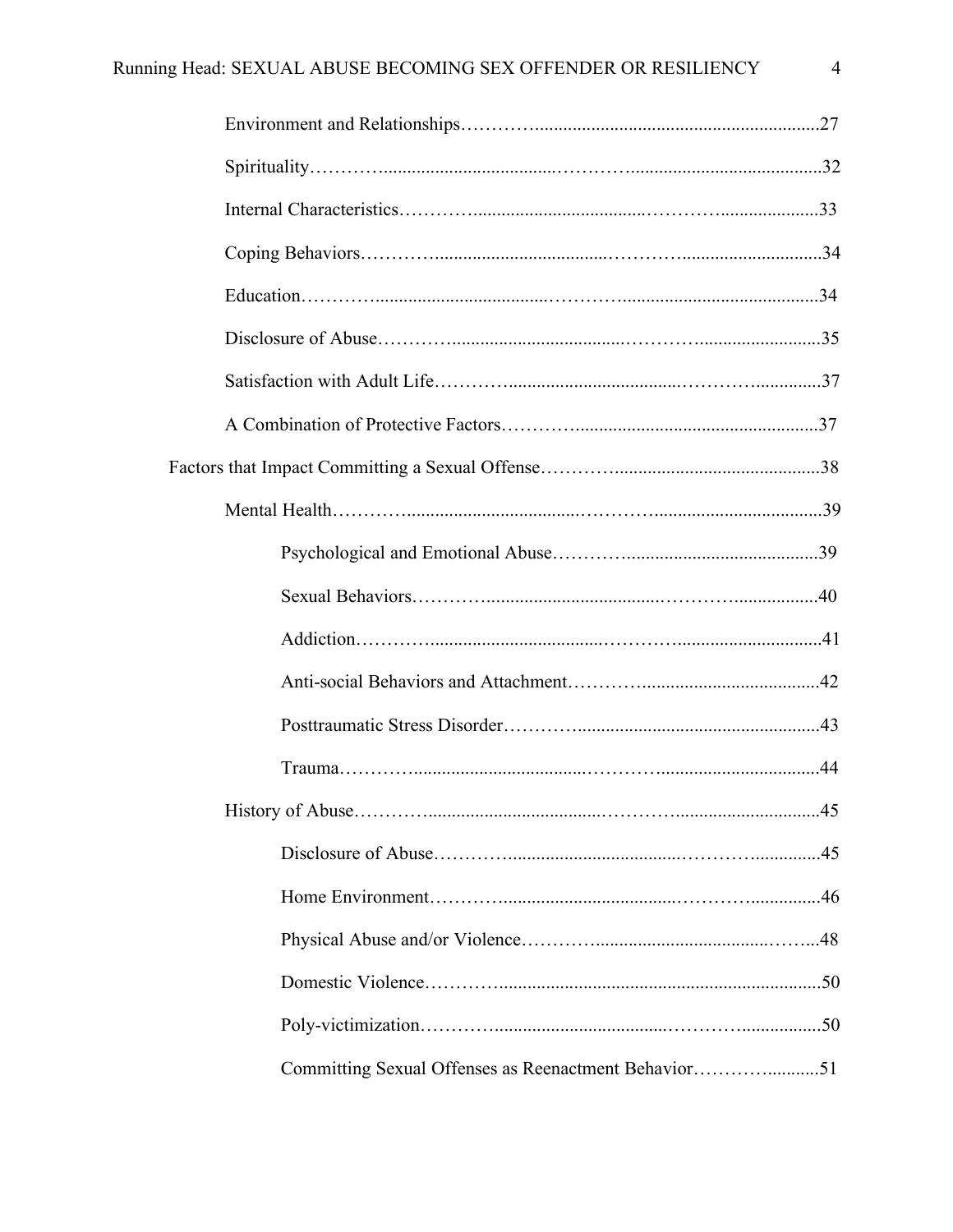Environment and Relationships……………………………………………………27

Spirituality……………………………………………………………………32

Internal Characteristics………………………………………………………33

Coping Behaviors……………………………………………………………34

Education……………………………………………………………………34

Disclosure of Abuse…………………………………………………………35

Satisfaction with Adult Life…………………………………………………37

A Combination of Protective Factors………………………………………37

Factors that Impact Committing a Sexual Offense……………………………38

Mental Health………………………………………………………………39

Psychological and Emotional Abuse…………………………………39

Sexual Behaviors……………………………………………………40

Addiction……………………………………………………………41

Anti-social Behaviors and Attachment………………………………42

Posttraumatic Stress Disorder………………………………………43

Trauma………………………………………………………………44

History of Abuse……………………………………………………………45

Disclosure of Abuse…………………………………………………45

Home Environment…………………………………………………46

Physical Abuse and/or Violence……………………………………48

Domestic Violence……………………………………………………50

Poly-victimization……………………………………………………50

Committing Sexual Offenses as Reenactment Behavior……………51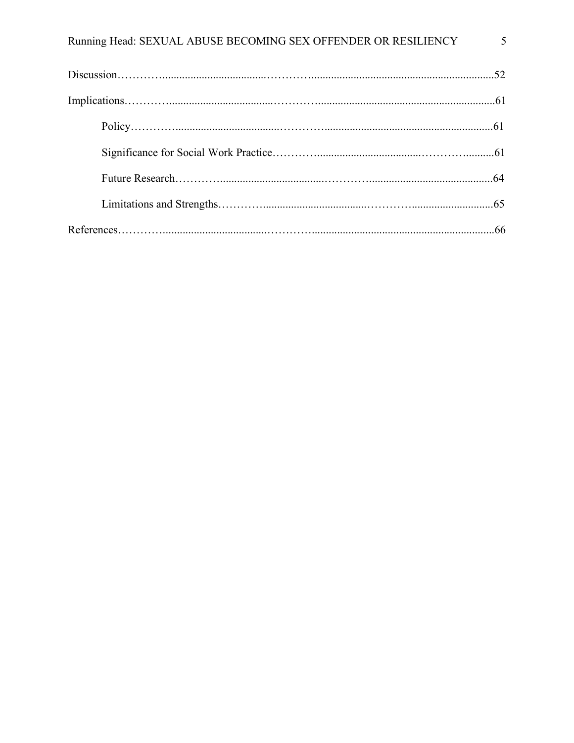Discussion..........................................................................................................52

Implications........................................................................................................61

- Policy..........................................................................................................61
- Significance for Social Work Practice......................................................61
- Future Research...........................................................................................64
- Limitations and Strengths...........................................................................65

References...........................................................................................................66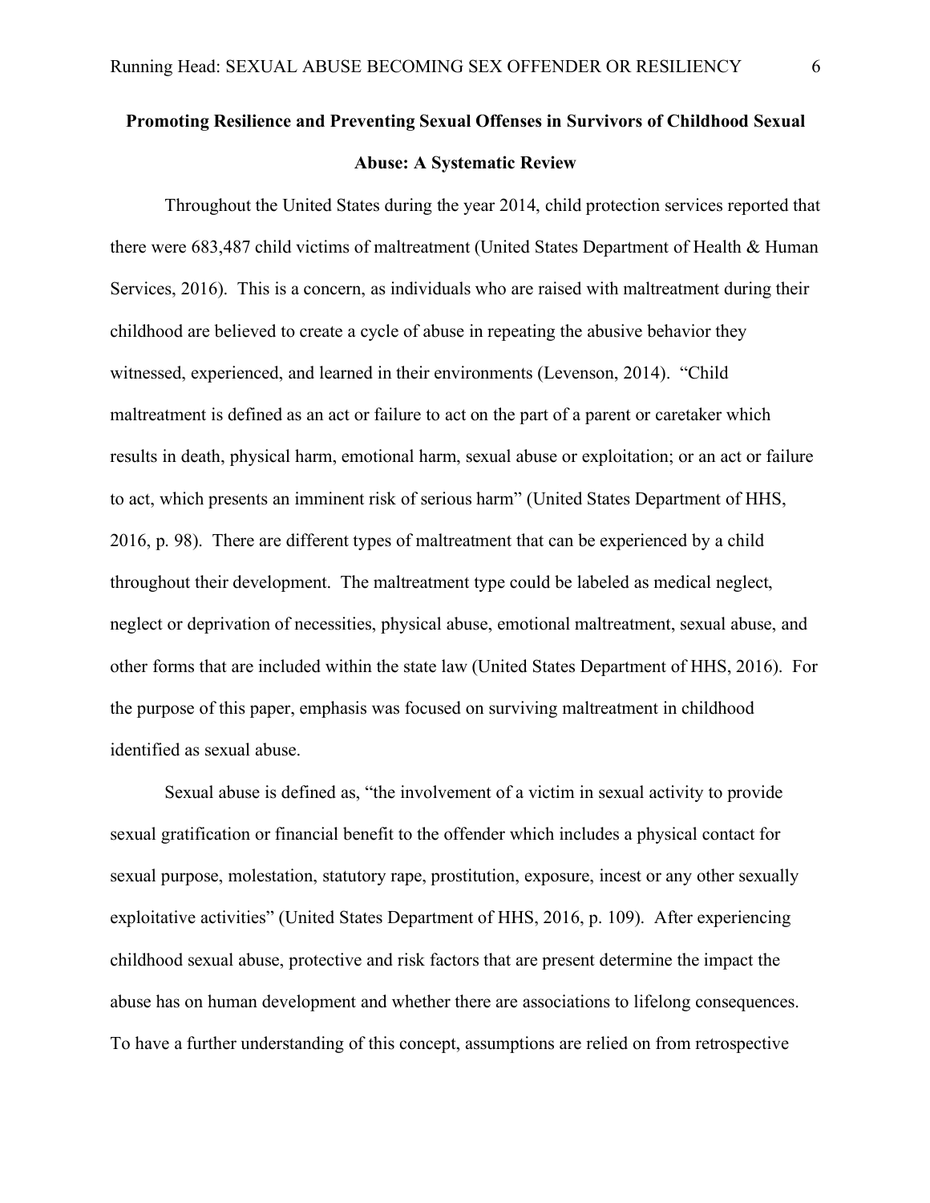## Promoting Resilience and Preventing Sexual Offenses in Survivors of Childhood Sexual Abuse: A Systematic Review

Throughout the United States during the year 2014, child protection services reported that there were 683,487 child victims of maltreatment (United States Department of Health & Human Services, 2016). This is a concern, as individuals who are raised with maltreatment during their childhood are believed to create a cycle of abuse in repeating the abusive behavior they witnessed, experienced, and learned in their environments (Levenson, 2014). "Child maltreatment is defined as an act or failure to act on the part of a parent or caretaker which results in death, physical harm, emotional harm, sexual abuse or exploitation; or an act or failure to act, which presents an imminent risk of serious harm" (United States Department of HHS, 2016, p. 98). There are different types of maltreatment that can be experienced by a child throughout their development. The maltreatment type could be labeled as medical neglect, neglect or deprivation of necessities, physical abuse, emotional maltreatment, sexual abuse, and other forms that are included within the state law (United States Department of HHS, 2016). For the purpose of this paper, emphasis was focused on surviving maltreatment in childhood identified as sexual abuse.

Sexual abuse is defined as, "the involvement of a victim in sexual activity to provide sexual gratification or financial benefit to the offender which includes a physical contact for sexual purpose, molestation, statutory rape, prostitution, exposure, incest or any other sexually exploitative activities" (United States Department of HHS, 2016, p. 109). After experiencing childhood sexual abuse, protective and risk factors that are present determine the impact the abuse has on human development and whether there are associations to lifelong consequences. To have a further understanding of this concept, assumptions are relied on from retrospective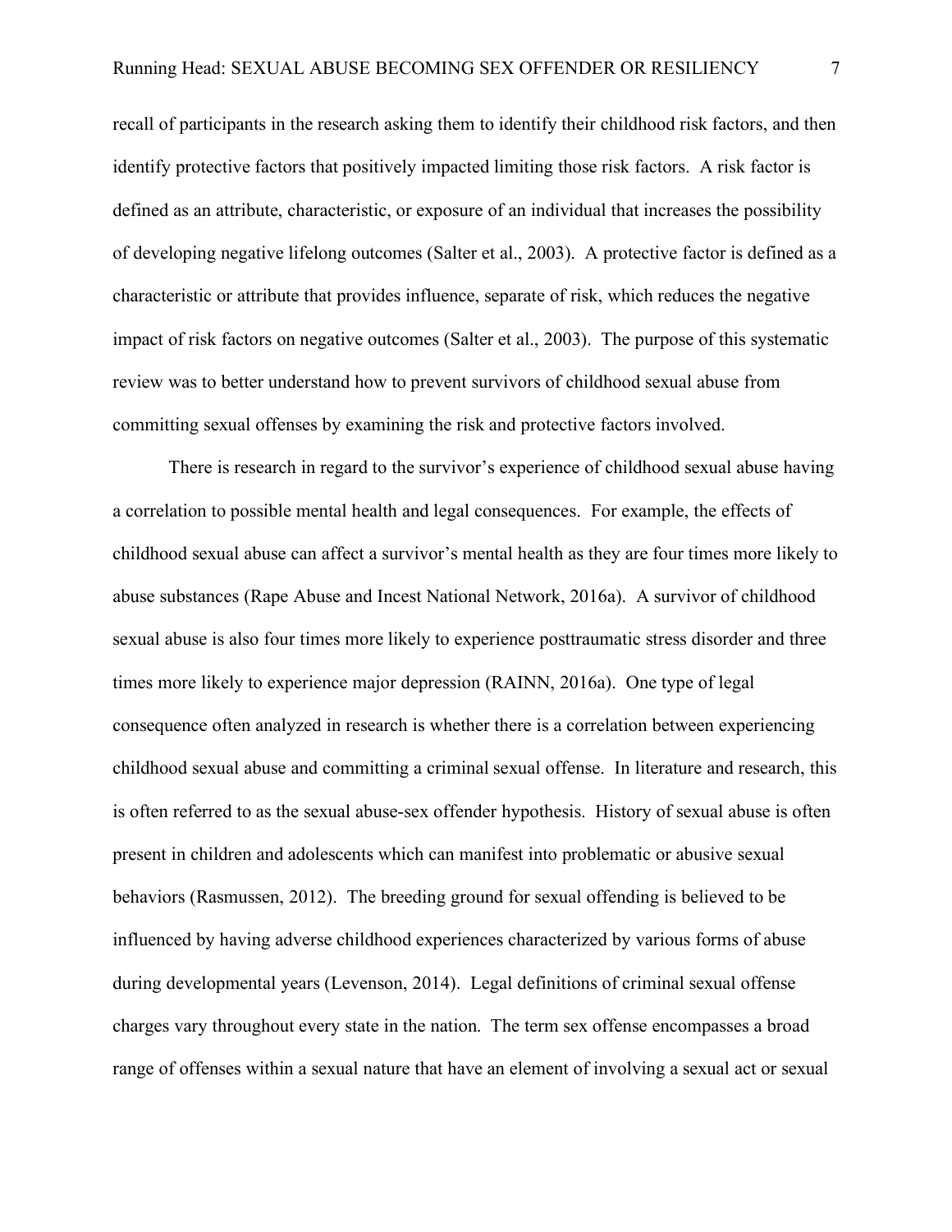recall of participants in the research asking them to identify their childhood risk factors, and then identify protective factors that positively impacted limiting those risk factors. A risk factor is defined as an attribute, characteristic, or exposure of an individual that increases the possibility of developing negative lifelong outcomes (Salter et al., 2003). A protective factor is defined as a characteristic or attribute that provides influence, separate of risk, which reduces the negative impact of risk factors on negative outcomes (Salter et al., 2003). The purpose of this systematic review was to better understand how to prevent survivors of childhood sexual abuse from committing sexual offenses by examining the risk and protective factors involved.

There is research in regard to the survivor's experience of childhood sexual abuse having a correlation to possible mental health and legal consequences. For example, the effects of childhood sexual abuse can affect a survivor's mental health as they are four times more likely to abuse substances (Rape Abuse and Incest National Network, 2016a). A survivor of childhood sexual abuse is also four times more likely to experience posttraumatic stress disorder and three times more likely to experience major depression (RAINN, 2016a). One type of legal consequence often analyzed in research is whether there is a correlation between experiencing childhood sexual abuse and committing a criminal sexual offense. In literature and research, this is often referred to as the sexual abuse-sex offender hypothesis. History of sexual abuse is often present in children and adolescents which can manifest into problematic or abusive sexual behaviors (Rasmussen, 2012). The breeding ground for sexual offending is believed to be influenced by having adverse childhood experiences characterized by various forms of abuse during developmental years (Levenson, 2014). Legal definitions of criminal sexual offense charges vary throughout every state in the nation. The term sex offense encompasses a broad range of offenses within a sexual nature that have an element of involving a sexual act or sexual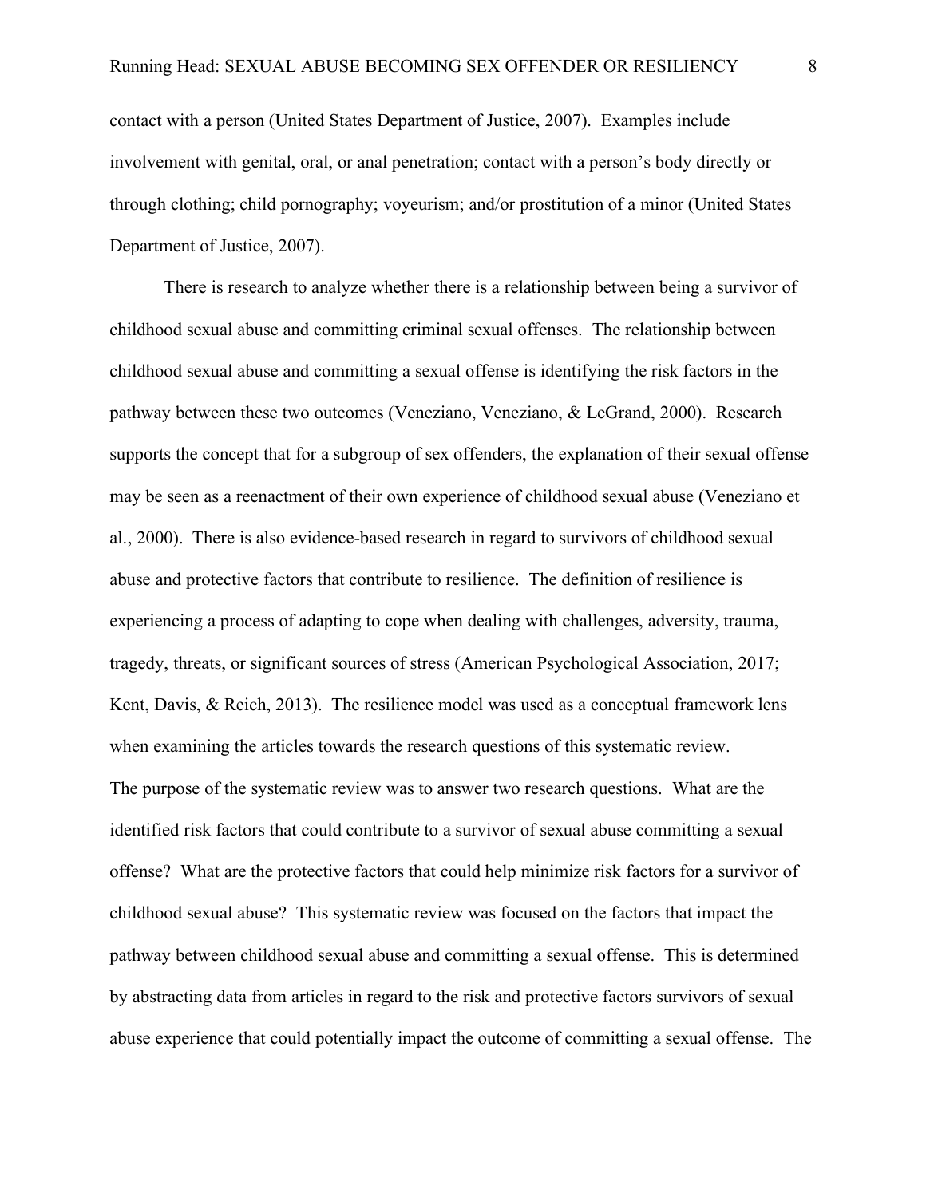contact with a person (United States Department of Justice, 2007). Examples include involvement with genital, oral, or anal penetration; contact with a person's body directly or through clothing; child pornography; voyeurism; and/or prostitution of a minor (United States Department of Justice, 2007).

There is research to analyze whether there is a relationship between being a survivor of childhood sexual abuse and committing criminal sexual offenses. The relationship between childhood sexual abuse and committing a sexual offense is identifying the risk factors in the pathway between these two outcomes (Veneziano, Veneziano, & LeGrand, 2000). Research supports the concept that for a subgroup of sex offenders, the explanation of their sexual offense may be seen as a reenactment of their own experience of childhood sexual abuse (Veneziano et al., 2000). There is also evidence-based research in regard to survivors of childhood sexual abuse and protective factors that contribute to resilience. The definition of resilience is experiencing a process of adapting to cope when dealing with challenges, adversity, trauma, tragedy, threats, or significant sources of stress (American Psychological Association, 2017; Kent, Davis, & Reich, 2013). The resilience model was used as a conceptual framework lens when examining the articles towards the research questions of this systematic review.

The purpose of the systematic review was to answer two research questions. What are the identified risk factors that could contribute to a survivor of sexual abuse committing a sexual offense? What are the protective factors that could help minimize risk factors for a survivor of childhood sexual abuse? This systematic review was focused on the factors that impact the pathway between childhood sexual abuse and committing a sexual offense. This is determined by abstracting data from articles in regard to the risk and protective factors survivors of sexual abuse experience that could potentially impact the outcome of committing a sexual offense. The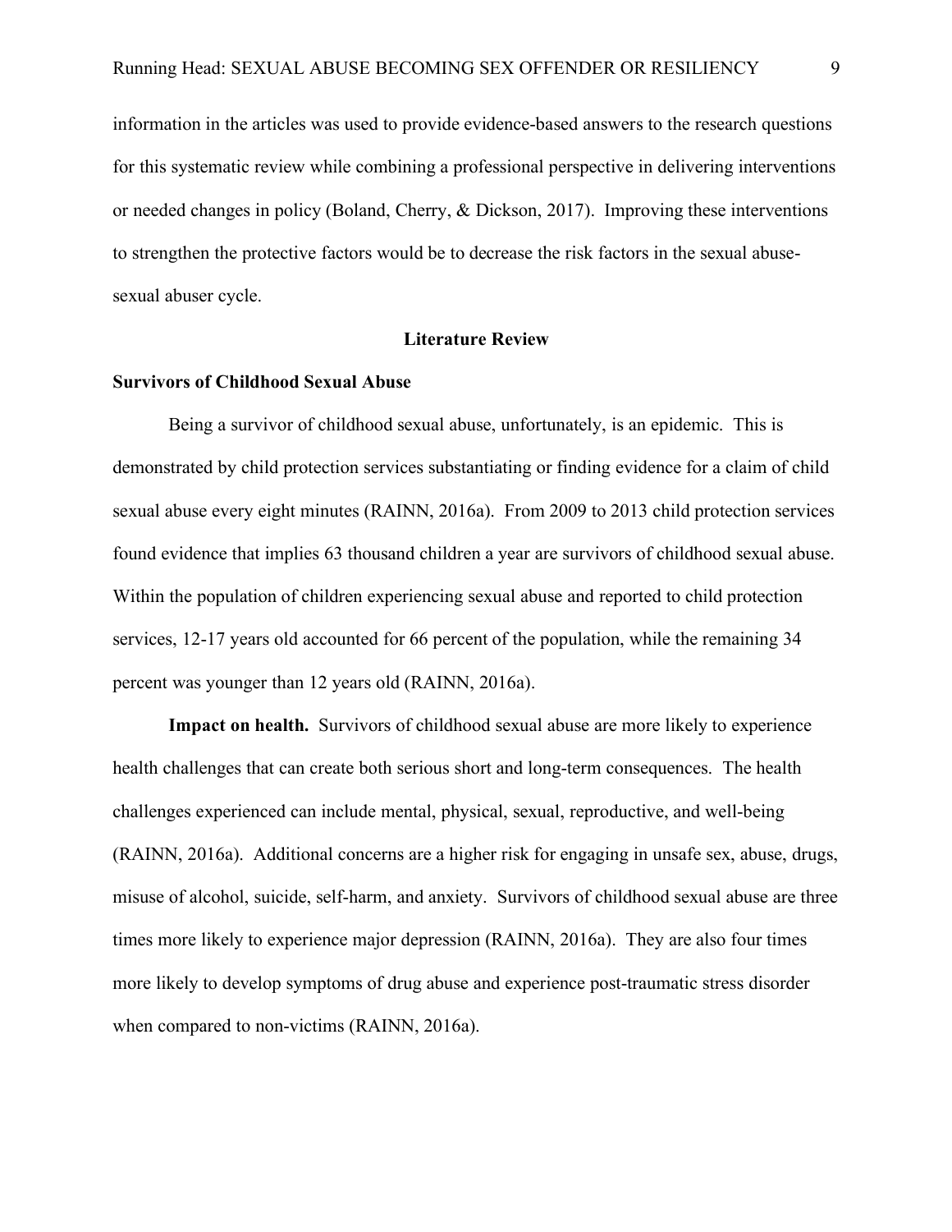information in the articles was used to provide evidence-based answers to the research questions for this systematic review while combining a professional perspective in delivering interventions or needed changes in policy (Boland, Cherry, & Dickson, 2017). Improving these interventions to strengthen the protective factors would be to decrease the risk factors in the sexual abuse-sexual abuser cycle.

## Literature Review

### Survivors of Childhood Sexual Abuse

Being a survivor of childhood sexual abuse, unfortunately, is an epidemic. This is demonstrated by child protection services substantiating or finding evidence for a claim of child sexual abuse every eight minutes (RAINN, 2016a). From 2009 to 2013 child protection services found evidence that implies 63 thousand children a year are survivors of childhood sexual abuse. Within the population of children experiencing sexual abuse and reported to child protection services, 12-17 years old accounted for 66 percent of the population, while the remaining 34 percent was younger than 12 years old (RAINN, 2016a).

**Impact on health.** Survivors of childhood sexual abuse are more likely to experience health challenges that can create both serious short and long-term consequences. The health challenges experienced can include mental, physical, sexual, reproductive, and well-being (RAINN, 2016a). Additional concerns are a higher risk for engaging in unsafe sex, abuse, drugs, misuse of alcohol, suicide, self-harm, and anxiety. Survivors of childhood sexual abuse are three times more likely to experience major depression (RAINN, 2016a). They are also four times more likely to develop symptoms of drug abuse and experience post-traumatic stress disorder when compared to non-victims (RAINN, 2016a).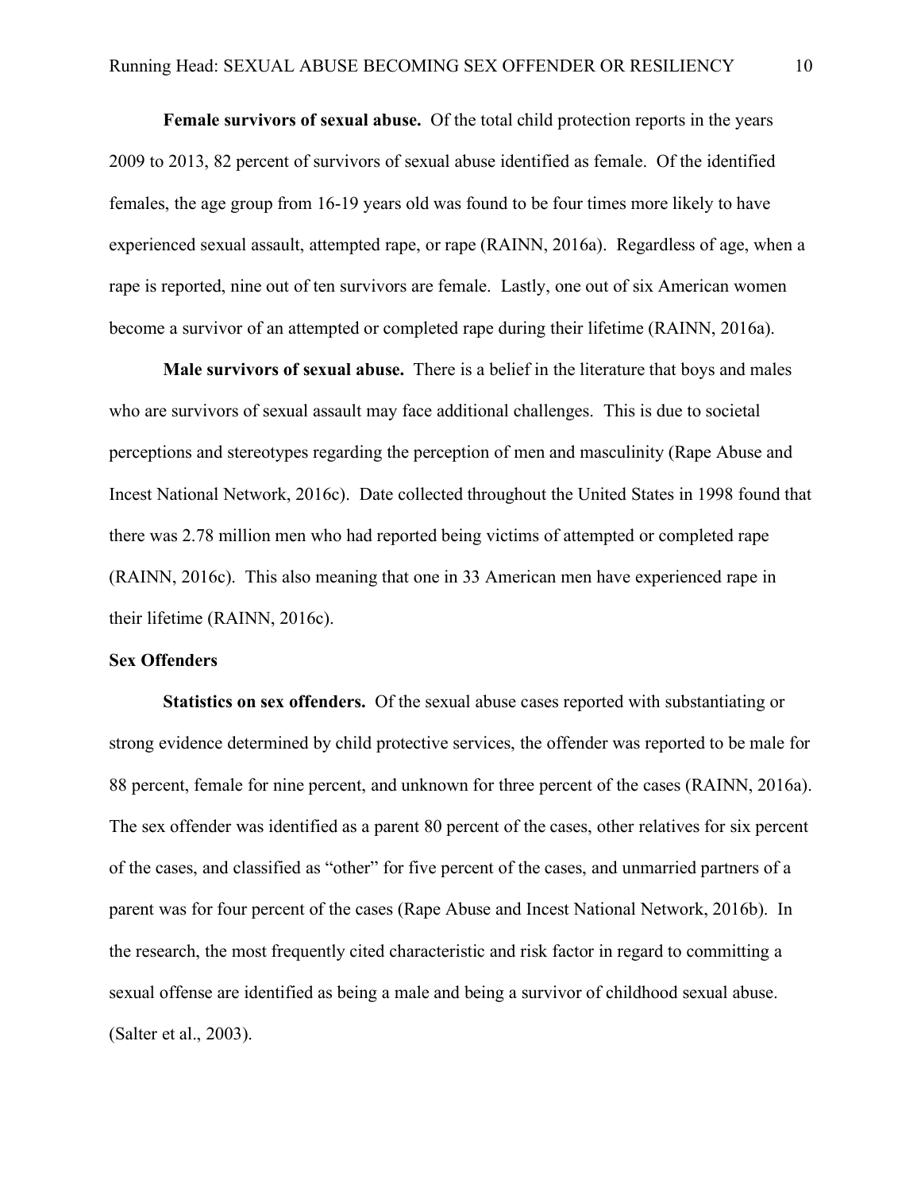**Female survivors of sexual abuse.** Of the total child protection reports in the years 2009 to 2013, 82 percent of survivors of sexual abuse identified as female. Of the identified females, the age group from 16-19 years old was found to be four times more likely to have experienced sexual assault, attempted rape, or rape (RAINN, 2016a). Regardless of age, when a rape is reported, nine out of ten survivors are female. Lastly, one out of six American women become a survivor of an attempted or completed rape during their lifetime (RAINN, 2016a).

**Male survivors of sexual abuse.** There is a belief in the literature that boys and males who are survivors of sexual assault may face additional challenges. This is due to societal perceptions and stereotypes regarding the perception of men and masculinity (Rape Abuse and Incest National Network, 2016c). Date collected throughout the United States in 1998 found that there was 2.78 million men who had reported being victims of attempted or completed rape (RAINN, 2016c). This also meaning that one in 33 American men have experienced rape in their lifetime (RAINN, 2016c).

## Sex Offenders

**Statistics on sex offenders.** Of the sexual abuse cases reported with substantiating or strong evidence determined by child protective services, the offender was reported to be male for 88 percent, female for nine percent, and unknown for three percent of the cases (RAINN, 2016a). The sex offender was identified as a parent 80 percent of the cases, other relatives for six percent of the cases, and classified as "other" for five percent of the cases, and unmarried partners of a parent was for four percent of the cases (Rape Abuse and Incest National Network, 2016b). In the research, the most frequently cited characteristic and risk factor in regard to committing a sexual offense are identified as being a male and being a survivor of childhood sexual abuse. (Salter et al., 2003).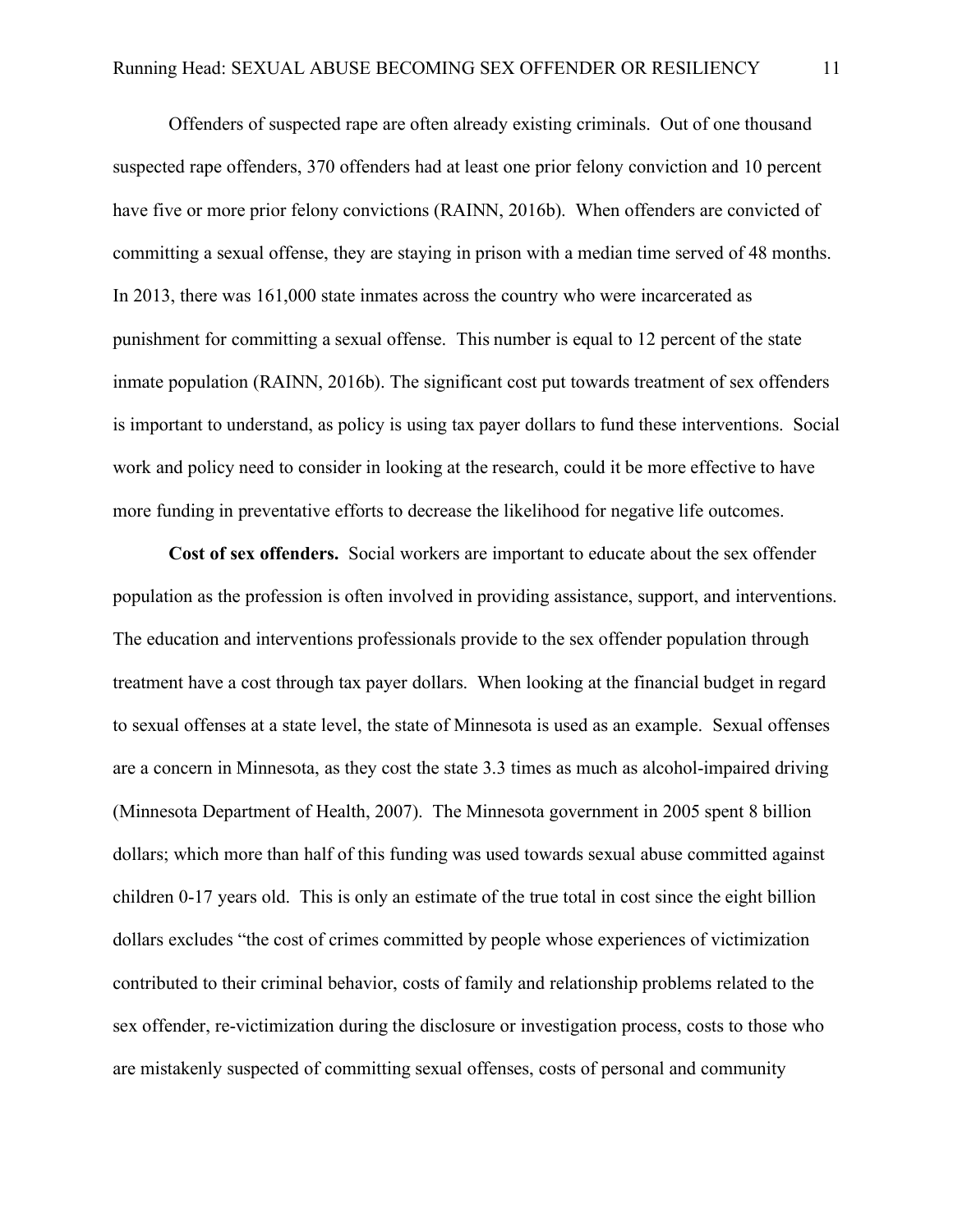Offenders of suspected rape are often already existing criminals. Out of one thousand suspected rape offenders, 370 offenders had at least one prior felony conviction and 10 percent have five or more prior felony convictions (RAINN, 2016b). When offenders are convicted of committing a sexual offense, they are staying in prison with a median time served of 48 months. In 2013, there was 161,000 state inmates across the country who were incarcerated as punishment for committing a sexual offense. This number is equal to 12 percent of the state inmate population (RAINN, 2016b). The significant cost put towards treatment of sex offenders is important to understand, as policy is using tax payer dollars to fund these interventions. Social work and policy need to consider in looking at the research, could it be more effective to have more funding in preventative efforts to decrease the likelihood for negative life outcomes.

**Cost of sex offenders.** Social workers are important to educate about the sex offender population as the profession is often involved in providing assistance, support, and interventions. The education and interventions professionals provide to the sex offender population through treatment have a cost through tax payer dollars. When looking at the financial budget in regard to sexual offenses at a state level, the state of Minnesota is used as an example. Sexual offenses are a concern in Minnesota, as they cost the state 3.3 times as much as alcohol-impaired driving (Minnesota Department of Health, 2007). The Minnesota government in 2005 spent 8 billion dollars; which more than half of this funding was used towards sexual abuse committed against children 0-17 years old. This is only an estimate of the true total in cost since the eight billion dollars excludes "the cost of crimes committed by people whose experiences of victimization contributed to their criminal behavior, costs of family and relationship problems related to the sex offender, re-victimization during the disclosure or investigation process, costs to those who are mistakenly suspected of committing sexual offenses, costs of personal and community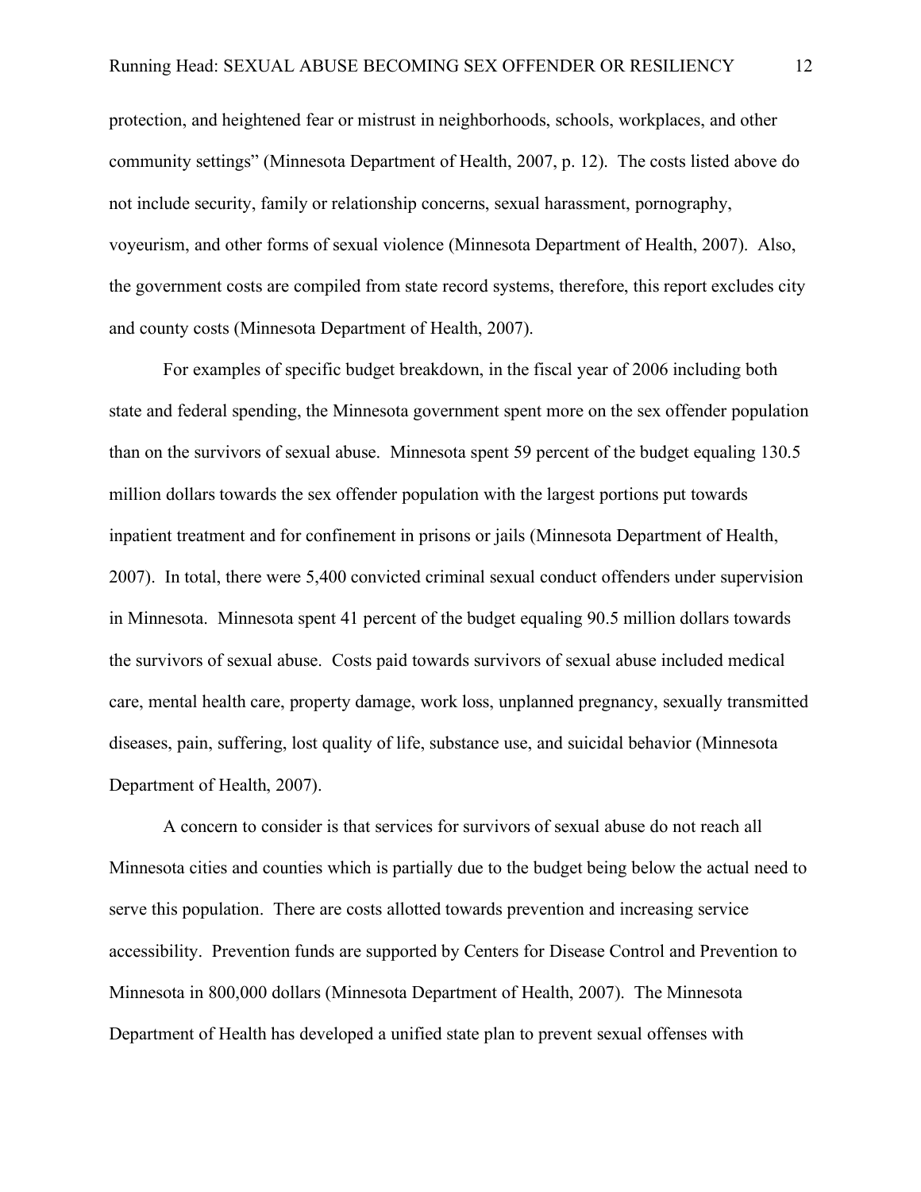protection, and heightened fear or mistrust in neighborhoods, schools, workplaces, and other community settings" (Minnesota Department of Health, 2007, p. 12). The costs listed above do not include security, family or relationship concerns, sexual harassment, pornography, voyeurism, and other forms of sexual violence (Minnesota Department of Health, 2007). Also, the government costs are compiled from state record systems, therefore, this report excludes city and county costs (Minnesota Department of Health, 2007).

For examples of specific budget breakdown, in the fiscal year of 2006 including both state and federal spending, the Minnesota government spent more on the sex offender population than on the survivors of sexual abuse. Minnesota spent 59 percent of the budget equaling 130.5 million dollars towards the sex offender population with the largest portions put towards inpatient treatment and for confinement in prisons or jails (Minnesota Department of Health, 2007). In total, there were 5,400 convicted criminal sexual conduct offenders under supervision in Minnesota. Minnesota spent 41 percent of the budget equaling 90.5 million dollars towards the survivors of sexual abuse. Costs paid towards survivors of sexual abuse included medical care, mental health care, property damage, work loss, unplanned pregnancy, sexually transmitted diseases, pain, suffering, lost quality of life, substance use, and suicidal behavior (Minnesota Department of Health, 2007).

A concern to consider is that services for survivors of sexual abuse do not reach all Minnesota cities and counties which is partially due to the budget being below the actual need to serve this population. There are costs allotted towards prevention and increasing service accessibility. Prevention funds are supported by Centers for Disease Control and Prevention to Minnesota in 800,000 dollars (Minnesota Department of Health, 2007). The Minnesota Department of Health has developed a unified state plan to prevent sexual offenses with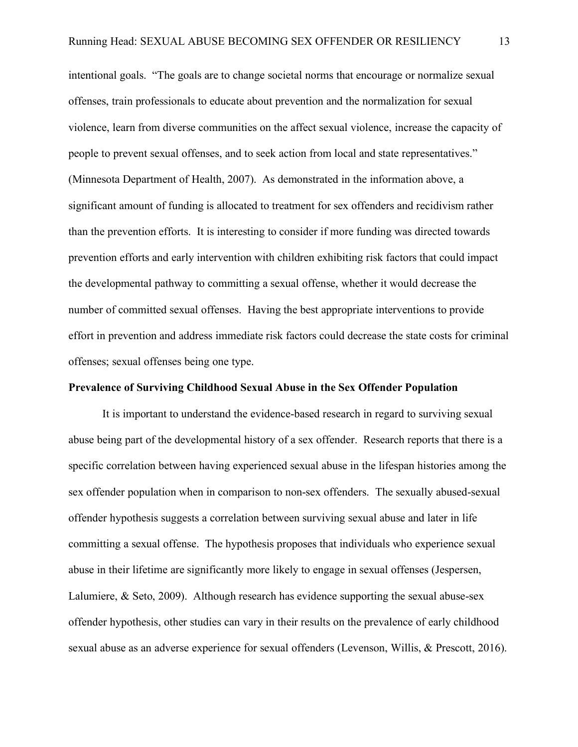intentional goals. "The goals are to change societal norms that encourage or normalize sexual offenses, train professionals to educate about prevention and the normalization for sexual violence, learn from diverse communities on the affect sexual violence, increase the capacity of people to prevent sexual offenses, and to seek action from local and state representatives." (Minnesota Department of Health, 2007). As demonstrated in the information above, a significant amount of funding is allocated to treatment for sex offenders and recidivism rather than the prevention efforts. It is interesting to consider if more funding was directed towards prevention efforts and early intervention with children exhibiting risk factors that could impact the developmental pathway to committing a sexual offense, whether it would decrease the number of committed sexual offenses. Having the best appropriate interventions to provide effort in prevention and address immediate risk factors could decrease the state costs for criminal offenses; sexual offenses being one type.

**Prevalence of Surviving Childhood Sexual Abuse in the Sex Offender Population**

It is important to understand the evidence-based research in regard to surviving sexual abuse being part of the developmental history of a sex offender. Research reports that there is a specific correlation between having experienced sexual abuse in the lifespan histories among the sex offender population when in comparison to non-sex offenders. The sexually abused-sexual offender hypothesis suggests a correlation between surviving sexual abuse and later in life committing a sexual offense. The hypothesis proposes that individuals who experience sexual abuse in their lifetime are significantly more likely to engage in sexual offenses (Jespersen, Lalumiere, & Seto, 2009). Although research has evidence supporting the sexual abuse-sex offender hypothesis, other studies can vary in their results on the prevalence of early childhood sexual abuse as an adverse experience for sexual offenders (Levenson, Willis, & Prescott, 2016).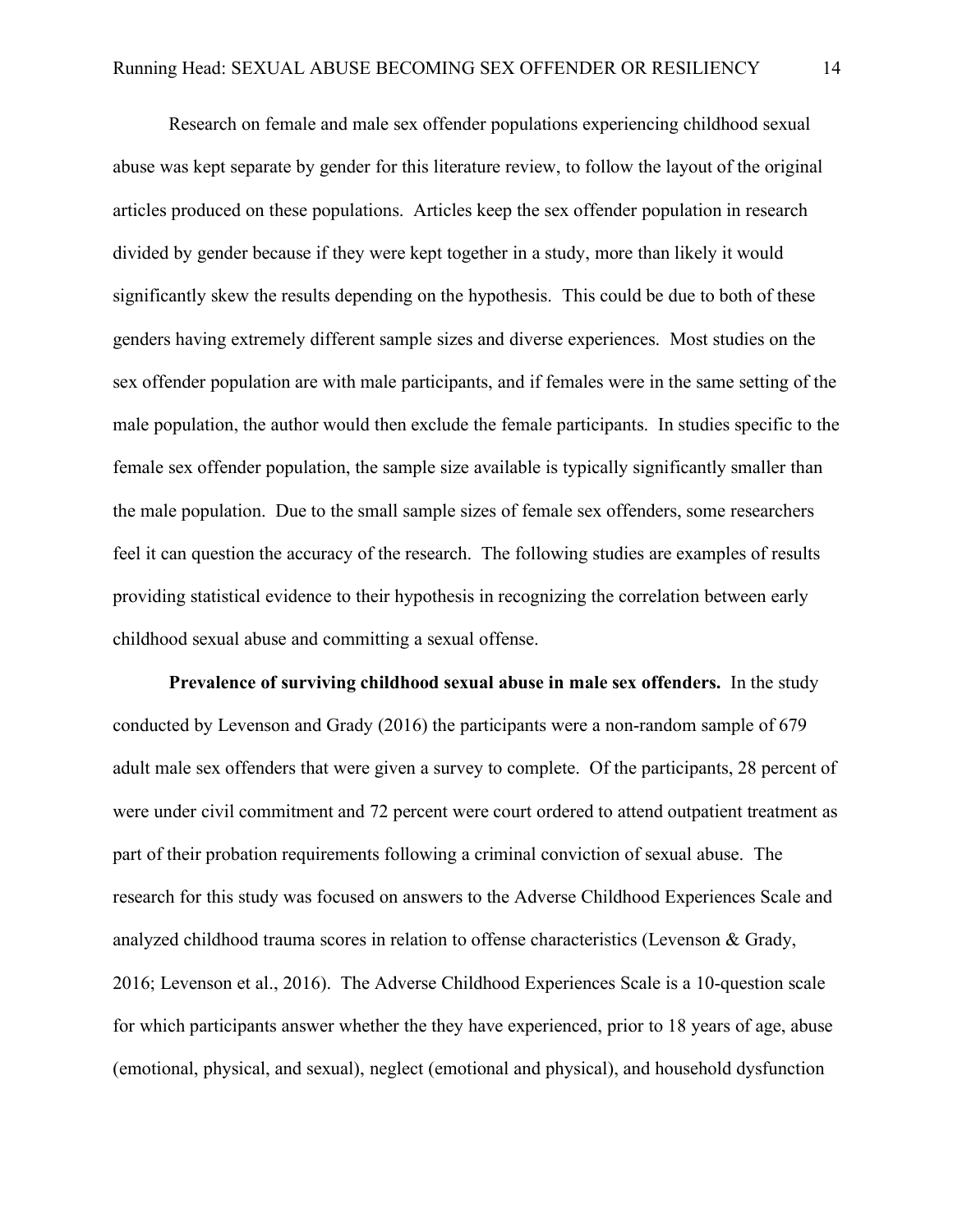Research on female and male sex offender populations experiencing childhood sexual abuse was kept separate by gender for this literature review, to follow the layout of the original articles produced on these populations. Articles keep the sex offender population in research divided by gender because if they were kept together in a study, more than likely it would significantly skew the results depending on the hypothesis. This could be due to both of these genders having extremely different sample sizes and diverse experiences. Most studies on the sex offender population are with male participants, and if females were in the same setting of the male population, the author would then exclude the female participants. In studies specific to the female sex offender population, the sample size available is typically significantly smaller than the male population. Due to the small sample sizes of female sex offenders, some researchers feel it can question the accuracy of the research. The following studies are examples of results providing statistical evidence to their hypothesis in recognizing the correlation between early childhood sexual abuse and committing a sexual offense.

**Prevalence of surviving childhood sexual abuse in male sex offenders.** In the study conducted by Levenson and Grady (2016) the participants were a non-random sample of 679 adult male sex offenders that were given a survey to complete. Of the participants, 28 percent of were under civil commitment and 72 percent were court ordered to attend outpatient treatment as part of their probation requirements following a criminal conviction of sexual abuse. The research for this study was focused on answers to the Adverse Childhood Experiences Scale and analyzed childhood trauma scores in relation to offense characteristics (Levenson & Grady, 2016; Levenson et al., 2016). The Adverse Childhood Experiences Scale is a 10-question scale for which participants answer whether the they have experienced, prior to 18 years of age, abuse (emotional, physical, and sexual), neglect (emotional and physical), and household dysfunction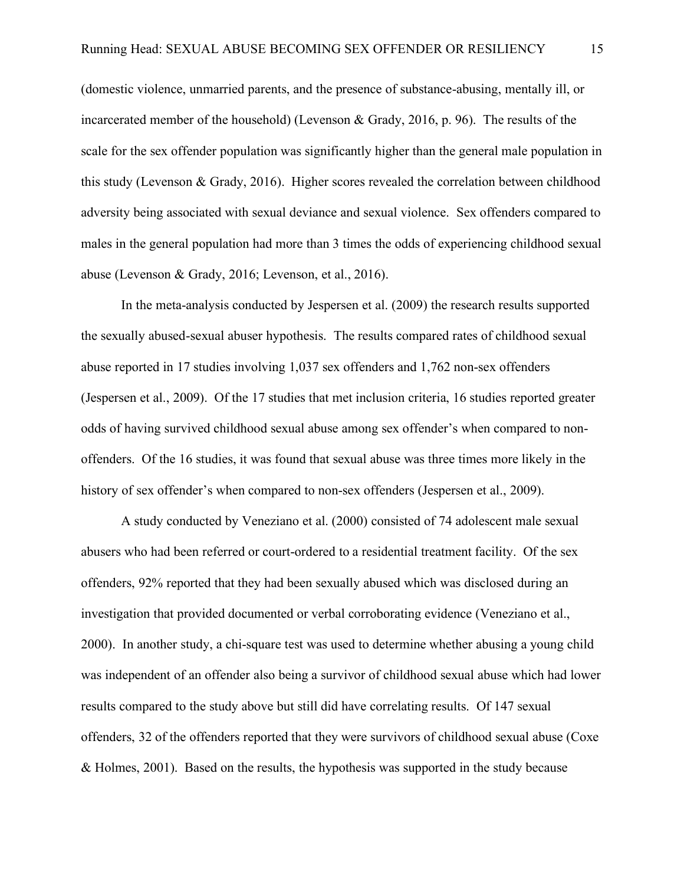(domestic violence, unmarried parents, and the presence of substance-abusing, mentally ill, or incarcerated member of the household) (Levenson & Grady, 2016, p. 96). The results of the scale for the sex offender population was significantly higher than the general male population in this study (Levenson & Grady, 2016). Higher scores revealed the correlation between childhood adversity being associated with sexual deviance and sexual violence. Sex offenders compared to males in the general population had more than 3 times the odds of experiencing childhood sexual abuse (Levenson & Grady, 2016; Levenson, et al., 2016).

In the meta-analysis conducted by Jespersen et al. (2009) the research results supported the sexually abused-sexual abuser hypothesis. The results compared rates of childhood sexual abuse reported in 17 studies involving 1,037 sex offenders and 1,762 non-sex offenders (Jespersen et al., 2009). Of the 17 studies that met inclusion criteria, 16 studies reported greater odds of having survived childhood sexual abuse among sex offender's when compared to non-offenders. Of the 16 studies, it was found that sexual abuse was three times more likely in the history of sex offender's when compared to non-sex offenders (Jespersen et al., 2009).

A study conducted by Veneziano et al. (2000) consisted of 74 adolescent male sexual abusers who had been referred or court-ordered to a residential treatment facility. Of the sex offenders, 92% reported that they had been sexually abused which was disclosed during an investigation that provided documented or verbal corroborating evidence (Veneziano et al., 2000). In another study, a chi-square test was used to determine whether abusing a young child was independent of an offender also being a survivor of childhood sexual abuse which had lower results compared to the study above but still did have correlating results. Of 147 sexual offenders, 32 of the offenders reported that they were survivors of childhood sexual abuse (Coxe & Holmes, 2001). Based on the results, the hypothesis was supported in the study because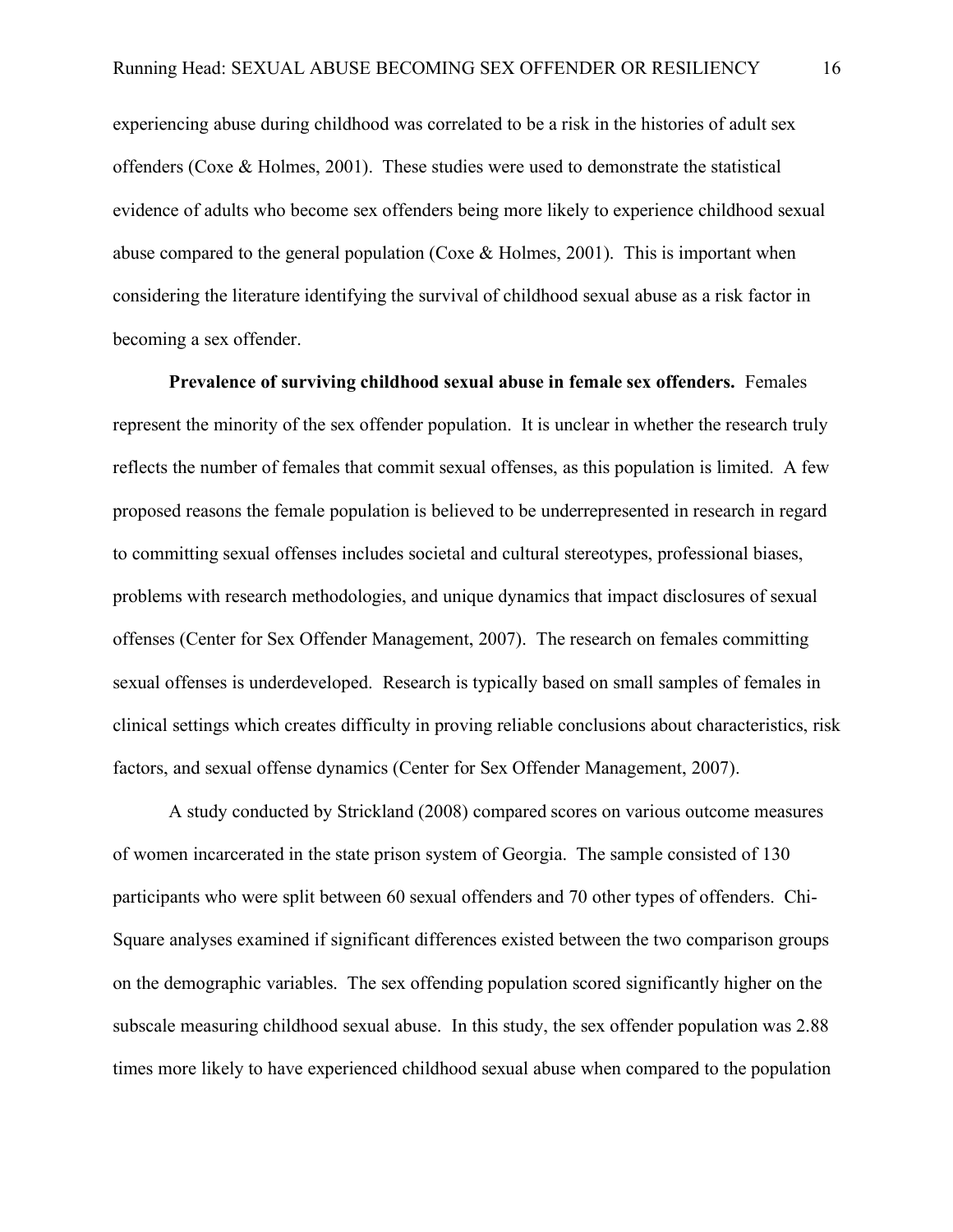experiencing abuse during childhood was correlated to be a risk in the histories of adult sex offenders (Coxe & Holmes, 2001). These studies were used to demonstrate the statistical evidence of adults who become sex offenders being more likely to experience childhood sexual abuse compared to the general population (Coxe & Holmes, 2001). This is important when considering the literature identifying the survival of childhood sexual abuse as a risk factor in becoming a sex offender.

**Prevalence of surviving childhood sexual abuse in female sex offenders.** Females represent the minority of the sex offender population. It is unclear in whether the research truly reflects the number of females that commit sexual offenses, as this population is limited. A few proposed reasons the female population is believed to be underrepresented in research in regard to committing sexual offenses includes societal and cultural stereotypes, professional biases, problems with research methodologies, and unique dynamics that impact disclosures of sexual offenses (Center for Sex Offender Management, 2007). The research on females committing sexual offenses is underdeveloped. Research is typically based on small samples of females in clinical settings which creates difficulty in proving reliable conclusions about characteristics, risk factors, and sexual offense dynamics (Center for Sex Offender Management, 2007).

A study conducted by Strickland (2008) compared scores on various outcome measures of women incarcerated in the state prison system of Georgia. The sample consisted of 130 participants who were split between 60 sexual offenders and 70 other types of offenders. Chi-Square analyses examined if significant differences existed between the two comparison groups on the demographic variables. The sex offending population scored significantly higher on the subscale measuring childhood sexual abuse. In this study, the sex offender population was 2.88 times more likely to have experienced childhood sexual abuse when compared to the population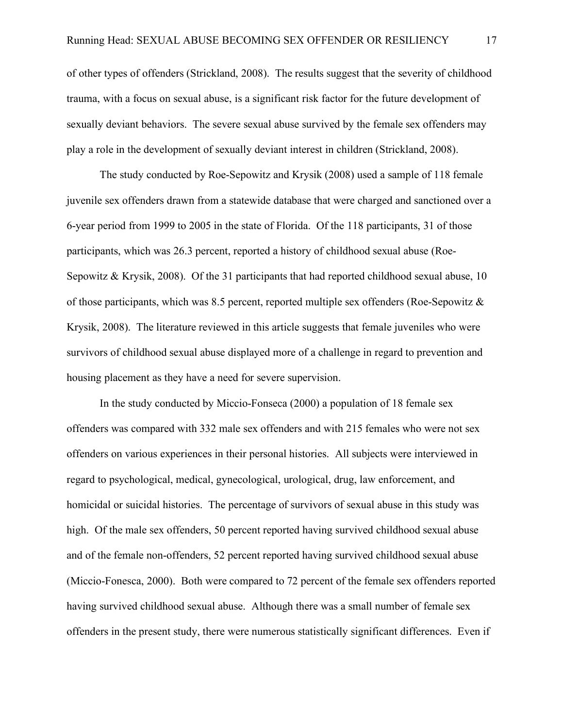of other types of offenders (Strickland, 2008). The results suggest that the severity of childhood trauma, with a focus on sexual abuse, is a significant risk factor for the future development of sexually deviant behaviors. The severe sexual abuse survived by the female sex offenders may play a role in the development of sexually deviant interest in children (Strickland, 2008).

The study conducted by Roe-Sepowitz and Krysik (2008) used a sample of 118 female juvenile sex offenders drawn from a statewide database that were charged and sanctioned over a 6-year period from 1999 to 2005 in the state of Florida. Of the 118 participants, 31 of those participants, which was 26.3 percent, reported a history of childhood sexual abuse (Roe-Sepowitz & Krysik, 2008). Of the 31 participants that had reported childhood sexual abuse, 10 of those participants, which was 8.5 percent, reported multiple sex offenders (Roe-Sepowitz & Krysik, 2008). The literature reviewed in this article suggests that female juveniles who were survivors of childhood sexual abuse displayed more of a challenge in regard to prevention and housing placement as they have a need for severe supervision.

In the study conducted by Miccio-Fonseca (2000) a population of 18 female sex offenders was compared with 332 male sex offenders and with 215 females who were not sex offenders on various experiences in their personal histories. All subjects were interviewed in regard to psychological, medical, gynecological, urological, drug, law enforcement, and homicidal or suicidal histories. The percentage of survivors of sexual abuse in this study was high. Of the male sex offenders, 50 percent reported having survived childhood sexual abuse and of the female non-offenders, 52 percent reported having survived childhood sexual abuse (Miccio-Fonesca, 2000). Both were compared to 72 percent of the female sex offenders reported having survived childhood sexual abuse. Although there was a small number of female sex offenders in the present study, there were numerous statistically significant differences. Even if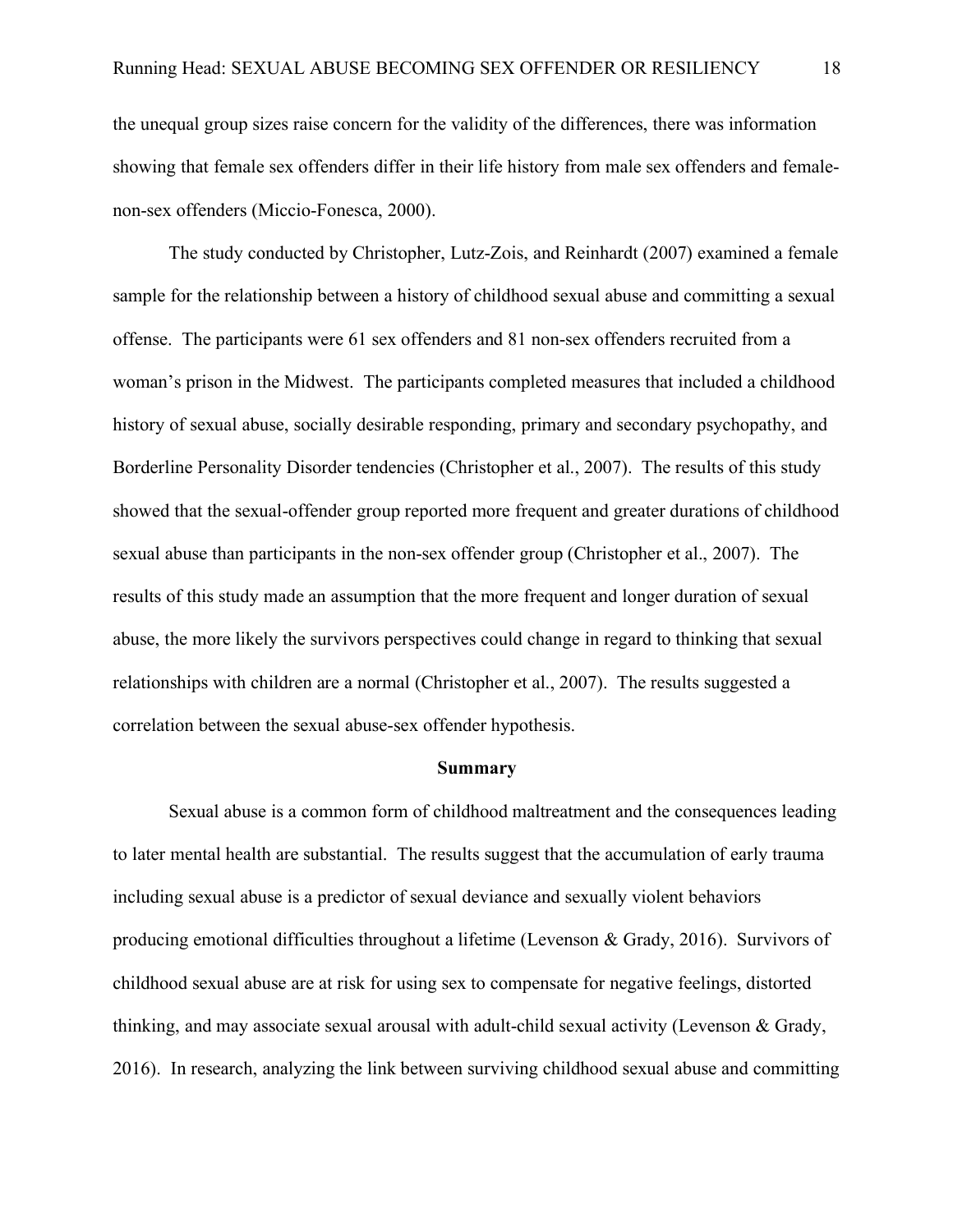the unequal group sizes raise concern for the validity of the differences, there was information showing that female sex offenders differ in their life history from male sex offenders and female-non-sex offenders (Miccio-Fonesca, 2000).

The study conducted by Christopher, Lutz-Zois, and Reinhardt (2007) examined a female sample for the relationship between a history of childhood sexual abuse and committing a sexual offense. The participants were 61 sex offenders and 81 non-sex offenders recruited from a woman's prison in the Midwest. The participants completed measures that included a childhood history of sexual abuse, socially desirable responding, primary and secondary psychopathy, and Borderline Personality Disorder tendencies (Christopher et al., 2007). The results of this study showed that the sexual-offender group reported more frequent and greater durations of childhood sexual abuse than participants in the non-sex offender group (Christopher et al., 2007). The results of this study made an assumption that the more frequent and longer duration of sexual abuse, the more likely the survivors perspectives could change in regard to thinking that sexual relationships with children are a normal (Christopher et al., 2007). The results suggested a correlation between the sexual abuse-sex offender hypothesis.

## Summary

Sexual abuse is a common form of childhood maltreatment and the consequences leading to later mental health are substantial. The results suggest that the accumulation of early trauma including sexual abuse is a predictor of sexual deviance and sexually violent behaviors producing emotional difficulties throughout a lifetime (Levenson & Grady, 2016). Survivors of childhood sexual abuse are at risk for using sex to compensate for negative feelings, distorted thinking, and may associate sexual arousal with adult-child sexual activity (Levenson & Grady, 2016). In research, analyzing the link between surviving childhood sexual abuse and committing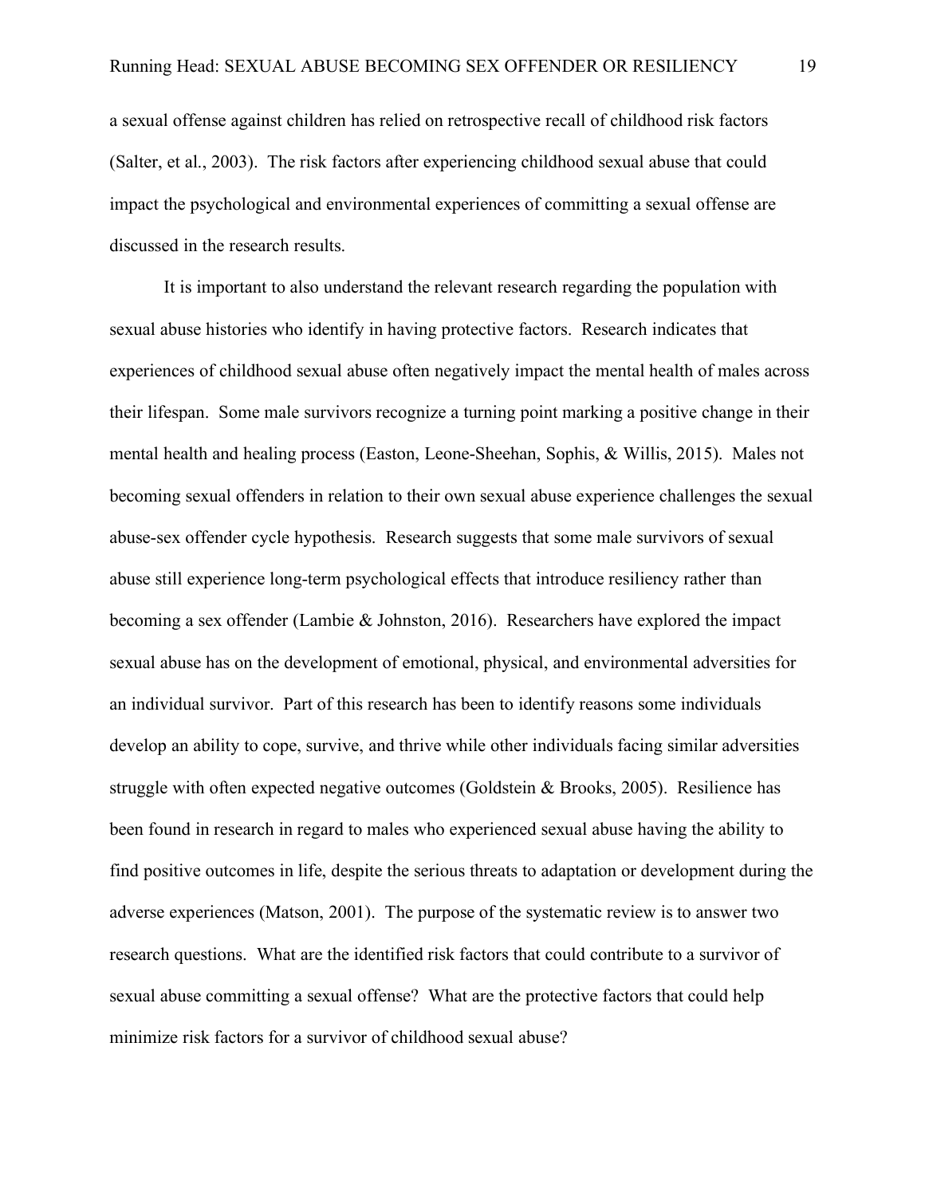a sexual offense against children has relied on retrospective recall of childhood risk factors (Salter, et al., 2003). The risk factors after experiencing childhood sexual abuse that could impact the psychological and environmental experiences of committing a sexual offense are discussed in the research results.

It is important to also understand the relevant research regarding the population with sexual abuse histories who identify in having protective factors. Research indicates that experiences of childhood sexual abuse often negatively impact the mental health of males across their lifespan. Some male survivors recognize a turning point marking a positive change in their mental health and healing process (Easton, Leone-Sheehan, Sophis, & Willis, 2015). Males not becoming sexual offenders in relation to their own sexual abuse experience challenges the sexual abuse-sex offender cycle hypothesis. Research suggests that some male survivors of sexual abuse still experience long-term psychological effects that introduce resiliency rather than becoming a sex offender (Lambie & Johnston, 2016). Researchers have explored the impact sexual abuse has on the development of emotional, physical, and environmental adversities for an individual survivor. Part of this research has been to identify reasons some individuals develop an ability to cope, survive, and thrive while other individuals facing similar adversities struggle with often expected negative outcomes (Goldstein & Brooks, 2005). Resilience has been found in research in regard to males who experienced sexual abuse having the ability to find positive outcomes in life, despite the serious threats to adaptation or development during the adverse experiences (Matson, 2001). The purpose of the systematic review is to answer two research questions. What are the identified risk factors that could contribute to a survivor of sexual abuse committing a sexual offense? What are the protective factors that could help minimize risk factors for a survivor of childhood sexual abuse?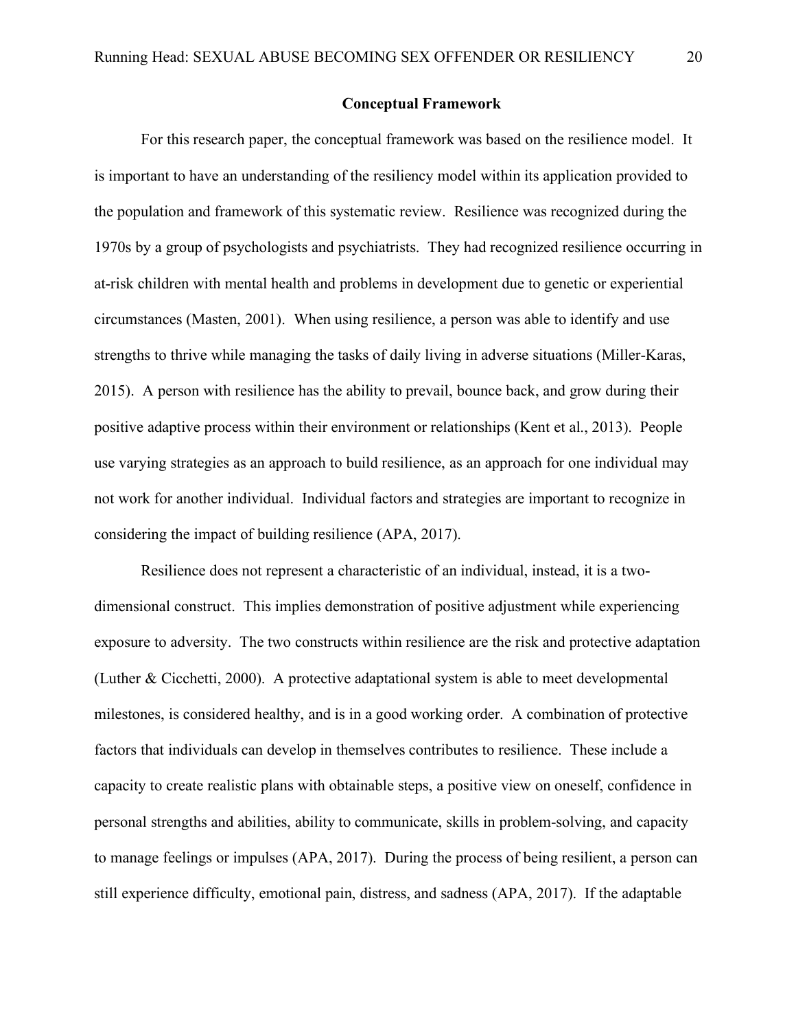## Conceptual Framework

For this research paper, the conceptual framework was based on the resilience model. It is important to have an understanding of the resiliency model within its application provided to the population and framework of this systematic review. Resilience was recognized during the 1970s by a group of psychologists and psychiatrists. They had recognized resilience occurring in at-risk children with mental health and problems in development due to genetic or experiential circumstances (Masten, 2001). When using resilience, a person was able to identify and use strengths to thrive while managing the tasks of daily living in adverse situations (Miller-Karas, 2015). A person with resilience has the ability to prevail, bounce back, and grow during their positive adaptive process within their environment or relationships (Kent et al., 2013). People use varying strategies as an approach to build resilience, as an approach for one individual may not work for another individual. Individual factors and strategies are important to recognize in considering the impact of building resilience (APA, 2017).

Resilience does not represent a characteristic of an individual, instead, it is a two-dimensional construct. This implies demonstration of positive adjustment while experiencing exposure to adversity. The two constructs within resilience are the risk and protective adaptation (Luther & Cicchetti, 2000). A protective adaptational system is able to meet developmental milestones, is considered healthy, and is in a good working order. A combination of protective factors that individuals can develop in themselves contributes to resilience. These include a capacity to create realistic plans with obtainable steps, a positive view on oneself, confidence in personal strengths and abilities, ability to communicate, skills in problem-solving, and capacity to manage feelings or impulses (APA, 2017). During the process of being resilient, a person can still experience difficulty, emotional pain, distress, and sadness (APA, 2017). If the adaptable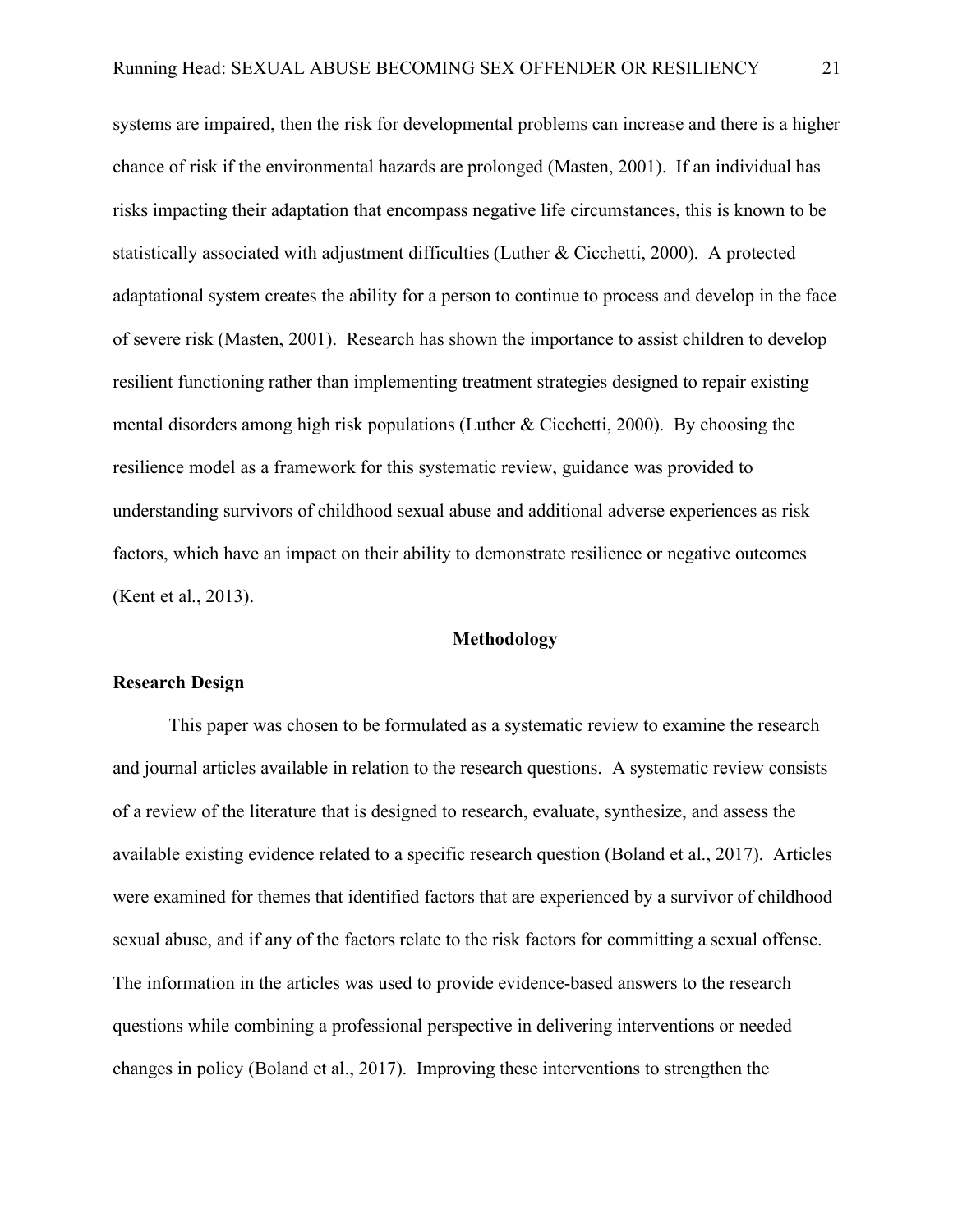systems are impaired, then the risk for developmental problems can increase and there is a higher chance of risk if the environmental hazards are prolonged (Masten, 2001). If an individual has risks impacting their adaptation that encompass negative life circumstances, this is known to be statistically associated with adjustment difficulties (Luther & Cicchetti, 2000). A protected adaptational system creates the ability for a person to continue to process and develop in the face of severe risk (Masten, 2001). Research has shown the importance to assist children to develop resilient functioning rather than implementing treatment strategies designed to repair existing mental disorders among high risk populations (Luther & Cicchetti, 2000). By choosing the resilience model as a framework for this systematic review, guidance was provided to understanding survivors of childhood sexual abuse and additional adverse experiences as risk factors, which have an impact on their ability to demonstrate resilience or negative outcomes (Kent et al., 2013).

# Methodology

## Research Design

This paper was chosen to be formulated as a systematic review to examine the research and journal articles available in relation to the research questions. A systematic review consists of a review of the literature that is designed to research, evaluate, synthesize, and assess the available existing evidence related to a specific research question (Boland et al., 2017). Articles were examined for themes that identified factors that are experienced by a survivor of childhood sexual abuse, and if any of the factors relate to the risk factors for committing a sexual offense. The information in the articles was used to provide evidence-based answers to the research questions while combining a professional perspective in delivering interventions or needed changes in policy (Boland et al., 2017). Improving these interventions to strengthen the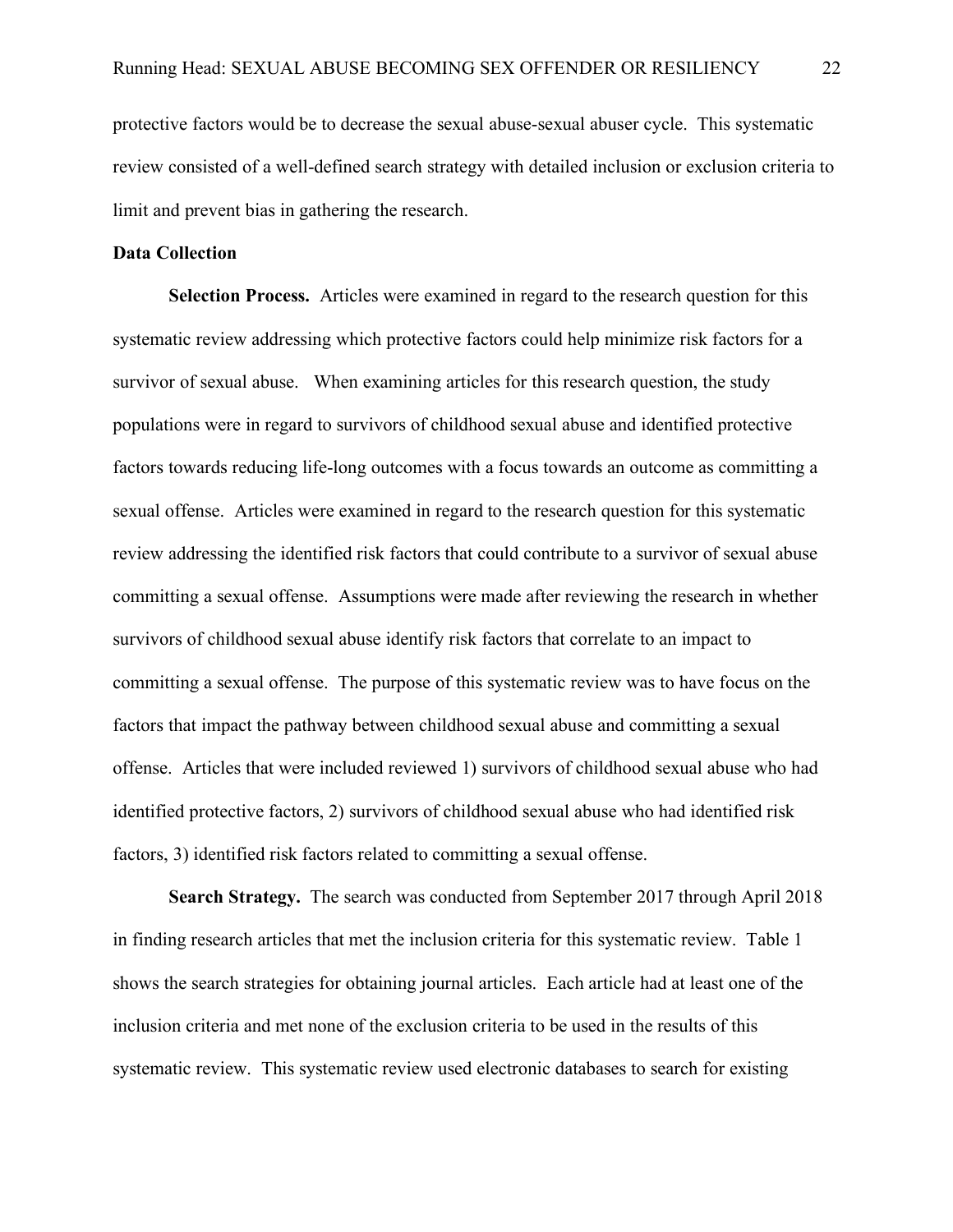protective factors would be to decrease the sexual abuse-sexual abuser cycle. This systematic review consisted of a well-defined search strategy with detailed inclusion or exclusion criteria to limit and prevent bias in gathering the research.

**Data Collection**

**Selection Process.** Articles were examined in regard to the research question for this systematic review addressing which protective factors could help minimize risk factors for a survivor of sexual abuse. When examining articles for this research question, the study populations were in regard to survivors of childhood sexual abuse and identified protective factors towards reducing life-long outcomes with a focus towards an outcome as committing a sexual offense. Articles were examined in regard to the research question for this systematic review addressing the identified risk factors that could contribute to a survivor of sexual abuse committing a sexual offense. Assumptions were made after reviewing the research in whether survivors of childhood sexual abuse identify risk factors that correlate to an impact to committing a sexual offense. The purpose of this systematic review was to have focus on the factors that impact the pathway between childhood sexual abuse and committing a sexual offense. Articles that were included reviewed 1) survivors of childhood sexual abuse who had identified protective factors, 2) survivors of childhood sexual abuse who had identified risk factors, 3) identified risk factors related to committing a sexual offense.

**Search Strategy.** The search was conducted from September 2017 through April 2018 in finding research articles that met the inclusion criteria for this systematic review. Table 1 shows the search strategies for obtaining journal articles. Each article had at least one of the inclusion criteria and met none of the exclusion criteria to be used in the results of this systematic review. This systematic review used electronic databases to search for existing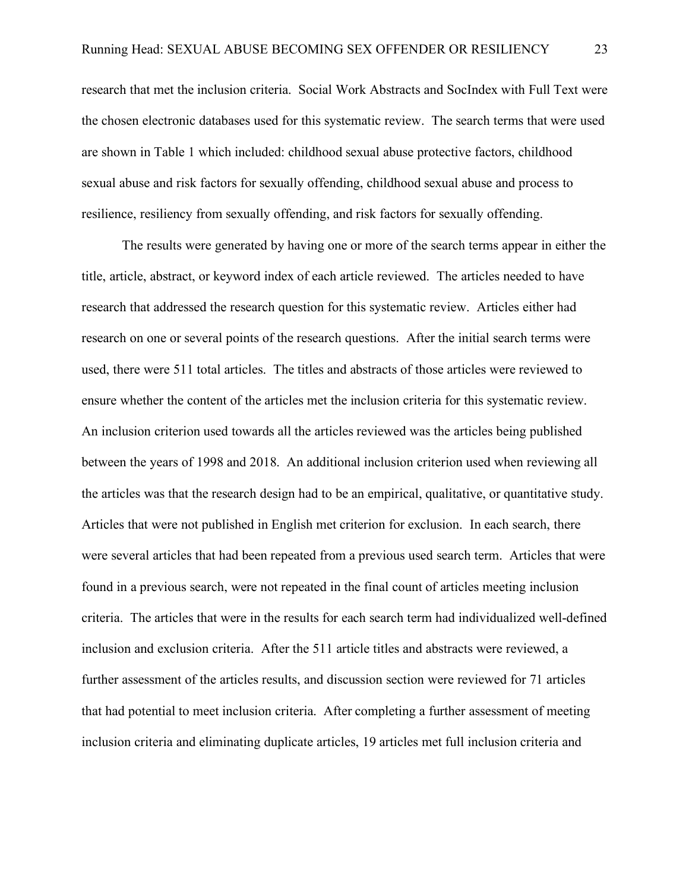research that met the inclusion criteria. Social Work Abstracts and SocIndex with Full Text were the chosen electronic databases used for this systematic review. The search terms that were used are shown in Table 1 which included: childhood sexual abuse protective factors, childhood sexual abuse and risk factors for sexually offending, childhood sexual abuse and process to resilience, resiliency from sexually offending, and risk factors for sexually offending.

The results were generated by having one or more of the search terms appear in either the title, article, abstract, or keyword index of each article reviewed. The articles needed to have research that addressed the research question for this systematic review. Articles either had research on one or several points of the research questions. After the initial search terms were used, there were 511 total articles. The titles and abstracts of those articles were reviewed to ensure whether the content of the articles met the inclusion criteria for this systematic review. An inclusion criterion used towards all the articles reviewed was the articles being published between the years of 1998 and 2018. An additional inclusion criterion used when reviewing all the articles was that the research design had to be an empirical, qualitative, or quantitative study. Articles that were not published in English met criterion for exclusion. In each search, there were several articles that had been repeated from a previous used search term. Articles that were found in a previous search, were not repeated in the final count of articles meeting inclusion criteria. The articles that were in the results for each search term had individualized well-defined inclusion and exclusion criteria. After the 511 article titles and abstracts were reviewed, a further assessment of the articles results, and discussion section were reviewed for 71 articles that had potential to meet inclusion criteria. After completing a further assessment of meeting inclusion criteria and eliminating duplicate articles, 19 articles met full inclusion criteria and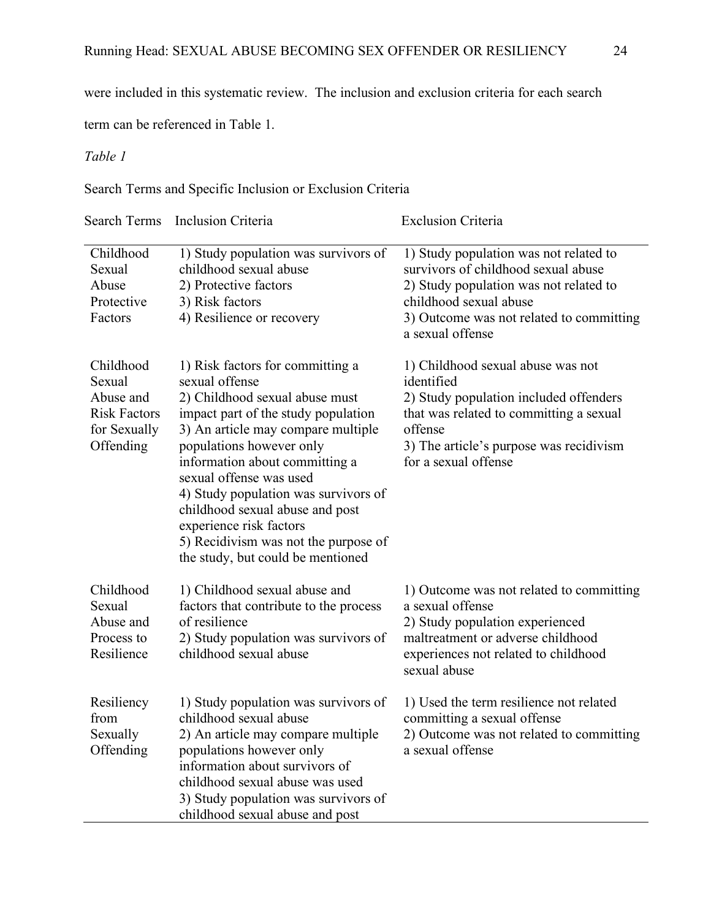were included in this systematic review. The inclusion and exclusion criteria for each search term can be referenced in Table 1.

*Table 1*

Search Terms and Specific Inclusion or Exclusion Criteria

| Search Terms | Inclusion Criteria | Exclusion Criteria |
|---|---|---|
| Childhood Sexual Abuse Protective Factors | 1) Study population was survivors of childhood sexual abuse<br>2) Protective factors<br>3) Risk factors<br>4) Resilience or recovery | 1) Study population was not related to survivors of childhood sexual abuse<br>2) Study population was not related to childhood sexual abuse<br>3) Outcome was not related to committing a sexual offense |
| Childhood Sexual Abuse and Risk Factors for Sexually Offending | 1) Risk factors for committing a sexual offense<br>2) Childhood sexual abuse must impact part of the study population<br>3) An article may compare multiple populations however only information about committing a sexual offense was used<br>4) Study population was survivors of childhood sexual abuse and post experience risk factors<br>5) Recidivism was not the purpose of the study, but could be mentioned | 1) Childhood sexual abuse was not identified<br>2) Study population included offenders that was related to committing a sexual offense<br>3) The article's purpose was recidivism for a sexual offense |
| Childhood Sexual Abuse and Process to Resilience | 1) Childhood sexual abuse and factors that contribute to the process of resilience<br>2) Study population was survivors of childhood sexual abuse | 1) Outcome was not related to committing a sexual offense<br>2) Study population experienced maltreatment or adverse childhood experiences not related to childhood sexual abuse |
| Resiliency from Sexually Offending | 1) Study population was survivors of childhood sexual abuse<br>2) An article may compare multiple populations however only information about survivors of childhood sexual abuse was used<br>3) Study population was survivors of childhood sexual abuse and post | 1) Used the term resilience not related committing a sexual offense<br>2) Outcome was not related to committing a sexual offense |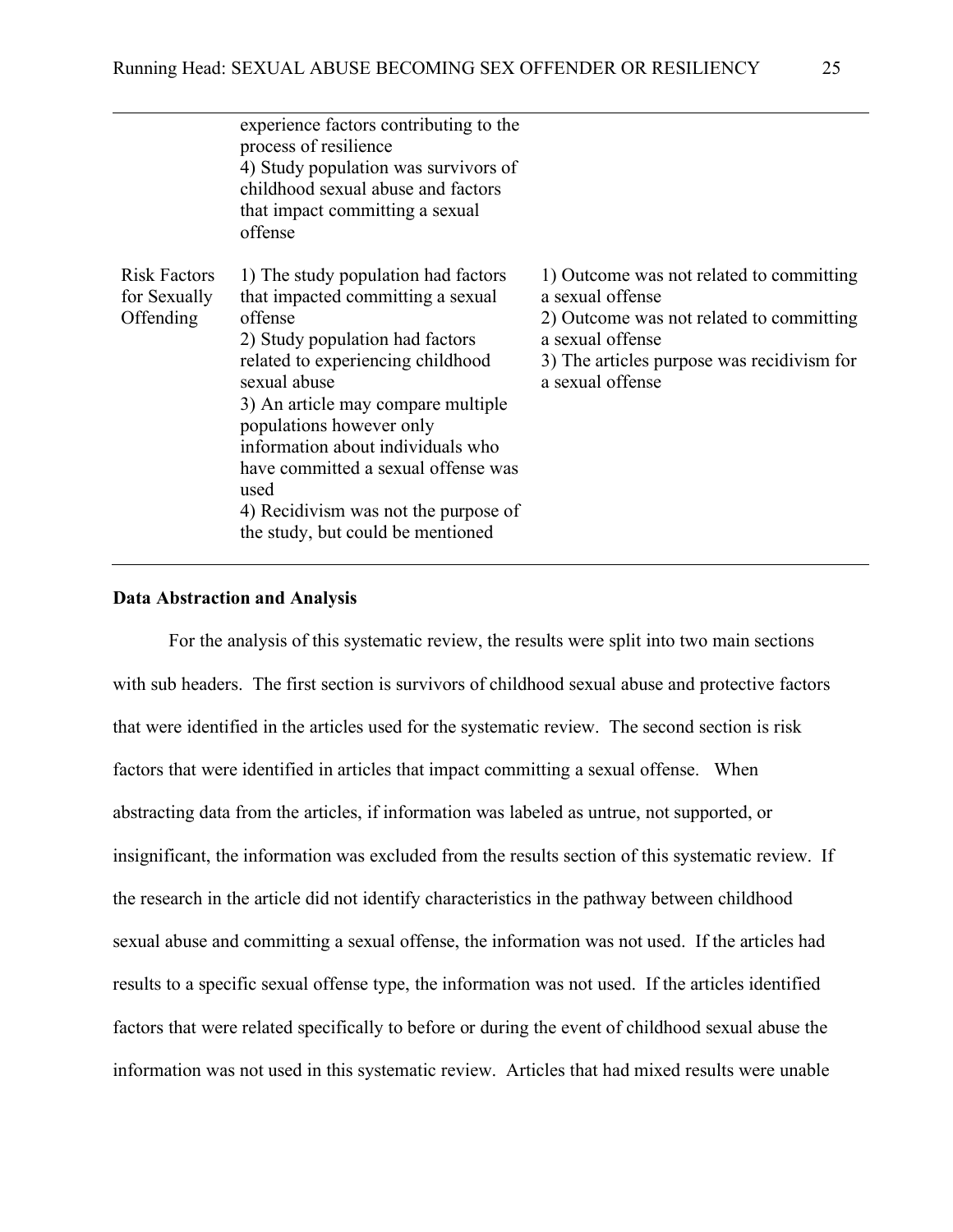| | | |
|---|---|---|
| | experience factors contributing to the process of resilience<br>4) Study population was survivors of childhood sexual abuse and factors that impact committing a sexual offense | |
| Risk Factors for Sexually Offending | 1) The study population had factors that impacted committing a sexual offense<br>2) Study population had factors related to experiencing childhood sexual abuse<br>3) An article may compare multiple populations however only information about individuals who have committed a sexual offense was used<br>4) Recidivism was not the purpose of the study, but could be mentioned | 1) Outcome was not related to committing a sexual offense<br>2) Outcome was not related to committing a sexual offense<br>3) The articles purpose was recidivism for a sexual offense |

**Data Abstraction and Analysis**

For the analysis of this systematic review, the results were split into two main sections with sub headers. The first section is survivors of childhood sexual abuse and protective factors that were identified in the articles used for the systematic review. The second section is risk factors that were identified in articles that impact committing a sexual offense. When abstracting data from the articles, if information was labeled as untrue, not supported, or insignificant, the information was excluded from the results section of this systematic review. If the research in the article did not identify characteristics in the pathway between childhood sexual abuse and committing a sexual offense, the information was not used. If the articles had results to a specific sexual offense type, the information was not used. If the articles identified factors that were related specifically to before or during the event of childhood sexual abuse the information was not used in this systematic review. Articles that had mixed results were unable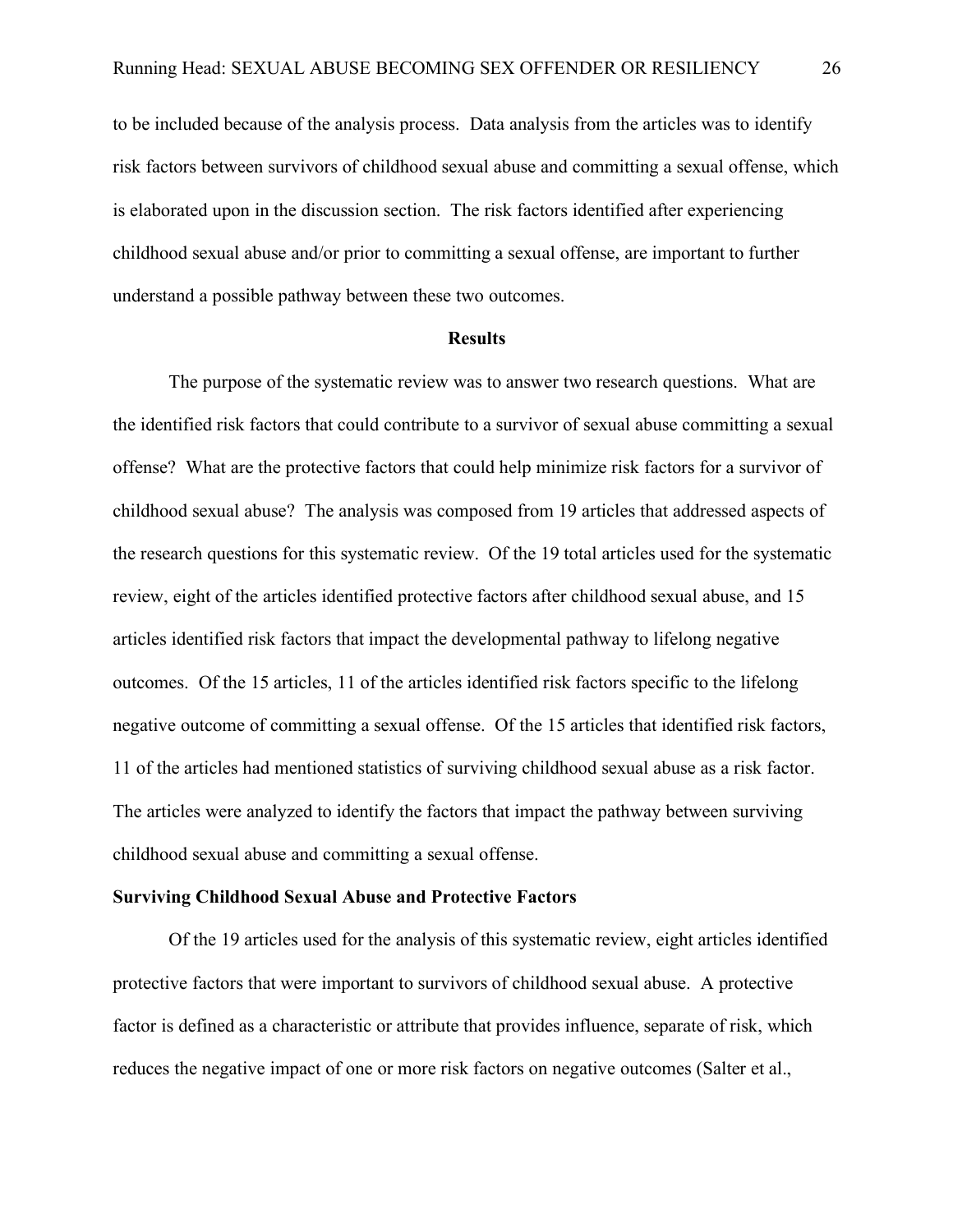to be included because of the analysis process. Data analysis from the articles was to identify risk factors between survivors of childhood sexual abuse and committing a sexual offense, which is elaborated upon in the discussion section. The risk factors identified after experiencing childhood sexual abuse and/or prior to committing a sexual offense, are important to further understand a possible pathway between these two outcomes.

## Results

The purpose of the systematic review was to answer two research questions. What are the identified risk factors that could contribute to a survivor of sexual abuse committing a sexual offense? What are the protective factors that could help minimize risk factors for a survivor of childhood sexual abuse? The analysis was composed from 19 articles that addressed aspects of the research questions for this systematic review. Of the 19 total articles used for the systematic review, eight of the articles identified protective factors after childhood sexual abuse, and 15 articles identified risk factors that impact the developmental pathway to lifelong negative outcomes. Of the 15 articles, 11 of the articles identified risk factors specific to the lifelong negative outcome of committing a sexual offense. Of the 15 articles that identified risk factors, 11 of the articles had mentioned statistics of surviving childhood sexual abuse as a risk factor. The articles were analyzed to identify the factors that impact the pathway between surviving childhood sexual abuse and committing a sexual offense.

### Surviving Childhood Sexual Abuse and Protective Factors

Of the 19 articles used for the analysis of this systematic review, eight articles identified protective factors that were important to survivors of childhood sexual abuse. A protective factor is defined as a characteristic or attribute that provides influence, separate of risk, which reduces the negative impact of one or more risk factors on negative outcomes (Salter et al.,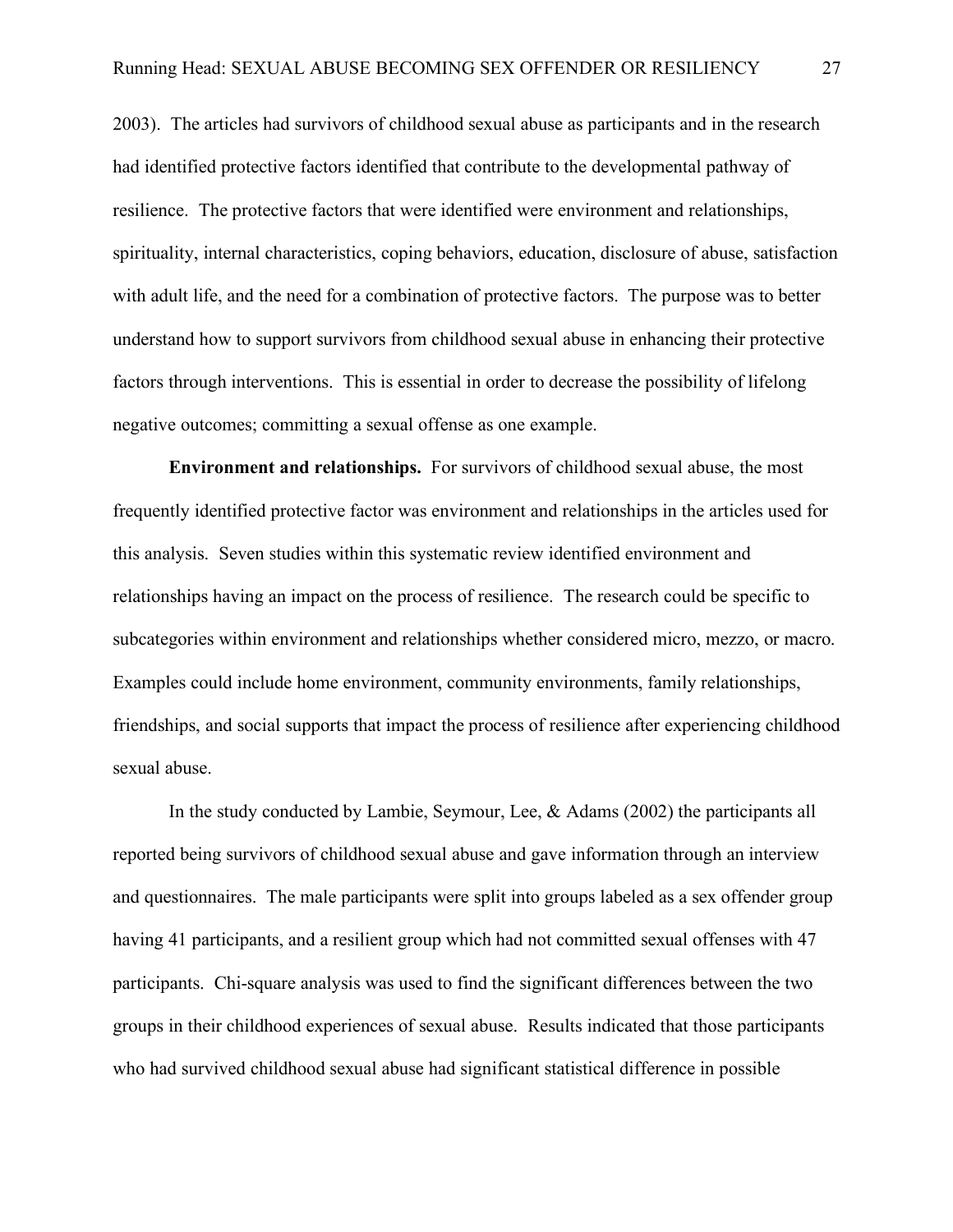2003). The articles had survivors of childhood sexual abuse as participants and in the research had identified protective factors identified that contribute to the developmental pathway of resilience. The protective factors that were identified were environment and relationships, spirituality, internal characteristics, coping behaviors, education, disclosure of abuse, satisfaction with adult life, and the need for a combination of protective factors. The purpose was to better understand how to support survivors from childhood sexual abuse in enhancing their protective factors through interventions. This is essential in order to decrease the possibility of lifelong negative outcomes; committing a sexual offense as one example.

**Environment and relationships.** For survivors of childhood sexual abuse, the most frequently identified protective factor was environment and relationships in the articles used for this analysis. Seven studies within this systematic review identified environment and relationships having an impact on the process of resilience. The research could be specific to subcategories within environment and relationships whether considered micro, mezzo, or macro. Examples could include home environment, community environments, family relationships, friendships, and social supports that impact the process of resilience after experiencing childhood sexual abuse.

In the study conducted by Lambie, Seymour, Lee, & Adams (2002) the participants all reported being survivors of childhood sexual abuse and gave information through an interview and questionnaires. The male participants were split into groups labeled as a sex offender group having 41 participants, and a resilient group which had not committed sexual offenses with 47 participants. Chi-square analysis was used to find the significant differences between the two groups in their childhood experiences of sexual abuse. Results indicated that those participants who had survived childhood sexual abuse had significant statistical difference in possible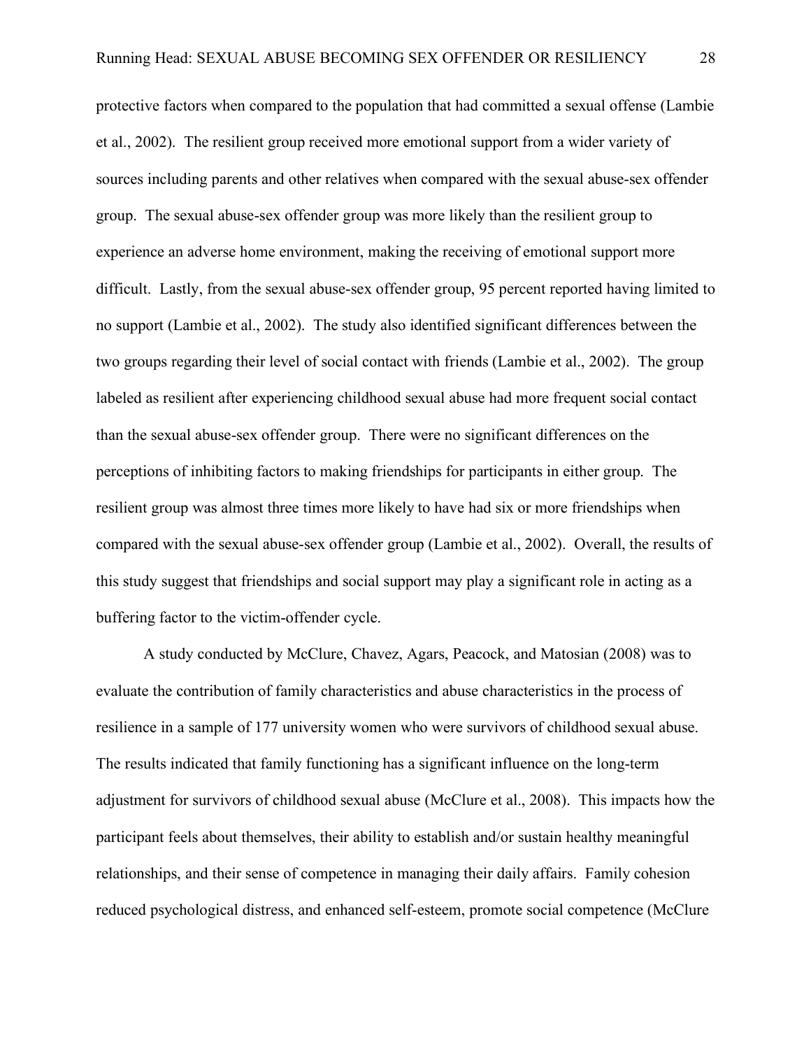protective factors when compared to the population that had committed a sexual offense (Lambie et al., 2002). The resilient group received more emotional support from a wider variety of sources including parents and other relatives when compared with the sexual abuse-sex offender group. The sexual abuse-sex offender group was more likely than the resilient group to experience an adverse home environment, making the receiving of emotional support more difficult. Lastly, from the sexual abuse-sex offender group, 95 percent reported having limited to no support (Lambie et al., 2002). The study also identified significant differences between the two groups regarding their level of social contact with friends (Lambie et al., 2002). The group labeled as resilient after experiencing childhood sexual abuse had more frequent social contact than the sexual abuse-sex offender group. There were no significant differences on the perceptions of inhibiting factors to making friendships for participants in either group. The resilient group was almost three times more likely to have had six or more friendships when compared with the sexual abuse-sex offender group (Lambie et al., 2002). Overall, the results of this study suggest that friendships and social support may play a significant role in acting as a buffering factor to the victim-offender cycle.

A study conducted by McClure, Chavez, Agars, Peacock, and Matosian (2008) was to evaluate the contribution of family characteristics and abuse characteristics in the process of resilience in a sample of 177 university women who were survivors of childhood sexual abuse. The results indicated that family functioning has a significant influence on the long-term adjustment for survivors of childhood sexual abuse (McClure et al., 2008). This impacts how the participant feels about themselves, their ability to establish and/or sustain healthy meaningful relationships, and their sense of competence in managing their daily affairs. Family cohesion reduced psychological distress, and enhanced self-esteem, promote social competence (McClure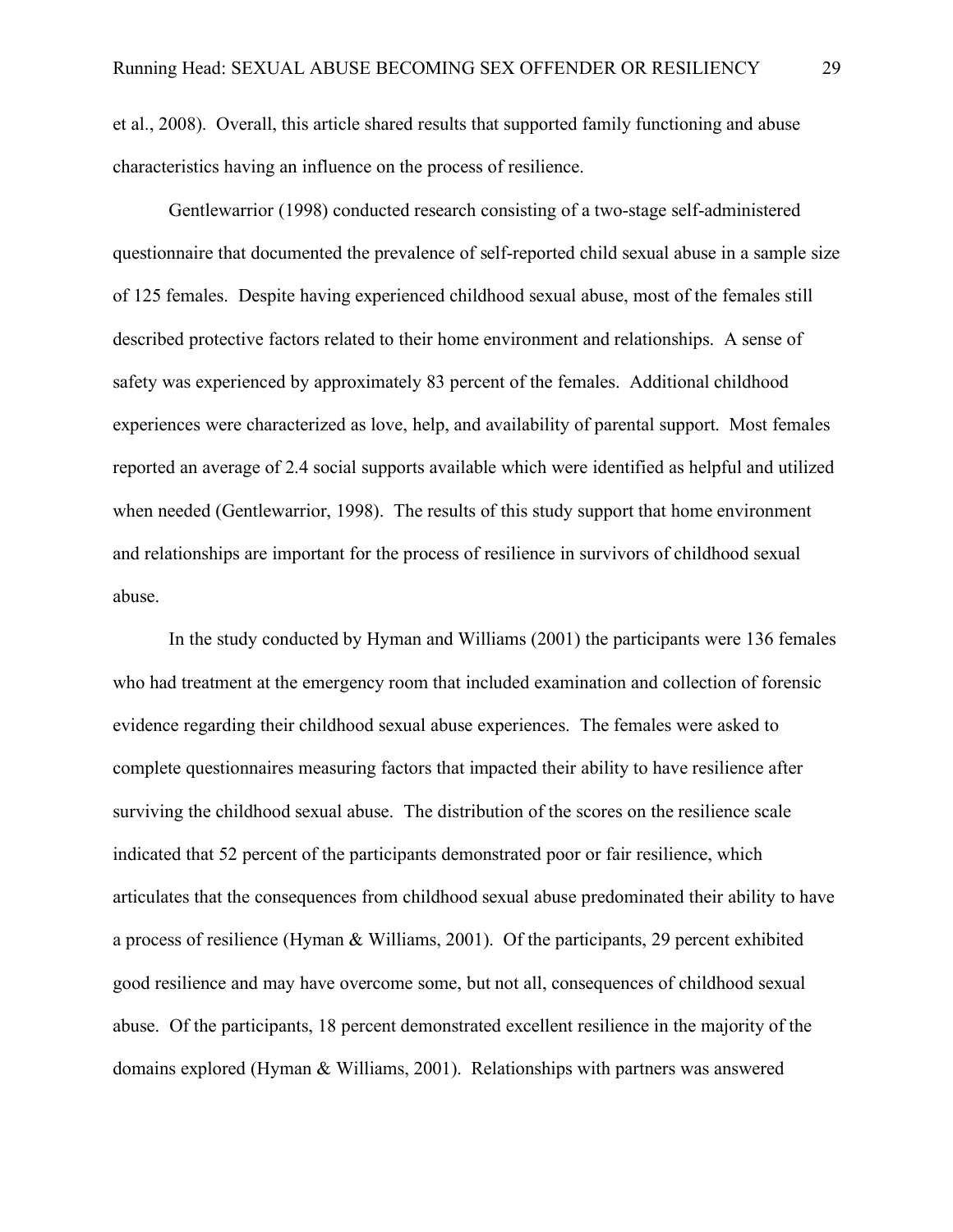et al., 2008). Overall, this article shared results that supported family functioning and abuse characteristics having an influence on the process of resilience.

Gentlewarrior (1998) conducted research consisting of a two-stage self-administered questionnaire that documented the prevalence of self-reported child sexual abuse in a sample size of 125 females. Despite having experienced childhood sexual abuse, most of the females still described protective factors related to their home environment and relationships. A sense of safety was experienced by approximately 83 percent of the females. Additional childhood experiences were characterized as love, help, and availability of parental support. Most females reported an average of 2.4 social supports available which were identified as helpful and utilized when needed (Gentlewarrior, 1998). The results of this study support that home environment and relationships are important for the process of resilience in survivors of childhood sexual abuse.

In the study conducted by Hyman and Williams (2001) the participants were 136 females who had treatment at the emergency room that included examination and collection of forensic evidence regarding their childhood sexual abuse experiences. The females were asked to complete questionnaires measuring factors that impacted their ability to have resilience after surviving the childhood sexual abuse. The distribution of the scores on the resilience scale indicated that 52 percent of the participants demonstrated poor or fair resilience, which articulates that the consequences from childhood sexual abuse predominated their ability to have a process of resilience (Hyman & Williams, 2001). Of the participants, 29 percent exhibited good resilience and may have overcome some, but not all, consequences of childhood sexual abuse. Of the participants, 18 percent demonstrated excellent resilience in the majority of the domains explored (Hyman & Williams, 2001). Relationships with partners was answered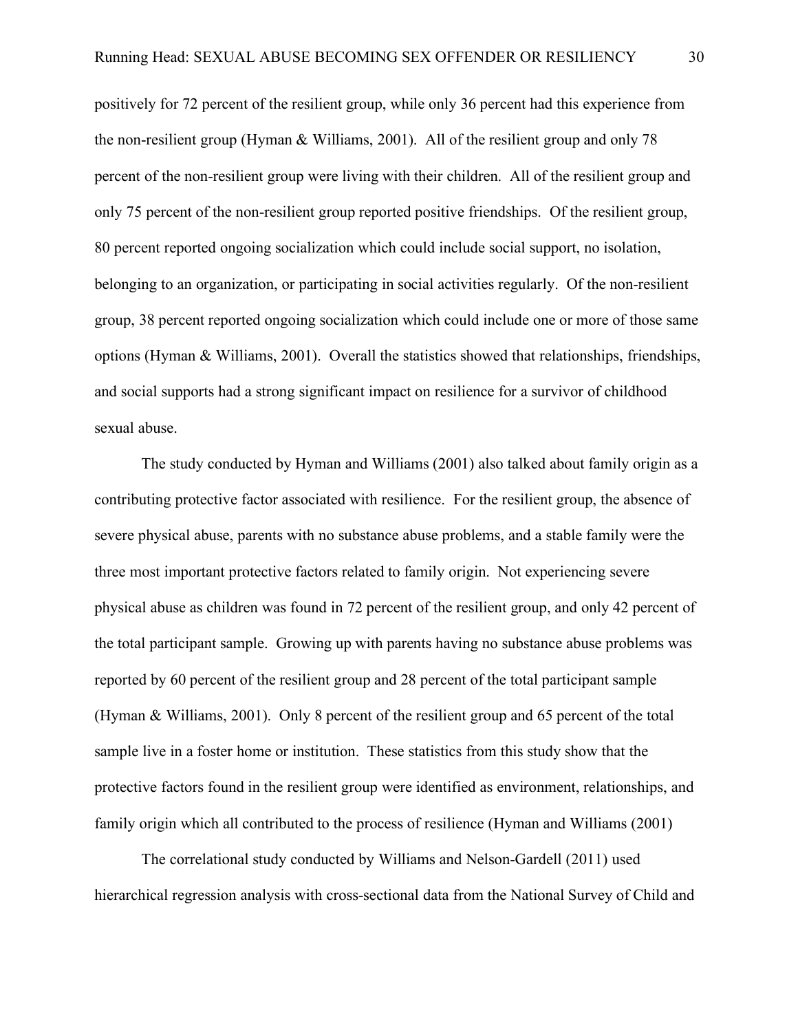positively for 72 percent of the resilient group, while only 36 percent had this experience from the non-resilient group (Hyman & Williams, 2001). All of the resilient group and only 78 percent of the non-resilient group were living with their children. All of the resilient group and only 75 percent of the non-resilient group reported positive friendships. Of the resilient group, 80 percent reported ongoing socialization which could include social support, no isolation, belonging to an organization, or participating in social activities regularly. Of the non-resilient group, 38 percent reported ongoing socialization which could include one or more of those same options (Hyman & Williams, 2001). Overall the statistics showed that relationships, friendships, and social supports had a strong significant impact on resilience for a survivor of childhood sexual abuse.

The study conducted by Hyman and Williams (2001) also talked about family origin as a contributing protective factor associated with resilience. For the resilient group, the absence of severe physical abuse, parents with no substance abuse problems, and a stable family were the three most important protective factors related to family origin. Not experiencing severe physical abuse as children was found in 72 percent of the resilient group, and only 42 percent of the total participant sample. Growing up with parents having no substance abuse problems was reported by 60 percent of the resilient group and 28 percent of the total participant sample (Hyman & Williams, 2001). Only 8 percent of the resilient group and 65 percent of the total sample live in a foster home or institution. These statistics from this study show that the protective factors found in the resilient group were identified as environment, relationships, and family origin which all contributed to the process of resilience (Hyman and Williams (2001)

The correlational study conducted by Williams and Nelson-Gardell (2011) used hierarchical regression analysis with cross-sectional data from the National Survey of Child and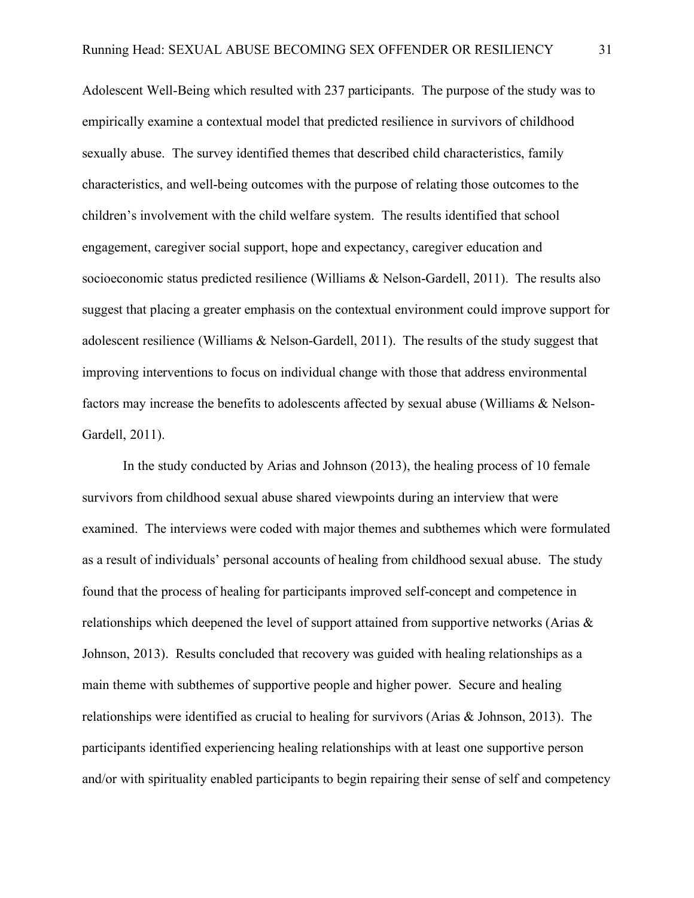Adolescent Well-Being which resulted with 237 participants. The purpose of the study was to empirically examine a contextual model that predicted resilience in survivors of childhood sexually abuse. The survey identified themes that described child characteristics, family characteristics, and well-being outcomes with the purpose of relating those outcomes to the children's involvement with the child welfare system. The results identified that school engagement, caregiver social support, hope and expectancy, caregiver education and socioeconomic status predicted resilience (Williams & Nelson-Gardell, 2011). The results also suggest that placing a greater emphasis on the contextual environment could improve support for adolescent resilience (Williams & Nelson-Gardell, 2011). The results of the study suggest that improving interventions to focus on individual change with those that address environmental factors may increase the benefits to adolescents affected by sexual abuse (Williams & Nelson-Gardell, 2011).

In the study conducted by Arias and Johnson (2013), the healing process of 10 female survivors from childhood sexual abuse shared viewpoints during an interview that were examined. The interviews were coded with major themes and subthemes which were formulated as a result of individuals' personal accounts of healing from childhood sexual abuse. The study found that the process of healing for participants improved self-concept and competence in relationships which deepened the level of support attained from supportive networks (Arias & Johnson, 2013). Results concluded that recovery was guided with healing relationships as a main theme with subthemes of supportive people and higher power. Secure and healing relationships were identified as crucial to healing for survivors (Arias & Johnson, 2013). The participants identified experiencing healing relationships with at least one supportive person and/or with spirituality enabled participants to begin repairing their sense of self and competency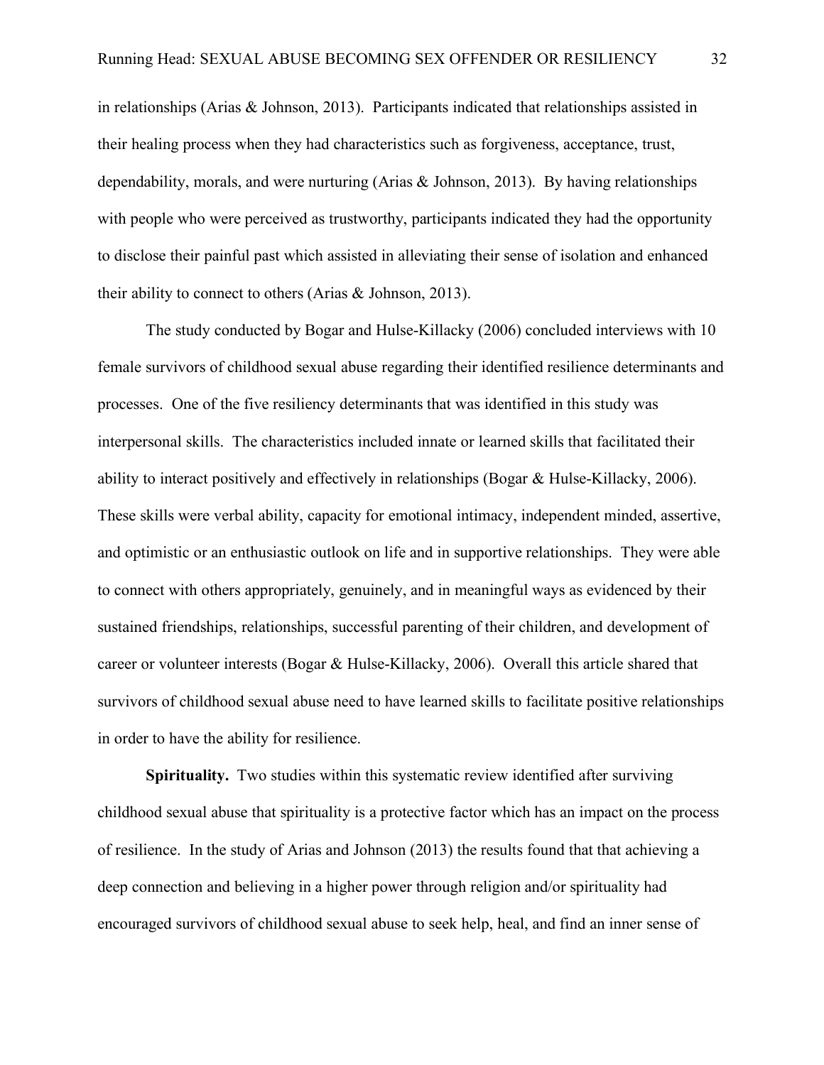in relationships (Arias & Johnson, 2013). Participants indicated that relationships assisted in their healing process when they had characteristics such as forgiveness, acceptance, trust, dependability, morals, and were nurturing (Arias & Johnson, 2013). By having relationships with people who were perceived as trustworthy, participants indicated they had the opportunity to disclose their painful past which assisted in alleviating their sense of isolation and enhanced their ability to connect to others (Arias & Johnson, 2013).

The study conducted by Bogar and Hulse-Killacky (2006) concluded interviews with 10 female survivors of childhood sexual abuse regarding their identified resilience determinants and processes. One of the five resiliency determinants that was identified in this study was interpersonal skills. The characteristics included innate or learned skills that facilitated their ability to interact positively and effectively in relationships (Bogar & Hulse-Killacky, 2006). These skills were verbal ability, capacity for emotional intimacy, independent minded, assertive, and optimistic or an enthusiastic outlook on life and in supportive relationships. They were able to connect with others appropriately, genuinely, and in meaningful ways as evidenced by their sustained friendships, relationships, successful parenting of their children, and development of career or volunteer interests (Bogar & Hulse-Killacky, 2006). Overall this article shared that survivors of childhood sexual abuse need to have learned skills to facilitate positive relationships in order to have the ability for resilience.

**Spirituality.** Two studies within this systematic review identified after surviving childhood sexual abuse that spirituality is a protective factor which has an impact on the process of resilience. In the study of Arias and Johnson (2013) the results found that that achieving a deep connection and believing in a higher power through religion and/or spirituality had encouraged survivors of childhood sexual abuse to seek help, heal, and find an inner sense of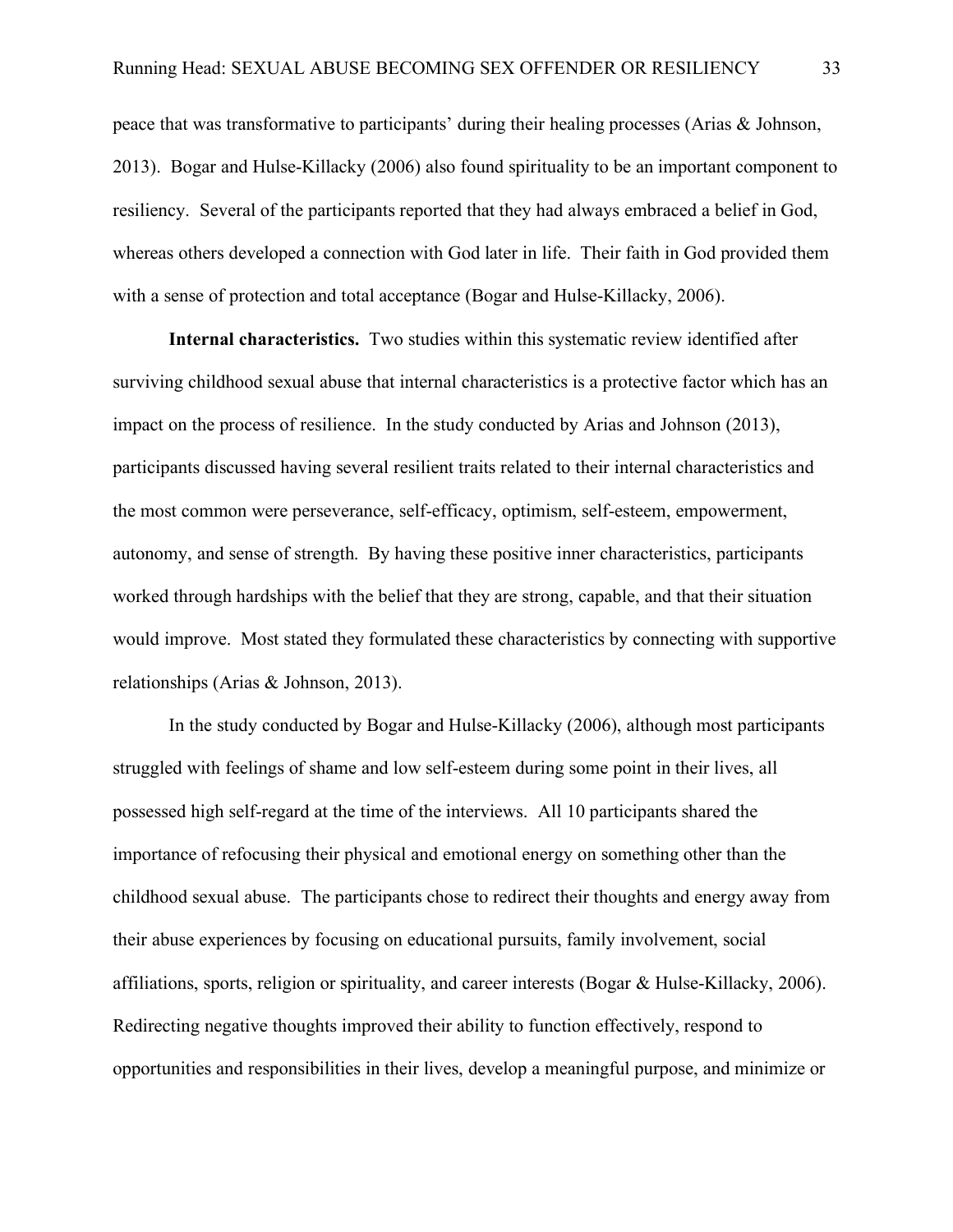peace that was transformative to participants' during their healing processes (Arias & Johnson, 2013). Bogar and Hulse-Killacky (2006) also found spirituality to be an important component to resiliency. Several of the participants reported that they had always embraced a belief in God, whereas others developed a connection with God later in life. Their faith in God provided them with a sense of protection and total acceptance (Bogar and Hulse-Killacky, 2006).

**Internal characteristics.** Two studies within this systematic review identified after surviving childhood sexual abuse that internal characteristics is a protective factor which has an impact on the process of resilience. In the study conducted by Arias and Johnson (2013), participants discussed having several resilient traits related to their internal characteristics and the most common were perseverance, self-efficacy, optimism, self-esteem, empowerment, autonomy, and sense of strength. By having these positive inner characteristics, participants worked through hardships with the belief that they are strong, capable, and that their situation would improve. Most stated they formulated these characteristics by connecting with supportive relationships (Arias & Johnson, 2013).

In the study conducted by Bogar and Hulse-Killacky (2006), although most participants struggled with feelings of shame and low self-esteem during some point in their lives, all possessed high self-regard at the time of the interviews. All 10 participants shared the importance of refocusing their physical and emotional energy on something other than the childhood sexual abuse. The participants chose to redirect their thoughts and energy away from their abuse experiences by focusing on educational pursuits, family involvement, social affiliations, sports, religion or spirituality, and career interests (Bogar & Hulse-Killacky, 2006). Redirecting negative thoughts improved their ability to function effectively, respond to opportunities and responsibilities in their lives, develop a meaningful purpose, and minimize or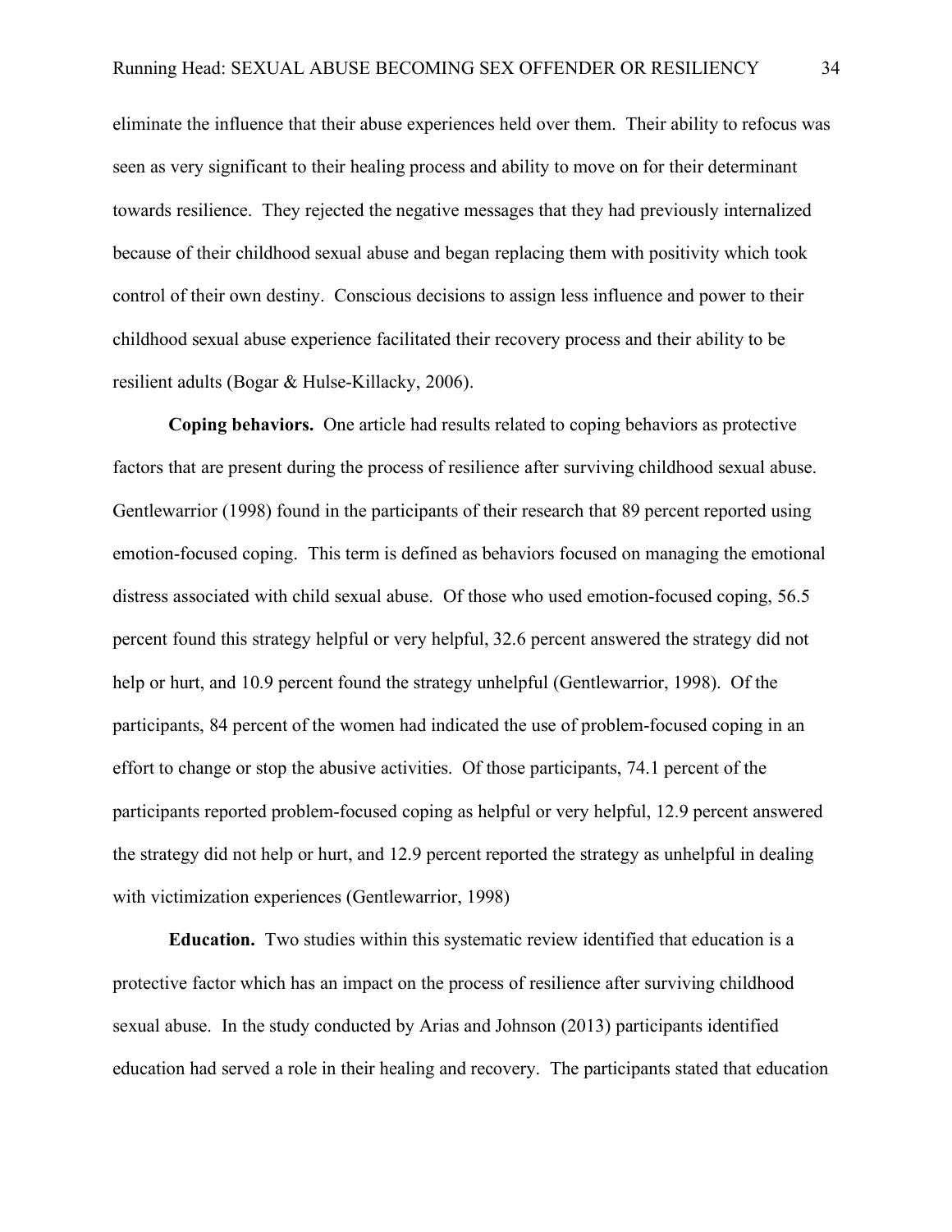eliminate the influence that their abuse experiences held over them. Their ability to refocus was seen as very significant to their healing process and ability to move on for their determinant towards resilience. They rejected the negative messages that they had previously internalized because of their childhood sexual abuse and began replacing them with positivity which took control of their own destiny. Conscious decisions to assign less influence and power to their childhood sexual abuse experience facilitated their recovery process and their ability to be resilient adults (Bogar & Hulse-Killacky, 2006).

**Coping behaviors.** One article had results related to coping behaviors as protective factors that are present during the process of resilience after surviving childhood sexual abuse. Gentlewarrior (1998) found in the participants of their research that 89 percent reported using emotion-focused coping. This term is defined as behaviors focused on managing the emotional distress associated with child sexual abuse. Of those who used emotion-focused coping, 56.5 percent found this strategy helpful or very helpful, 32.6 percent answered the strategy did not help or hurt, and 10.9 percent found the strategy unhelpful (Gentlewarrior, 1998). Of the participants, 84 percent of the women had indicated the use of problem-focused coping in an effort to change or stop the abusive activities. Of those participants, 74.1 percent of the participants reported problem-focused coping as helpful or very helpful, 12.9 percent answered the strategy did not help or hurt, and 12.9 percent reported the strategy as unhelpful in dealing with victimization experiences (Gentlewarrior, 1998)

**Education.** Two studies within this systematic review identified that education is a protective factor which has an impact on the process of resilience after surviving childhood sexual abuse. In the study conducted by Arias and Johnson (2013) participants identified education had served a role in their healing and recovery. The participants stated that education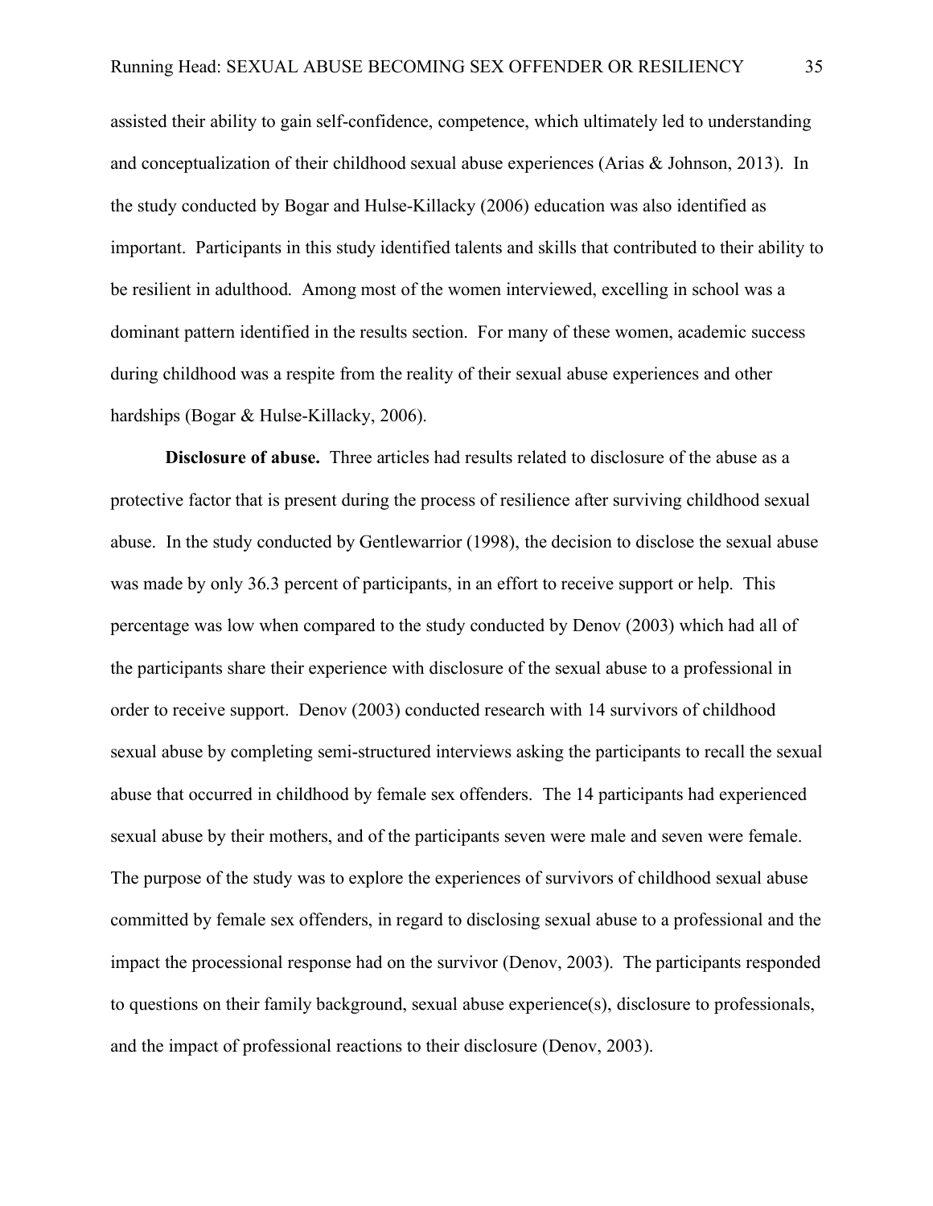assisted their ability to gain self-confidence, competence, which ultimately led to understanding and conceptualization of their childhood sexual abuse experiences (Arias & Johnson, 2013). In the study conducted by Bogar and Hulse-Killacky (2006) education was also identified as important. Participants in this study identified talents and skills that contributed to their ability to be resilient in adulthood. Among most of the women interviewed, excelling in school was a dominant pattern identified in the results section. For many of these women, academic success during childhood was a respite from the reality of their sexual abuse experiences and other hardships (Bogar & Hulse-Killacky, 2006).

**Disclosure of abuse.** Three articles had results related to disclosure of the abuse as a protective factor that is present during the process of resilience after surviving childhood sexual abuse. In the study conducted by Gentlewarrior (1998), the decision to disclose the sexual abuse was made by only 36.3 percent of participants, in an effort to receive support or help. This percentage was low when compared to the study conducted by Denov (2003) which had all of the participants share their experience with disclosure of the sexual abuse to a professional in order to receive support. Denov (2003) conducted research with 14 survivors of childhood sexual abuse by completing semi-structured interviews asking the participants to recall the sexual abuse that occurred in childhood by female sex offenders. The 14 participants had experienced sexual abuse by their mothers, and of the participants seven were male and seven were female. The purpose of the study was to explore the experiences of survivors of childhood sexual abuse committed by female sex offenders, in regard to disclosing sexual abuse to a professional and the impact the processional response had on the survivor (Denov, 2003). The participants responded to questions on their family background, sexual abuse experience(s), disclosure to professionals, and the impact of professional reactions to their disclosure (Denov, 2003).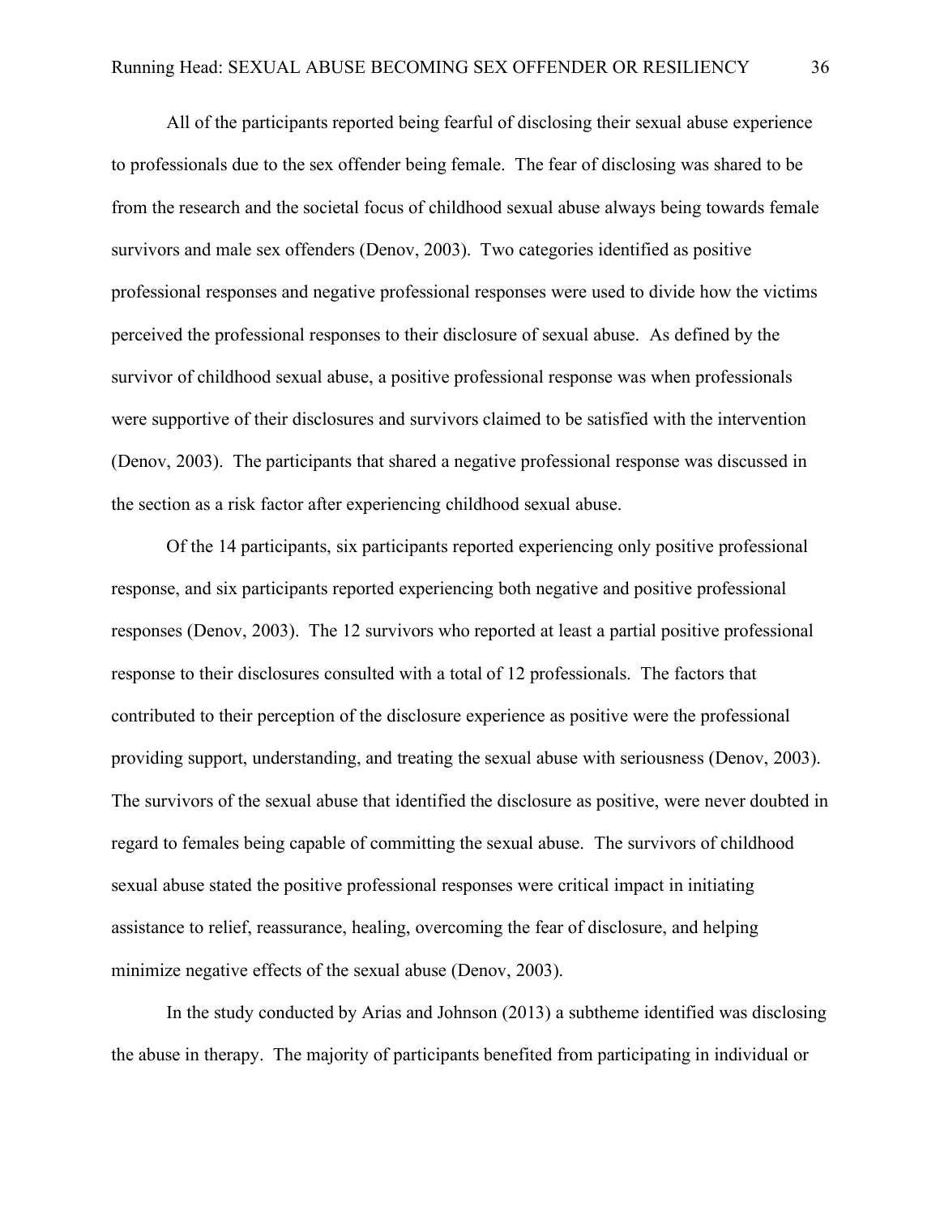All of the participants reported being fearful of disclosing their sexual abuse experience to professionals due to the sex offender being female. The fear of disclosing was shared to be from the research and the societal focus of childhood sexual abuse always being towards female survivors and male sex offenders (Denov, 2003). Two categories identified as positive professional responses and negative professional responses were used to divide how the victims perceived the professional responses to their disclosure of sexual abuse. As defined by the survivor of childhood sexual abuse, a positive professional response was when professionals were supportive of their disclosures and survivors claimed to be satisfied with the intervention (Denov, 2003). The participants that shared a negative professional response was discussed in the section as a risk factor after experiencing childhood sexual abuse.

Of the 14 participants, six participants reported experiencing only positive professional response, and six participants reported experiencing both negative and positive professional responses (Denov, 2003). The 12 survivors who reported at least a partial positive professional response to their disclosures consulted with a total of 12 professionals. The factors that contributed to their perception of the disclosure experience as positive were the professional providing support, understanding, and treating the sexual abuse with seriousness (Denov, 2003). The survivors of the sexual abuse that identified the disclosure as positive, were never doubted in regard to females being capable of committing the sexual abuse. The survivors of childhood sexual abuse stated the positive professional responses were critical impact in initiating assistance to relief, reassurance, healing, overcoming the fear of disclosure, and helping minimize negative effects of the sexual abuse (Denov, 2003).

In the study conducted by Arias and Johnson (2013) a subtheme identified was disclosing the abuse in therapy. The majority of participants benefited from participating in individual or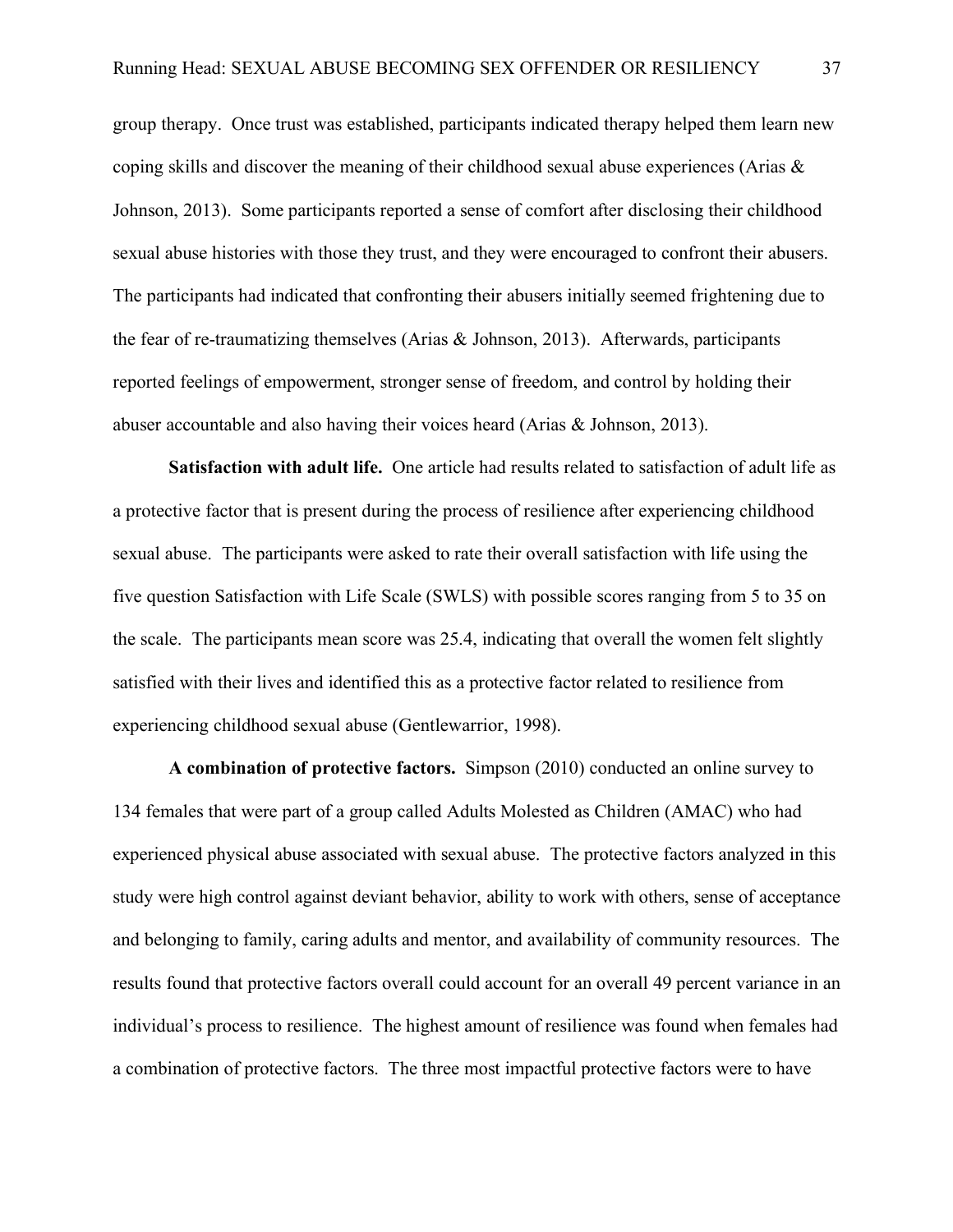group therapy. Once trust was established, participants indicated therapy helped them learn new coping skills and discover the meaning of their childhood sexual abuse experiences (Arias & Johnson, 2013). Some participants reported a sense of comfort after disclosing their childhood sexual abuse histories with those they trust, and they were encouraged to confront their abusers. The participants had indicated that confronting their abusers initially seemed frightening due to the fear of re-traumatizing themselves (Arias & Johnson, 2013). Afterwards, participants reported feelings of empowerment, stronger sense of freedom, and control by holding their abuser accountable and also having their voices heard (Arias & Johnson, 2013).

**Satisfaction with adult life.** One article had results related to satisfaction of adult life as a protective factor that is present during the process of resilience after experiencing childhood sexual abuse. The participants were asked to rate their overall satisfaction with life using the five question Satisfaction with Life Scale (SWLS) with possible scores ranging from 5 to 35 on the scale. The participants mean score was 25.4, indicating that overall the women felt slightly satisfied with their lives and identified this as a protective factor related to resilience from experiencing childhood sexual abuse (Gentlewarrior, 1998).

**A combination of protective factors.** Simpson (2010) conducted an online survey to 134 females that were part of a group called Adults Molested as Children (AMAC) who had experienced physical abuse associated with sexual abuse. The protective factors analyzed in this study were high control against deviant behavior, ability to work with others, sense of acceptance and belonging to family, caring adults and mentor, and availability of community resources. The results found that protective factors overall could account for an overall 49 percent variance in an individual's process to resilience. The highest amount of resilience was found when females had a combination of protective factors. The three most impactful protective factors were to have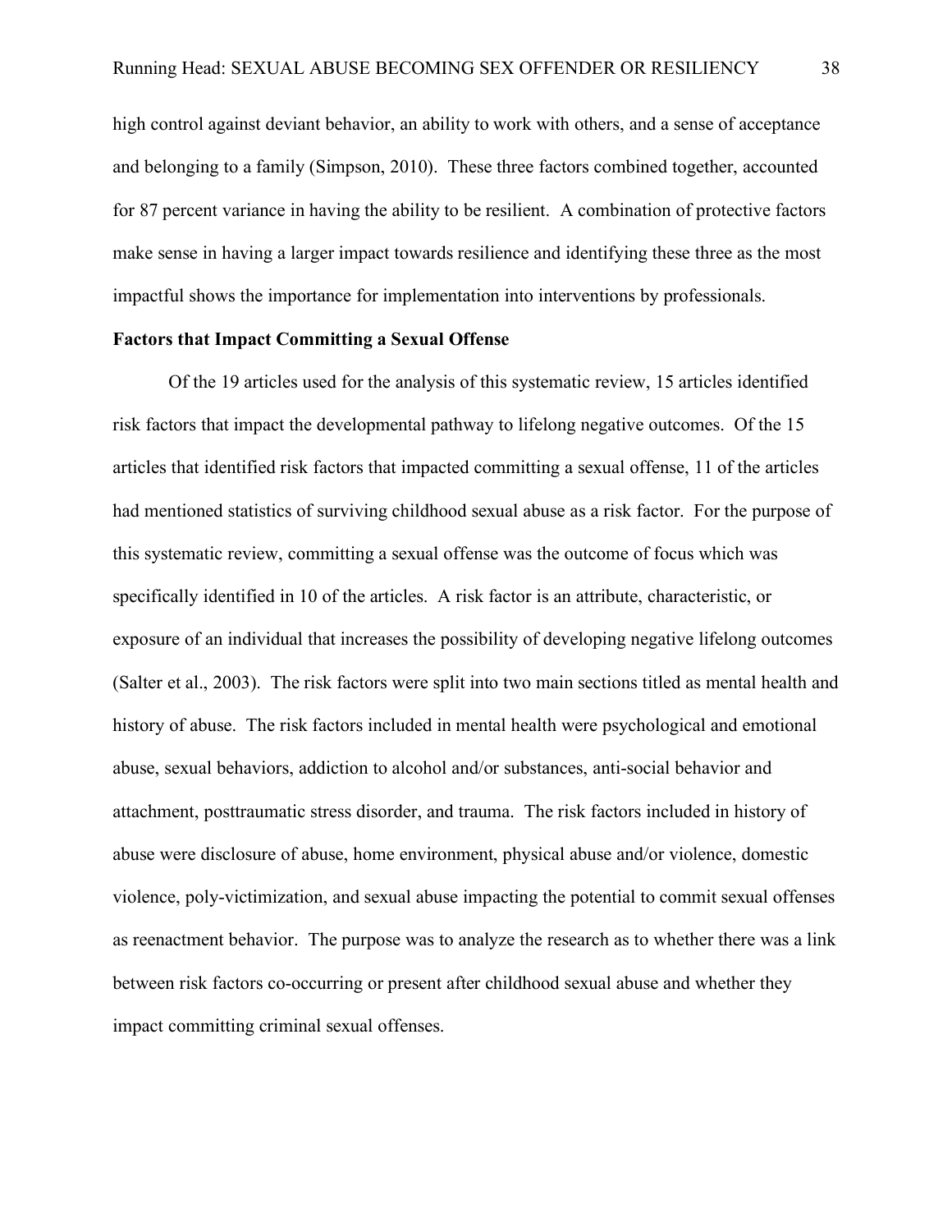high control against deviant behavior, an ability to work with others, and a sense of acceptance and belonging to a family (Simpson, 2010). These three factors combined together, accounted for 87 percent variance in having the ability to be resilient. A combination of protective factors make sense in having a larger impact towards resilience and identifying these three as the most impactful shows the importance for implementation into interventions by professionals.

**Factors that Impact Committing a Sexual Offense**

Of the 19 articles used for the analysis of this systematic review, 15 articles identified risk factors that impact the developmental pathway to lifelong negative outcomes. Of the 15 articles that identified risk factors that impacted committing a sexual offense, 11 of the articles had mentioned statistics of surviving childhood sexual abuse as a risk factor. For the purpose of this systematic review, committing a sexual offense was the outcome of focus which was specifically identified in 10 of the articles. A risk factor is an attribute, characteristic, or exposure of an individual that increases the possibility of developing negative lifelong outcomes (Salter et al., 2003). The risk factors were split into two main sections titled as mental health and history of abuse. The risk factors included in mental health were psychological and emotional abuse, sexual behaviors, addiction to alcohol and/or substances, anti-social behavior and attachment, posttraumatic stress disorder, and trauma. The risk factors included in history of abuse were disclosure of abuse, home environment, physical abuse and/or violence, domestic violence, poly-victimization, and sexual abuse impacting the potential to commit sexual offenses as reenactment behavior. The purpose was to analyze the research as to whether there was a link between risk factors co-occurring or present after childhood sexual abuse and whether they impact committing criminal sexual offenses.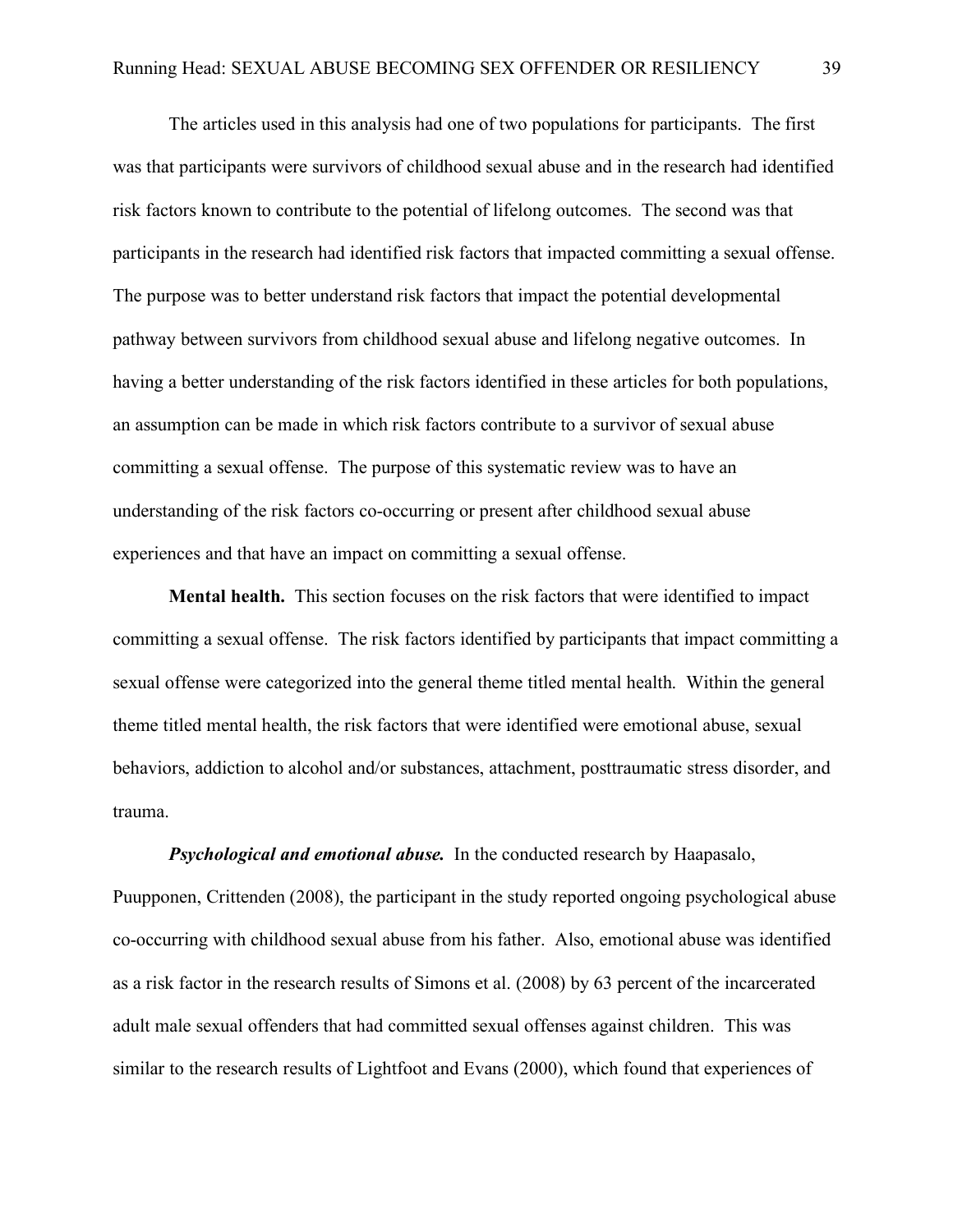The articles used in this analysis had one of two populations for participants. The first was that participants were survivors of childhood sexual abuse and in the research had identified risk factors known to contribute to the potential of lifelong outcomes. The second was that participants in the research had identified risk factors that impacted committing a sexual offense. The purpose was to better understand risk factors that impact the potential developmental pathway between survivors from childhood sexual abuse and lifelong negative outcomes. In having a better understanding of the risk factors identified in these articles for both populations, an assumption can be made in which risk factors contribute to a survivor of sexual abuse committing a sexual offense. The purpose of this systematic review was to have an understanding of the risk factors co-occurring or present after childhood sexual abuse experiences and that have an impact on committing a sexual offense.

**Mental health.** This section focuses on the risk factors that were identified to impact committing a sexual offense. The risk factors identified by participants that impact committing a sexual offense were categorized into the general theme titled mental health. Within the general theme titled mental health, the risk factors that were identified were emotional abuse, sexual behaviors, addiction to alcohol and/or substances, attachment, posttraumatic stress disorder, and trauma.

***Psychological and emotional abuse.*** In the conducted research by Haapasalo, Puupponen, Crittenden (2008), the participant in the study reported ongoing psychological abuse co-occurring with childhood sexual abuse from his father. Also, emotional abuse was identified as a risk factor in the research results of Simons et al. (2008) by 63 percent of the incarcerated adult male sexual offenders that had committed sexual offenses against children. This was similar to the research results of Lightfoot and Evans (2000), which found that experiences of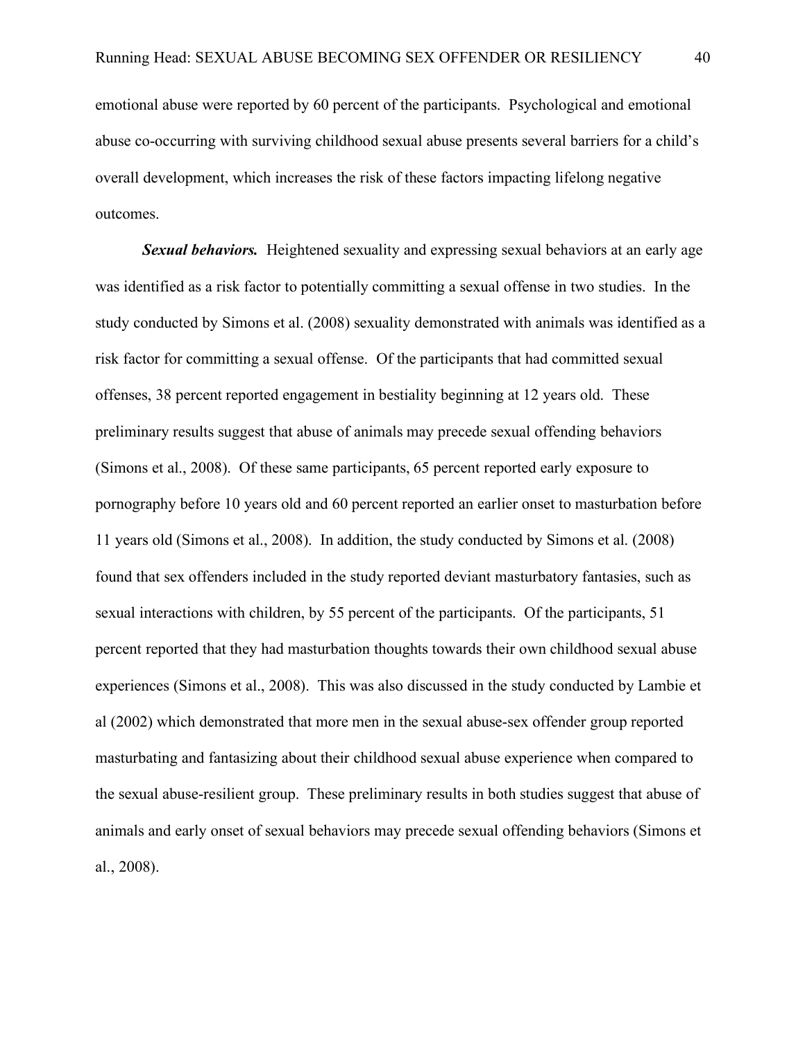emotional abuse were reported by 60 percent of the participants. Psychological and emotional abuse co-occurring with surviving childhood sexual abuse presents several barriers for a child's overall development, which increases the risk of these factors impacting lifelong negative outcomes.

***Sexual behaviors.*** Heightened sexuality and expressing sexual behaviors at an early age was identified as a risk factor to potentially committing a sexual offense in two studies. In the study conducted by Simons et al. (2008) sexuality demonstrated with animals was identified as a risk factor for committing a sexual offense. Of the participants that had committed sexual offenses, 38 percent reported engagement in bestiality beginning at 12 years old. These preliminary results suggest that abuse of animals may precede sexual offending behaviors (Simons et al., 2008). Of these same participants, 65 percent reported early exposure to pornography before 10 years old and 60 percent reported an earlier onset to masturbation before 11 years old (Simons et al., 2008). In addition, the study conducted by Simons et al. (2008) found that sex offenders included in the study reported deviant masturbatory fantasies, such as sexual interactions with children, by 55 percent of the participants. Of the participants, 51 percent reported that they had masturbation thoughts towards their own childhood sexual abuse experiences (Simons et al., 2008). This was also discussed in the study conducted by Lambie et al (2002) which demonstrated that more men in the sexual abuse-sex offender group reported masturbating and fantasizing about their childhood sexual abuse experience when compared to the sexual abuse-resilient group. These preliminary results in both studies suggest that abuse of animals and early onset of sexual behaviors may precede sexual offending behaviors (Simons et al., 2008).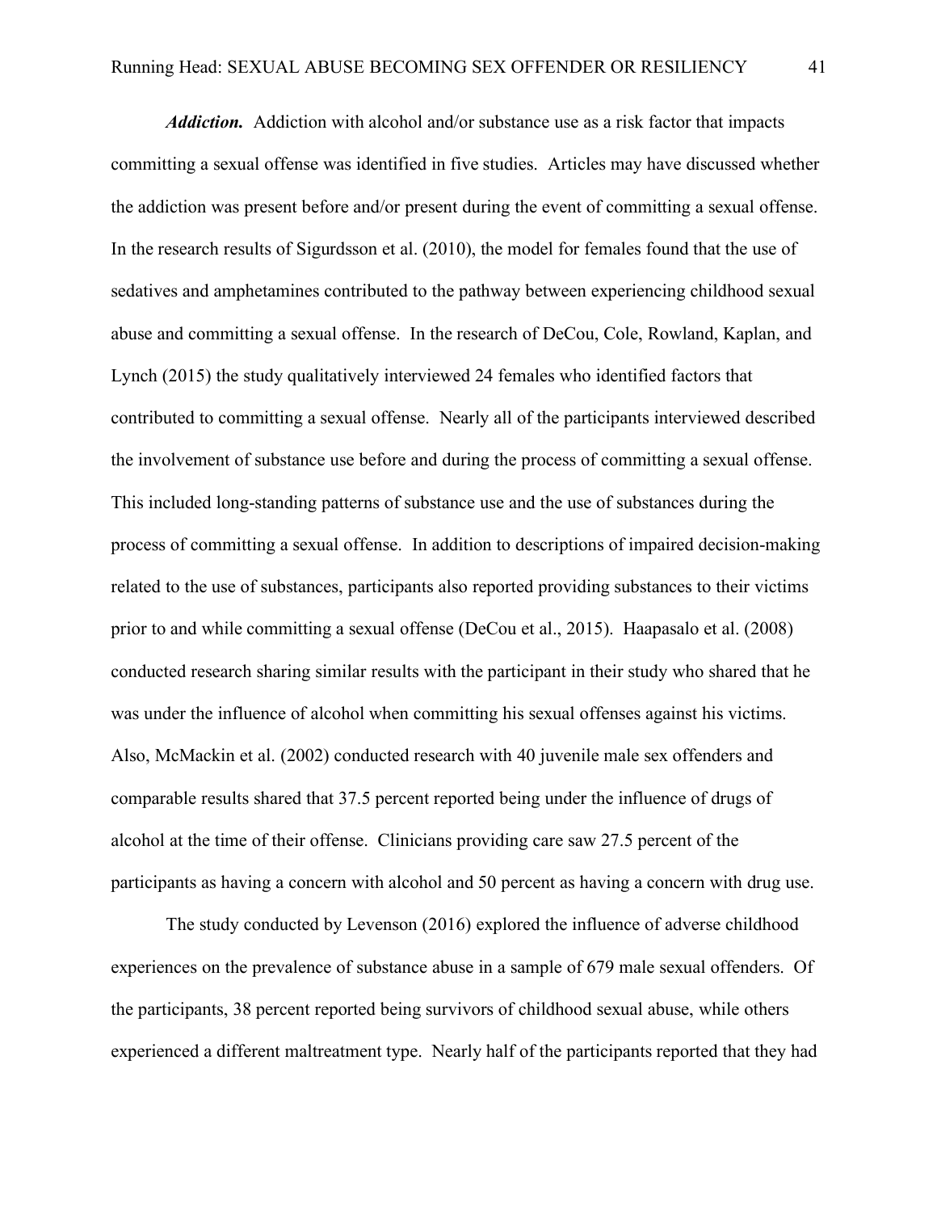***Addiction.*** Addiction with alcohol and/or substance use as a risk factor that impacts committing a sexual offense was identified in five studies. Articles may have discussed whether the addiction was present before and/or present during the event of committing a sexual offense. In the research results of Sigurdsson et al. (2010), the model for females found that the use of sedatives and amphetamines contributed to the pathway between experiencing childhood sexual abuse and committing a sexual offense. In the research of DeCou, Cole, Rowland, Kaplan, and Lynch (2015) the study qualitatively interviewed 24 females who identified factors that contributed to committing a sexual offense. Nearly all of the participants interviewed described the involvement of substance use before and during the process of committing a sexual offense. This included long-standing patterns of substance use and the use of substances during the process of committing a sexual offense. In addition to descriptions of impaired decision-making related to the use of substances, participants also reported providing substances to their victims prior to and while committing a sexual offense (DeCou et al., 2015). Haapasalo et al. (2008) conducted research sharing similar results with the participant in their study who shared that he was under the influence of alcohol when committing his sexual offenses against his victims. Also, McMackin et al. (2002) conducted research with 40 juvenile male sex offenders and comparable results shared that 37.5 percent reported being under the influence of drugs of alcohol at the time of their offense. Clinicians providing care saw 27.5 percent of the participants as having a concern with alcohol and 50 percent as having a concern with drug use.

The study conducted by Levenson (2016) explored the influence of adverse childhood experiences on the prevalence of substance abuse in a sample of 679 male sexual offenders. Of the participants, 38 percent reported being survivors of childhood sexual abuse, while others experienced a different maltreatment type. Nearly half of the participants reported that they had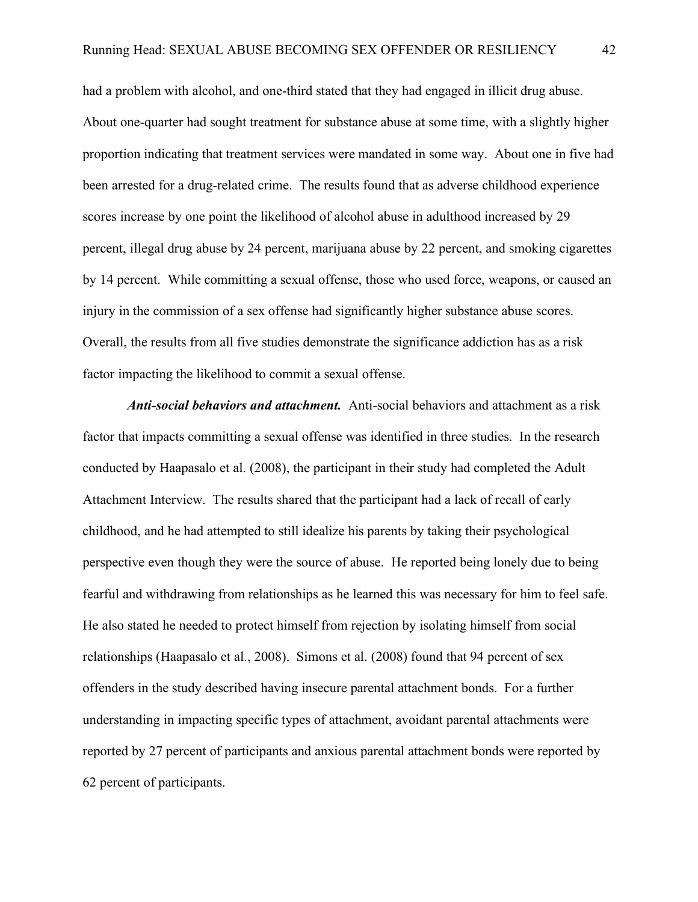had a problem with alcohol, and one-third stated that they had engaged in illicit drug abuse. About one-quarter had sought treatment for substance abuse at some time, with a slightly higher proportion indicating that treatment services were mandated in some way. About one in five had been arrested for a drug-related crime. The results found that as adverse childhood experience scores increase by one point the likelihood of alcohol abuse in adulthood increased by 29 percent, illegal drug abuse by 24 percent, marijuana abuse by 22 percent, and smoking cigarettes by 14 percent. While committing a sexual offense, those who used force, weapons, or caused an injury in the commission of a sex offense had significantly higher substance abuse scores. Overall, the results from all five studies demonstrate the significance addiction has as a risk factor impacting the likelihood to commit a sexual offense.

***Anti-social behaviors and attachment.*** Anti-social behaviors and attachment as a risk factor that impacts committing a sexual offense was identified in three studies. In the research conducted by Haapasalo et al. (2008), the participant in their study had completed the Adult Attachment Interview. The results shared that the participant had a lack of recall of early childhood, and he had attempted to still idealize his parents by taking their psychological perspective even though they were the source of abuse. He reported being lonely due to being fearful and withdrawing from relationships as he learned this was necessary for him to feel safe. He also stated he needed to protect himself from rejection by isolating himself from social relationships (Haapasalo et al., 2008). Simons et al. (2008) found that 94 percent of sex offenders in the study described having insecure parental attachment bonds. For a further understanding in impacting specific types of attachment, avoidant parental attachments were reported by 27 percent of participants and anxious parental attachment bonds were reported by 62 percent of participants.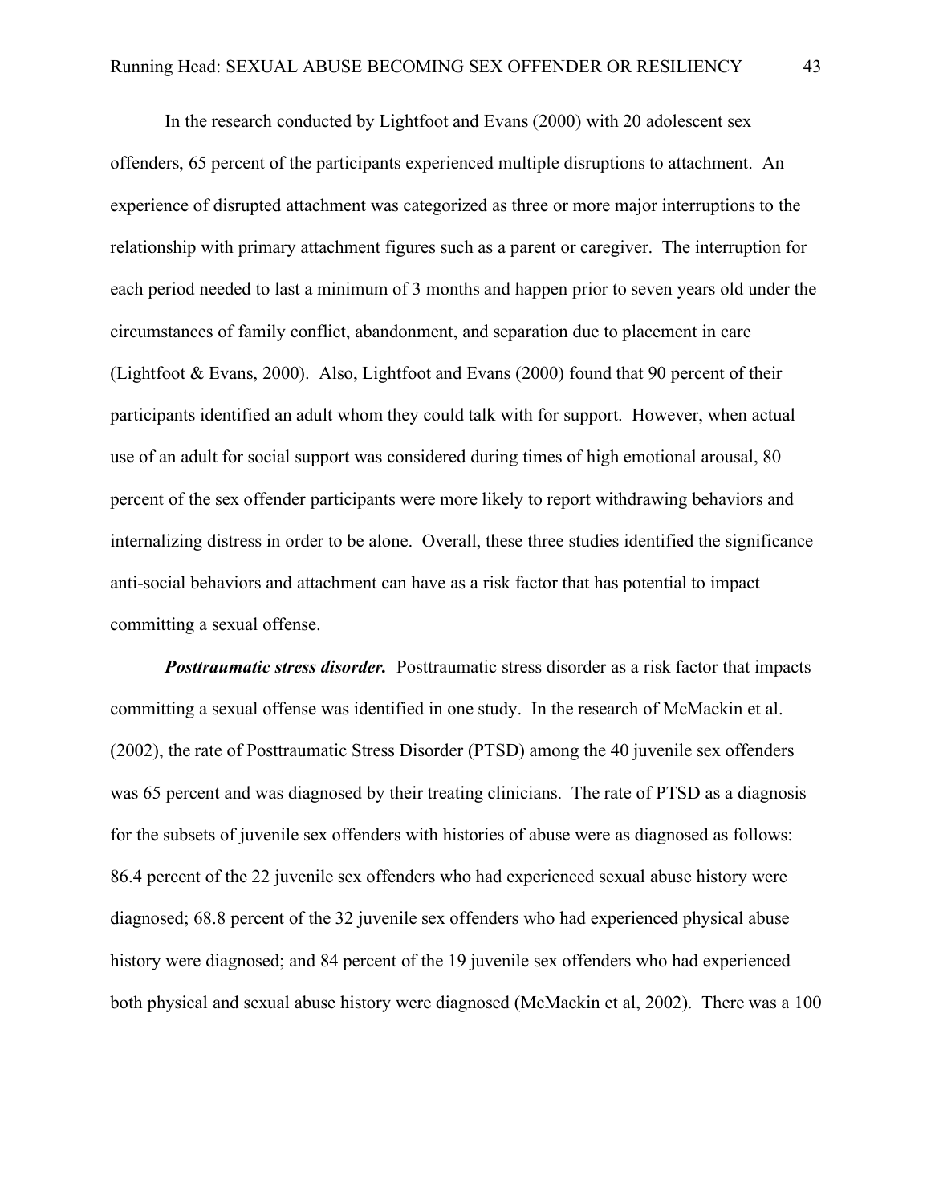In the research conducted by Lightfoot and Evans (2000) with 20 adolescent sex offenders, 65 percent of the participants experienced multiple disruptions to attachment. An experience of disrupted attachment was categorized as three or more major interruptions to the relationship with primary attachment figures such as a parent or caregiver. The interruption for each period needed to last a minimum of 3 months and happen prior to seven years old under the circumstances of family conflict, abandonment, and separation due to placement in care (Lightfoot & Evans, 2000). Also, Lightfoot and Evans (2000) found that 90 percent of their participants identified an adult whom they could talk with for support. However, when actual use of an adult for social support was considered during times of high emotional arousal, 80 percent of the sex offender participants were more likely to report withdrawing behaviors and internalizing distress in order to be alone. Overall, these three studies identified the significance anti-social behaviors and attachment can have as a risk factor that has potential to impact committing a sexual offense.

***Posttraumatic stress disorder.*** Posttraumatic stress disorder as a risk factor that impacts committing a sexual offense was identified in one study. In the research of McMackin et al. (2002), the rate of Posttraumatic Stress Disorder (PTSD) among the 40 juvenile sex offenders was 65 percent and was diagnosed by their treating clinicians. The rate of PTSD as a diagnosis for the subsets of juvenile sex offenders with histories of abuse were as diagnosed as follows: 86.4 percent of the 22 juvenile sex offenders who had experienced sexual abuse history were diagnosed; 68.8 percent of the 32 juvenile sex offenders who had experienced physical abuse history were diagnosed; and 84 percent of the 19 juvenile sex offenders who had experienced both physical and sexual abuse history were diagnosed (McMackin et al, 2002). There was a 100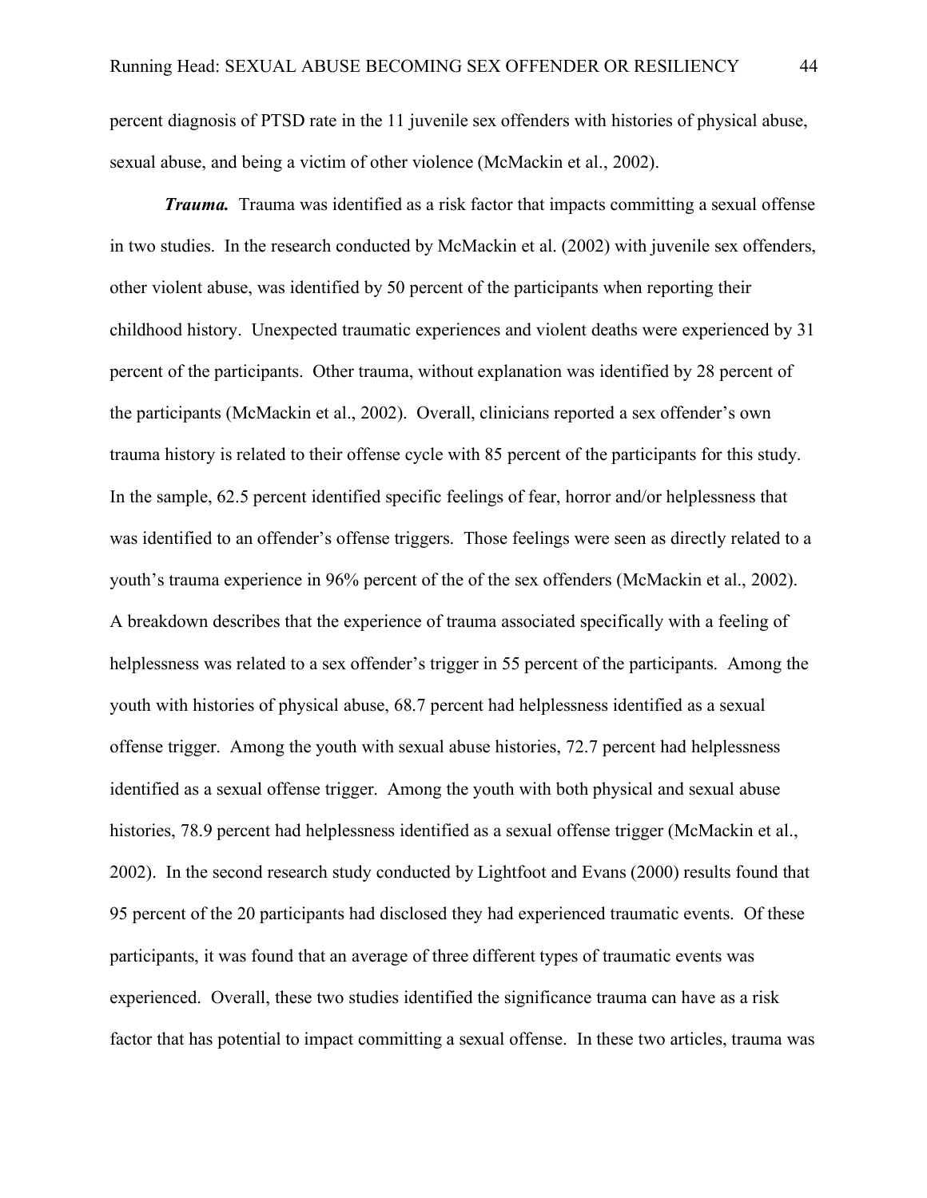percent diagnosis of PTSD rate in the 11 juvenile sex offenders with histories of physical abuse, sexual abuse, and being a victim of other violence (McMackin et al., 2002).

***Trauma.*** Trauma was identified as a risk factor that impacts committing a sexual offense in two studies. In the research conducted by McMackin et al. (2002) with juvenile sex offenders, other violent abuse, was identified by 50 percent of the participants when reporting their childhood history. Unexpected traumatic experiences and violent deaths were experienced by 31 percent of the participants. Other trauma, without explanation was identified by 28 percent of the participants (McMackin et al., 2002). Overall, clinicians reported a sex offender's own trauma history is related to their offense cycle with 85 percent of the participants for this study. In the sample, 62.5 percent identified specific feelings of fear, horror and/or helplessness that was identified to an offender's offense triggers. Those feelings were seen as directly related to a youth's trauma experience in 96% percent of the of the sex offenders (McMackin et al., 2002). A breakdown describes that the experience of trauma associated specifically with a feeling of helplessness was related to a sex offender's trigger in 55 percent of the participants. Among the youth with histories of physical abuse, 68.7 percent had helplessness identified as a sexual offense trigger. Among the youth with sexual abuse histories, 72.7 percent had helplessness identified as a sexual offense trigger. Among the youth with both physical and sexual abuse histories, 78.9 percent had helplessness identified as a sexual offense trigger (McMackin et al., 2002). In the second research study conducted by Lightfoot and Evans (2000) results found that 95 percent of the 20 participants had disclosed they had experienced traumatic events. Of these participants, it was found that an average of three different types of traumatic events was experienced. Overall, these two studies identified the significance trauma can have as a risk factor that has potential to impact committing a sexual offense. In these two articles, trauma was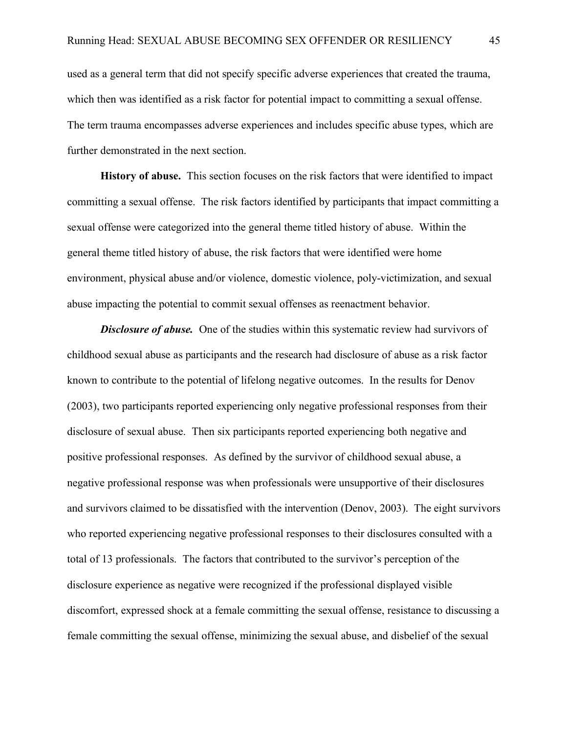used as a general term that did not specify specific adverse experiences that created the trauma, which then was identified as a risk factor for potential impact to committing a sexual offense. The term trauma encompasses adverse experiences and includes specific abuse types, which are further demonstrated in the next section.

**History of abuse.** This section focuses on the risk factors that were identified to impact committing a sexual offense. The risk factors identified by participants that impact committing a sexual offense were categorized into the general theme titled history of abuse. Within the general theme titled history of abuse, the risk factors that were identified were home environment, physical abuse and/or violence, domestic violence, poly-victimization, and sexual abuse impacting the potential to commit sexual offenses as reenactment behavior.

***Disclosure of abuse.*** One of the studies within this systematic review had survivors of childhood sexual abuse as participants and the research had disclosure of abuse as a risk factor known to contribute to the potential of lifelong negative outcomes. In the results for Denov (2003), two participants reported experiencing only negative professional responses from their disclosure of sexual abuse. Then six participants reported experiencing both negative and positive professional responses. As defined by the survivor of childhood sexual abuse, a negative professional response was when professionals were unsupportive of their disclosures and survivors claimed to be dissatisfied with the intervention (Denov, 2003). The eight survivors who reported experiencing negative professional responses to their disclosures consulted with a total of 13 professionals. The factors that contributed to the survivor's perception of the disclosure experience as negative were recognized if the professional displayed visible discomfort, expressed shock at a female committing the sexual offense, resistance to discussing a female committing the sexual offense, minimizing the sexual abuse, and disbelief of the sexual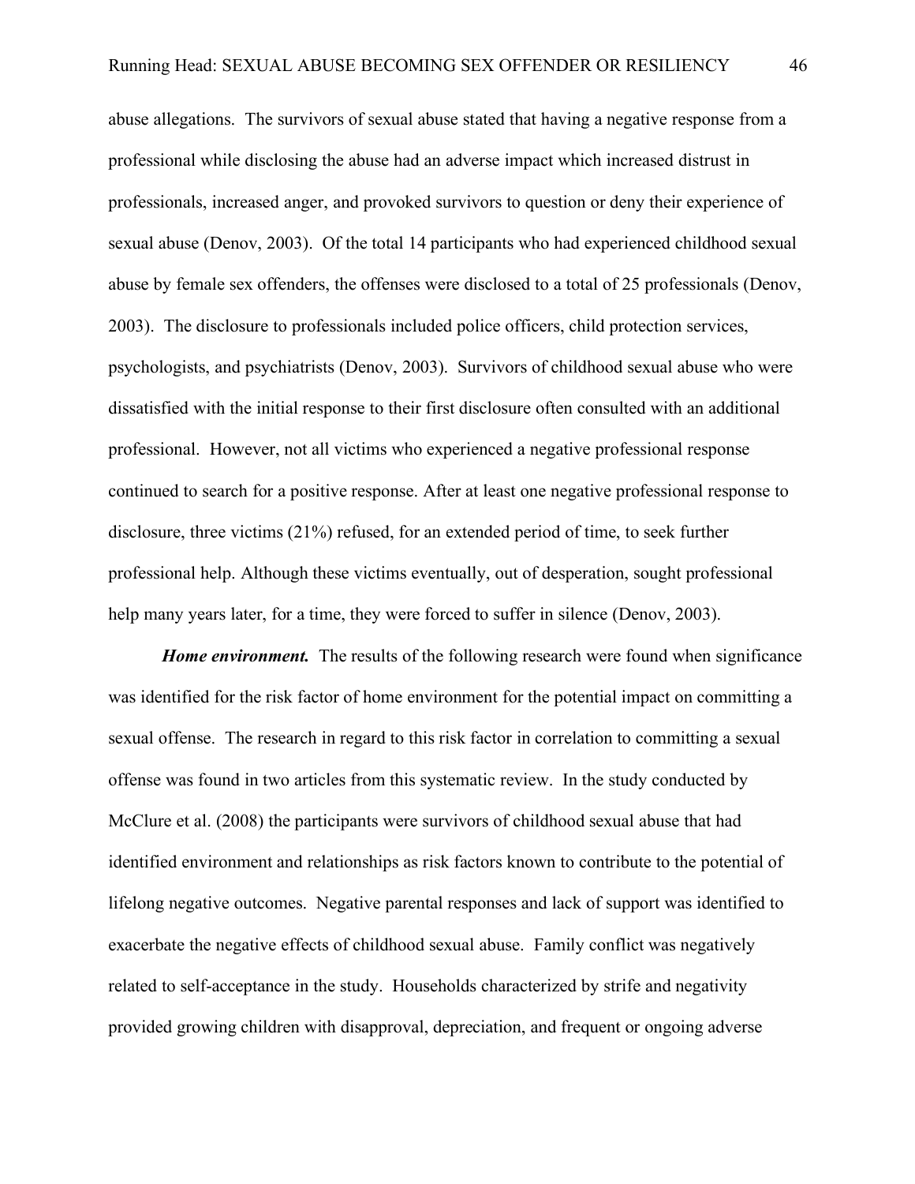abuse allegations. The survivors of sexual abuse stated that having a negative response from a professional while disclosing the abuse had an adverse impact which increased distrust in professionals, increased anger, and provoked survivors to question or deny their experience of sexual abuse (Denov, 2003). Of the total 14 participants who had experienced childhood sexual abuse by female sex offenders, the offenses were disclosed to a total of 25 professionals (Denov, 2003). The disclosure to professionals included police officers, child protection services, psychologists, and psychiatrists (Denov, 2003). Survivors of childhood sexual abuse who were dissatisfied with the initial response to their first disclosure often consulted with an additional professional. However, not all victims who experienced a negative professional response continued to search for a positive response. After at least one negative professional response to disclosure, three victims (21%) refused, for an extended period of time, to seek further professional help. Although these victims eventually, out of desperation, sought professional help many years later, for a time, they were forced to suffer in silence (Denov, 2003).

***Home environment.*** The results of the following research were found when significance was identified for the risk factor of home environment for the potential impact on committing a sexual offense. The research in regard to this risk factor in correlation to committing a sexual offense was found in two articles from this systematic review. In the study conducted by McClure et al. (2008) the participants were survivors of childhood sexual abuse that had identified environment and relationships as risk factors known to contribute to the potential of lifelong negative outcomes. Negative parental responses and lack of support was identified to exacerbate the negative effects of childhood sexual abuse. Family conflict was negatively related to self-acceptance in the study. Households characterized by strife and negativity provided growing children with disapproval, depreciation, and frequent or ongoing adverse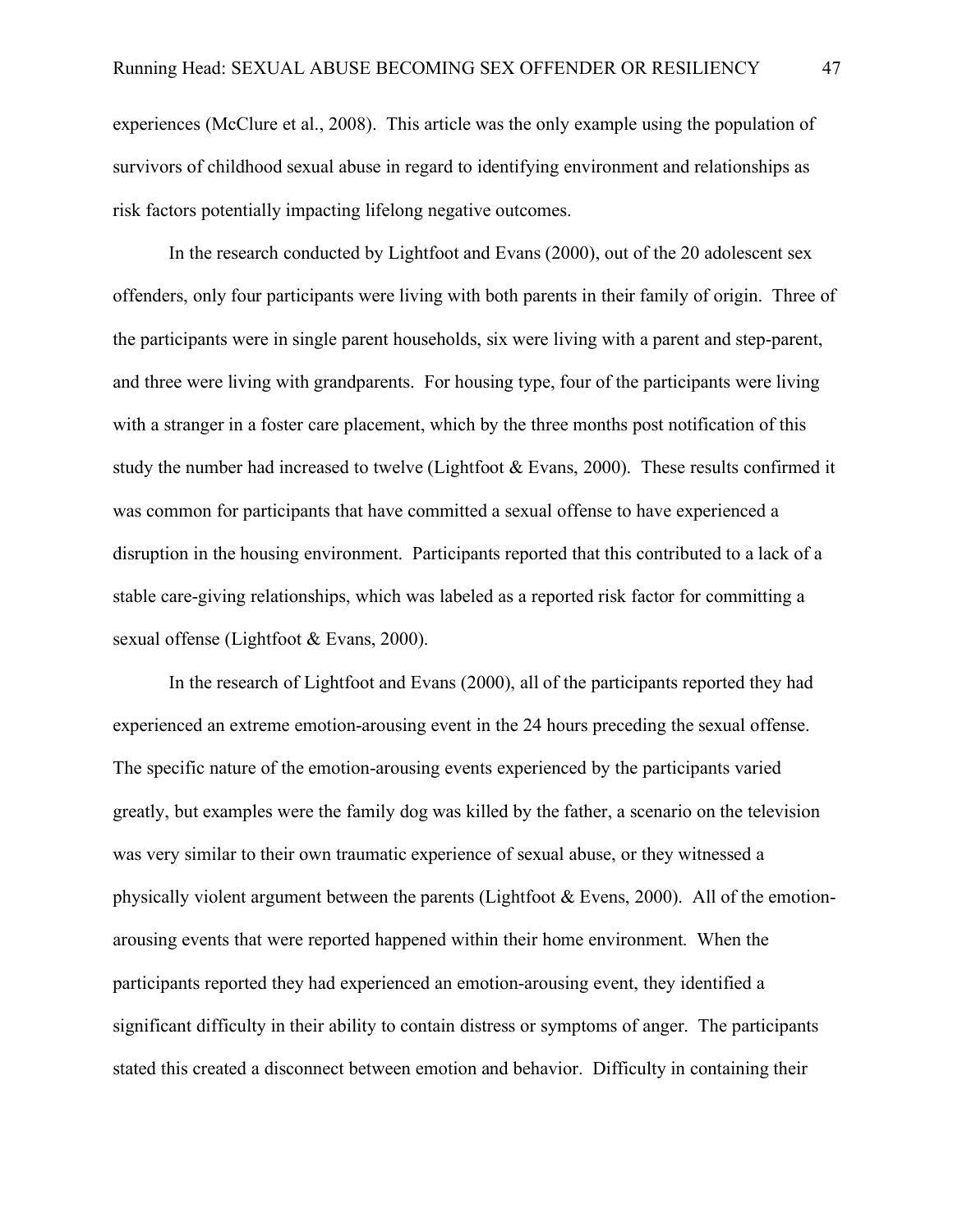experiences (McClure et al., 2008). This article was the only example using the population of survivors of childhood sexual abuse in regard to identifying environment and relationships as risk factors potentially impacting lifelong negative outcomes.

In the research conducted by Lightfoot and Evans (2000), out of the 20 adolescent sex offenders, only four participants were living with both parents in their family of origin. Three of the participants were in single parent households, six were living with a parent and step-parent, and three were living with grandparents. For housing type, four of the participants were living with a stranger in a foster care placement, which by the three months post notification of this study the number had increased to twelve (Lightfoot & Evans, 2000). These results confirmed it was common for participants that have committed a sexual offense to have experienced a disruption in the housing environment. Participants reported that this contributed to a lack of a stable care-giving relationships, which was labeled as a reported risk factor for committing a sexual offense (Lightfoot & Evans, 2000).

In the research of Lightfoot and Evans (2000), all of the participants reported they had experienced an extreme emotion-arousing event in the 24 hours preceding the sexual offense. The specific nature of the emotion-arousing events experienced by the participants varied greatly, but examples were the family dog was killed by the father, a scenario on the television was very similar to their own traumatic experience of sexual abuse, or they witnessed a physically violent argument between the parents (Lightfoot & Evens, 2000). All of the emotion-arousing events that were reported happened within their home environment. When the participants reported they had experienced an emotion-arousing event, they identified a significant difficulty in their ability to contain distress or symptoms of anger. The participants stated this created a disconnect between emotion and behavior. Difficulty in containing their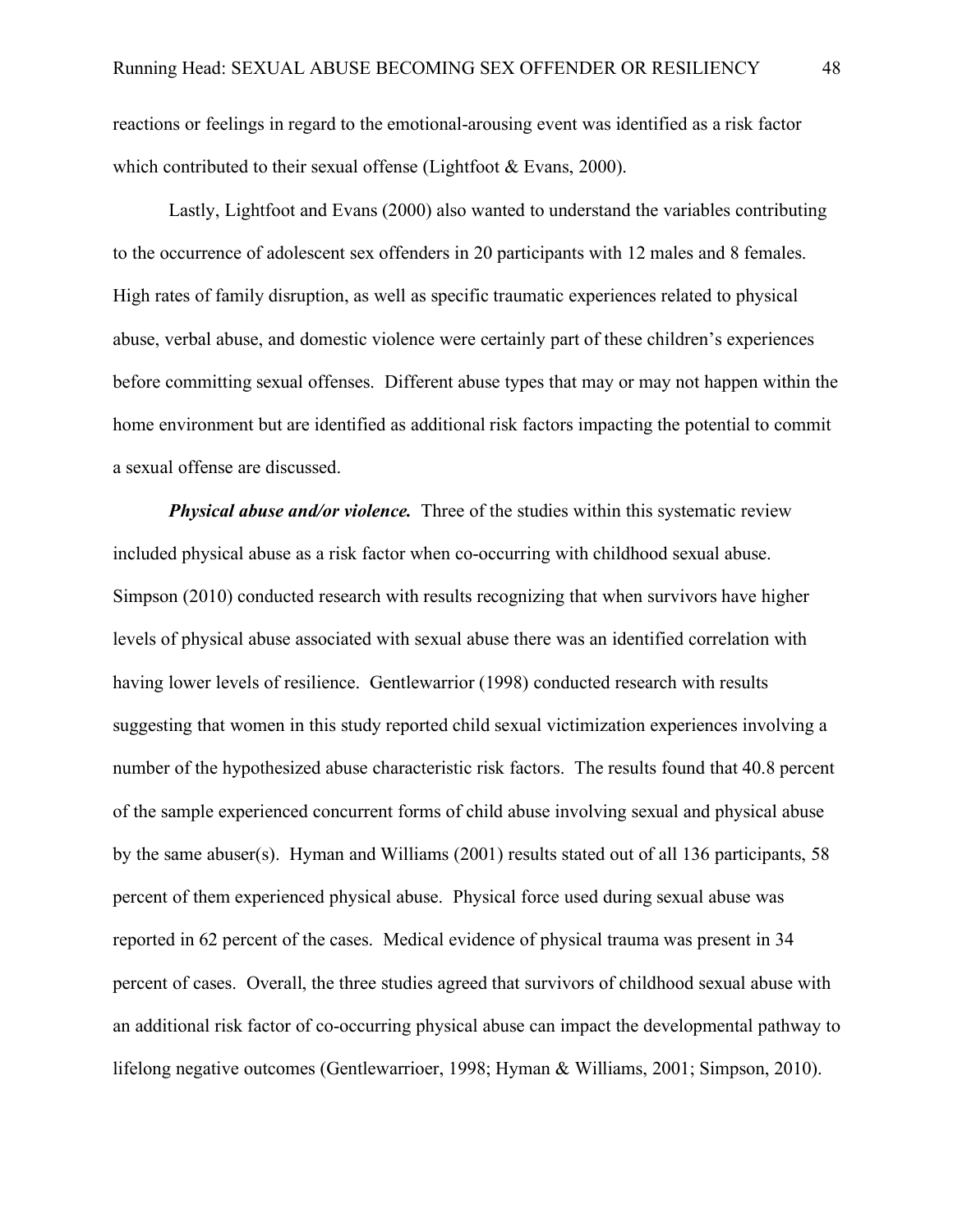reactions or feelings in regard to the emotional-arousing event was identified as a risk factor which contributed to their sexual offense (Lightfoot & Evans, 2000).

Lastly, Lightfoot and Evans (2000) also wanted to understand the variables contributing to the occurrence of adolescent sex offenders in 20 participants with 12 males and 8 females. High rates of family disruption, as well as specific traumatic experiences related to physical abuse, verbal abuse, and domestic violence were certainly part of these children's experiences before committing sexual offenses. Different abuse types that may or may not happen within the home environment but are identified as additional risk factors impacting the potential to commit a sexual offense are discussed.

***Physical abuse and/or violence.*** Three of the studies within this systematic review included physical abuse as a risk factor when co-occurring with childhood sexual abuse. Simpson (2010) conducted research with results recognizing that when survivors have higher levels of physical abuse associated with sexual abuse there was an identified correlation with having lower levels of resilience. Gentlewarrior (1998) conducted research with results suggesting that women in this study reported child sexual victimization experiences involving a number of the hypothesized abuse characteristic risk factors. The results found that 40.8 percent of the sample experienced concurrent forms of child abuse involving sexual and physical abuse by the same abuser(s). Hyman and Williams (2001) results stated out of all 136 participants, 58 percent of them experienced physical abuse. Physical force used during sexual abuse was reported in 62 percent of the cases. Medical evidence of physical trauma was present in 34 percent of cases. Overall, the three studies agreed that survivors of childhood sexual abuse with an additional risk factor of co-occurring physical abuse can impact the developmental pathway to lifelong negative outcomes (Gentlewarrioer, 1998; Hyman & Williams, 2001; Simpson, 2010).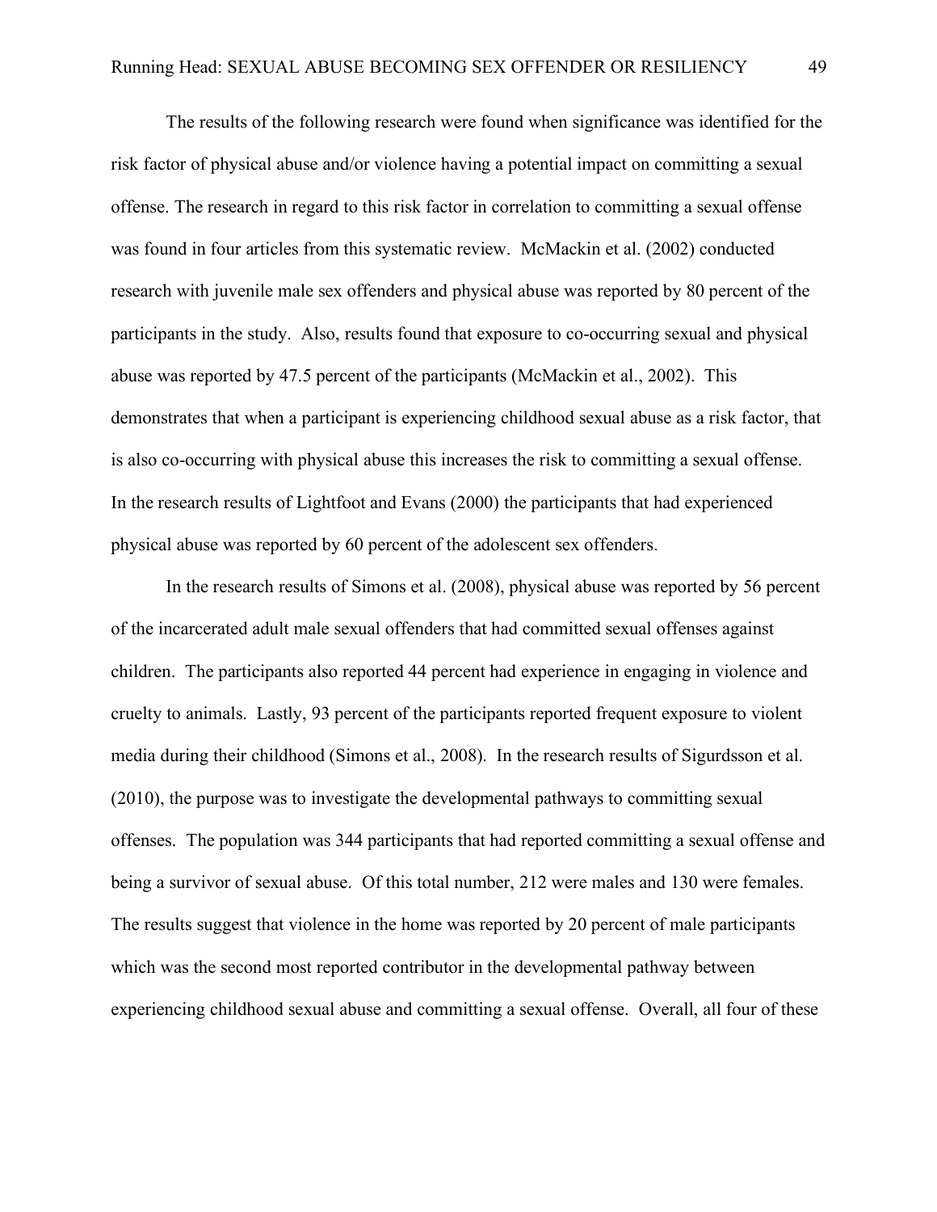The results of the following research were found when significance was identified for the risk factor of physical abuse and/or violence having a potential impact on committing a sexual offense. The research in regard to this risk factor in correlation to committing a sexual offense was found in four articles from this systematic review. McMackin et al. (2002) conducted research with juvenile male sex offenders and physical abuse was reported by 80 percent of the participants in the study. Also, results found that exposure to co-occurring sexual and physical abuse was reported by 47.5 percent of the participants (McMackin et al., 2002). This demonstrates that when a participant is experiencing childhood sexual abuse as a risk factor, that is also co-occurring with physical abuse this increases the risk to committing a sexual offense. In the research results of Lightfoot and Evans (2000) the participants that had experienced physical abuse was reported by 60 percent of the adolescent sex offenders.

In the research results of Simons et al. (2008), physical abuse was reported by 56 percent of the incarcerated adult male sexual offenders that had committed sexual offenses against children. The participants also reported 44 percent had experience in engaging in violence and cruelty to animals. Lastly, 93 percent of the participants reported frequent exposure to violent media during their childhood (Simons et al., 2008). In the research results of Sigurdsson et al. (2010), the purpose was to investigate the developmental pathways to committing sexual offenses. The population was 344 participants that had reported committing a sexual offense and being a survivor of sexual abuse. Of this total number, 212 were males and 130 were females. The results suggest that violence in the home was reported by 20 percent of male participants which was the second most reported contributor in the developmental pathway between experiencing childhood sexual abuse and committing a sexual offense. Overall, all four of these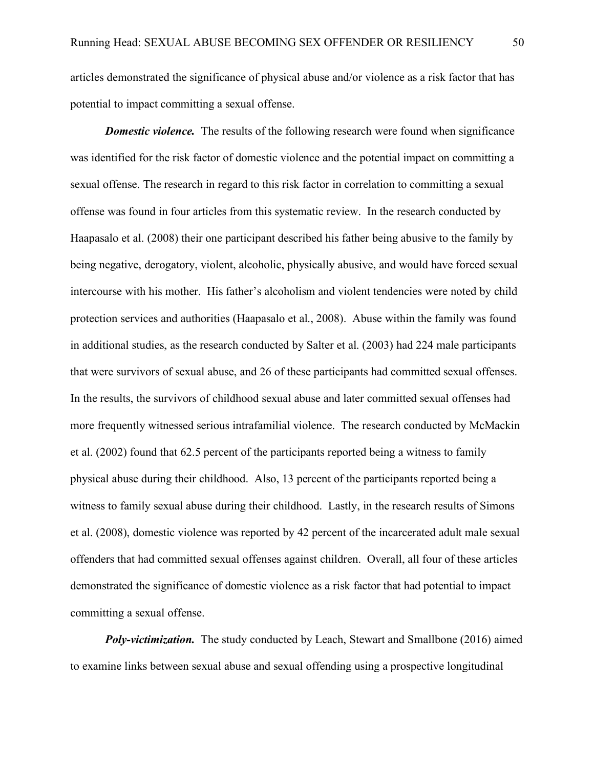articles demonstrated the significance of physical abuse and/or violence as a risk factor that has potential to impact committing a sexual offense.

***Domestic violence.*** The results of the following research were found when significance was identified for the risk factor of domestic violence and the potential impact on committing a sexual offense. The research in regard to this risk factor in correlation to committing a sexual offense was found in four articles from this systematic review. In the research conducted by Haapasalo et al. (2008) their one participant described his father being abusive to the family by being negative, derogatory, violent, alcoholic, physically abusive, and would have forced sexual intercourse with his mother. His father's alcoholism and violent tendencies were noted by child protection services and authorities (Haapasalo et al., 2008). Abuse within the family was found in additional studies, as the research conducted by Salter et al. (2003) had 224 male participants that were survivors of sexual abuse, and 26 of these participants had committed sexual offenses. In the results, the survivors of childhood sexual abuse and later committed sexual offenses had more frequently witnessed serious intrafamilial violence. The research conducted by McMackin et al. (2002) found that 62.5 percent of the participants reported being a witness to family physical abuse during their childhood. Also, 13 percent of the participants reported being a witness to family sexual abuse during their childhood. Lastly, in the research results of Simons et al. (2008), domestic violence was reported by 42 percent of the incarcerated adult male sexual offenders that had committed sexual offenses against children. Overall, all four of these articles demonstrated the significance of domestic violence as a risk factor that had potential to impact committing a sexual offense.

***Poly-victimization.*** The study conducted by Leach, Stewart and Smallbone (2016) aimed to examine links between sexual abuse and sexual offending using a prospective longitudinal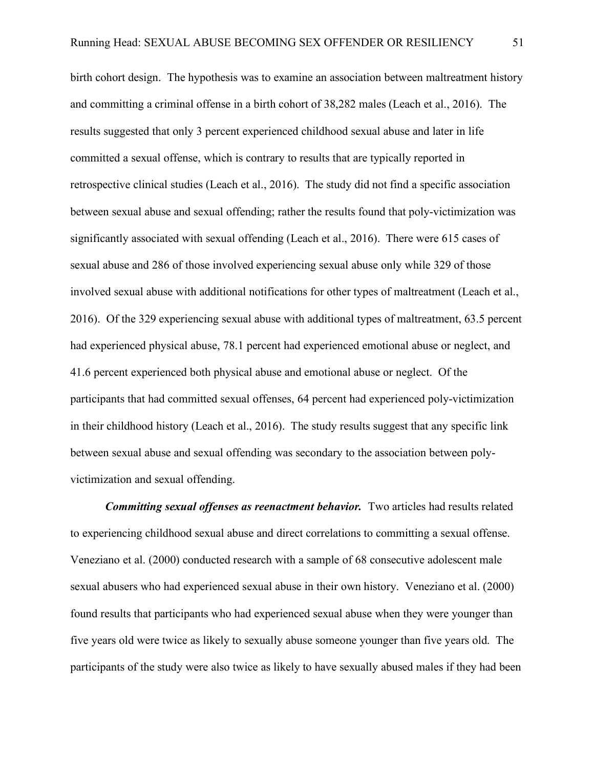birth cohort design. The hypothesis was to examine an association between maltreatment history and committing a criminal offense in a birth cohort of 38,282 males (Leach et al., 2016). The results suggested that only 3 percent experienced childhood sexual abuse and later in life committed a sexual offense, which is contrary to results that are typically reported in retrospective clinical studies (Leach et al., 2016). The study did not find a specific association between sexual abuse and sexual offending; rather the results found that poly-victimization was significantly associated with sexual offending (Leach et al., 2016). There were 615 cases of sexual abuse and 286 of those involved experiencing sexual abuse only while 329 of those involved sexual abuse with additional notifications for other types of maltreatment (Leach et al., 2016). Of the 329 experiencing sexual abuse with additional types of maltreatment, 63.5 percent had experienced physical abuse, 78.1 percent had experienced emotional abuse or neglect, and 41.6 percent experienced both physical abuse and emotional abuse or neglect. Of the participants that had committed sexual offenses, 64 percent had experienced poly-victimization in their childhood history (Leach et al., 2016). The study results suggest that any specific link between sexual abuse and sexual offending was secondary to the association between poly-victimization and sexual offending.

***Committing sexual offenses as reenactment behavior.*** Two articles had results related to experiencing childhood sexual abuse and direct correlations to committing a sexual offense. Veneziano et al. (2000) conducted research with a sample of 68 consecutive adolescent male sexual abusers who had experienced sexual abuse in their own history. Veneziano et al. (2000) found results that participants who had experienced sexual abuse when they were younger than five years old were twice as likely to sexually abuse someone younger than five years old. The participants of the study were also twice as likely to have sexually abused males if they had been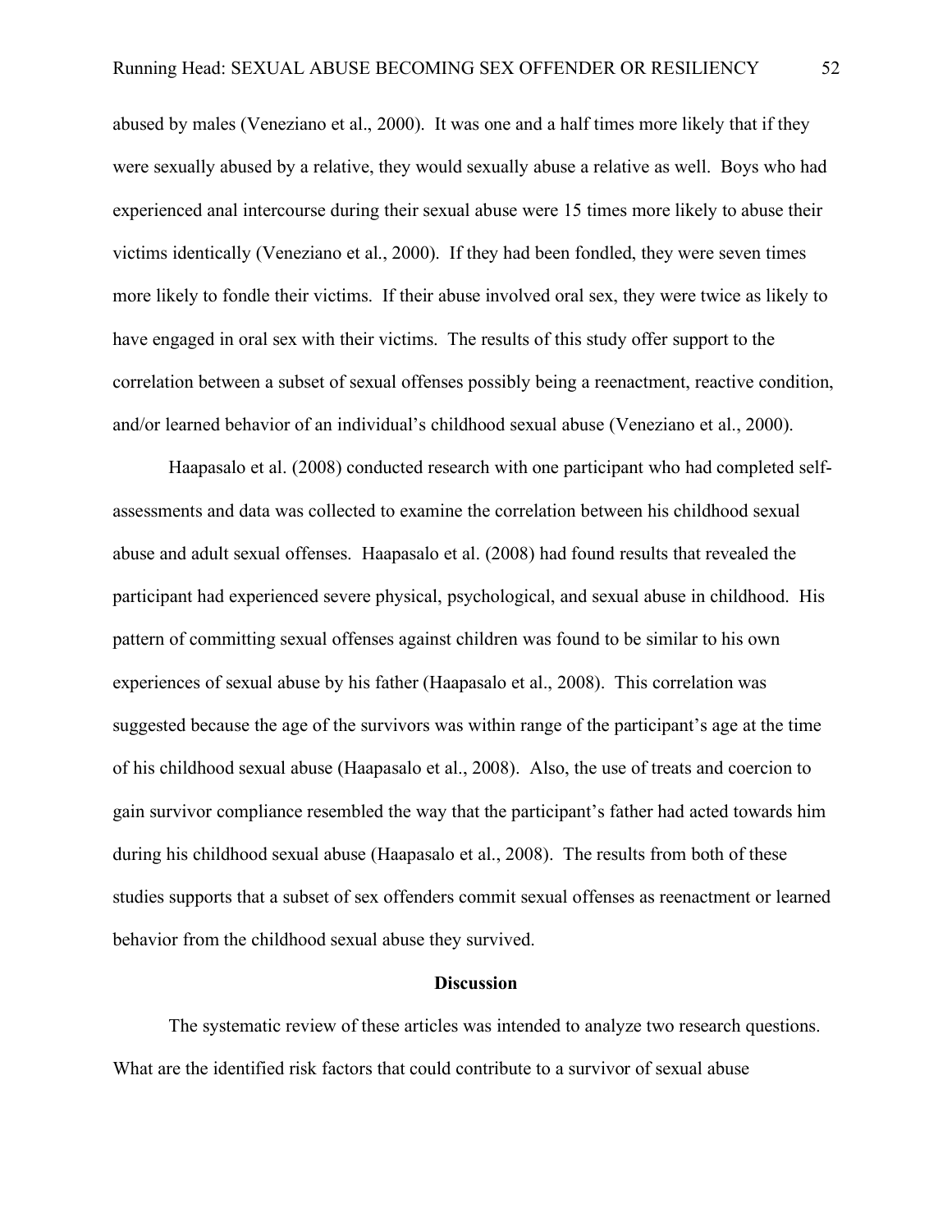abused by males (Veneziano et al., 2000). It was one and a half times more likely that if they were sexually abused by a relative, they would sexually abuse a relative as well. Boys who had experienced anal intercourse during their sexual abuse were 15 times more likely to abuse their victims identically (Veneziano et al., 2000). If they had been fondled, they were seven times more likely to fondle their victims. If their abuse involved oral sex, they were twice as likely to have engaged in oral sex with their victims. The results of this study offer support to the correlation between a subset of sexual offenses possibly being a reenactment, reactive condition, and/or learned behavior of an individual's childhood sexual abuse (Veneziano et al., 2000).

Haapasalo et al. (2008) conducted research with one participant who had completed self-assessments and data was collected to examine the correlation between his childhood sexual abuse and adult sexual offenses. Haapasalo et al. (2008) had found results that revealed the participant had experienced severe physical, psychological, and sexual abuse in childhood. His pattern of committing sexual offenses against children was found to be similar to his own experiences of sexual abuse by his father (Haapasalo et al., 2008). This correlation was suggested because the age of the survivors was within range of the participant's age at the time of his childhood sexual abuse (Haapasalo et al., 2008). Also, the use of treats and coercion to gain survivor compliance resembled the way that the participant's father had acted towards him during his childhood sexual abuse (Haapasalo et al., 2008). The results from both of these studies supports that a subset of sex offenders commit sexual offenses as reenactment or learned behavior from the childhood sexual abuse they survived.

## Discussion

The systematic review of these articles was intended to analyze two research questions. What are the identified risk factors that could contribute to a survivor of sexual abuse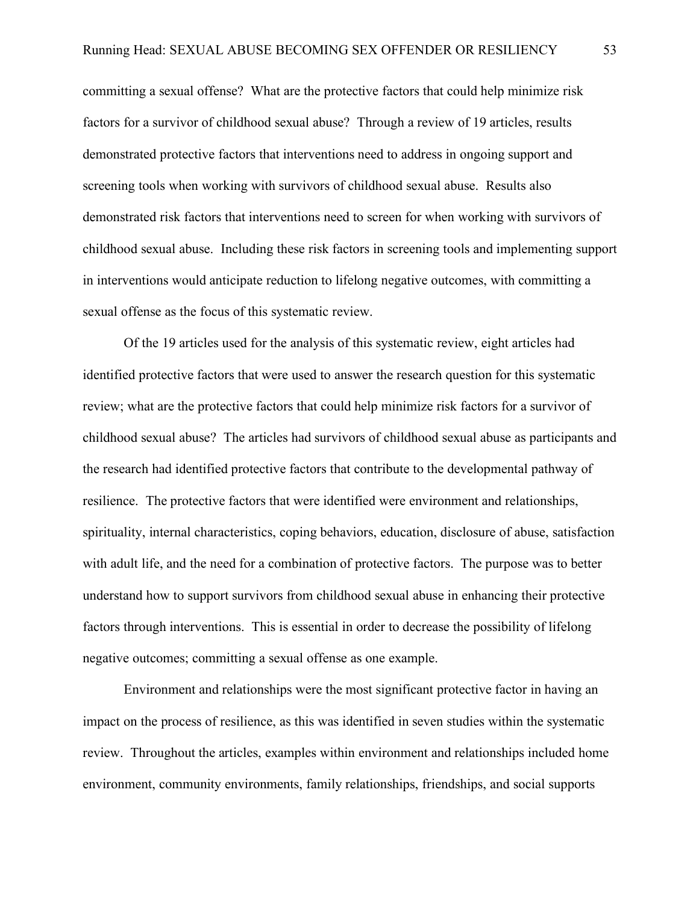committing a sexual offense? What are the protective factors that could help minimize risk factors for a survivor of childhood sexual abuse? Through a review of 19 articles, results demonstrated protective factors that interventions need to address in ongoing support and screening tools when working with survivors of childhood sexual abuse. Results also demonstrated risk factors that interventions need to screen for when working with survivors of childhood sexual abuse. Including these risk factors in screening tools and implementing support in interventions would anticipate reduction to lifelong negative outcomes, with committing a sexual offense as the focus of this systematic review.

Of the 19 articles used for the analysis of this systematic review, eight articles had identified protective factors that were used to answer the research question for this systematic review; what are the protective factors that could help minimize risk factors for a survivor of childhood sexual abuse? The articles had survivors of childhood sexual abuse as participants and the research had identified protective factors that contribute to the developmental pathway of resilience. The protective factors that were identified were environment and relationships, spirituality, internal characteristics, coping behaviors, education, disclosure of abuse, satisfaction with adult life, and the need for a combination of protective factors. The purpose was to better understand how to support survivors from childhood sexual abuse in enhancing their protective factors through interventions. This is essential in order to decrease the possibility of lifelong negative outcomes; committing a sexual offense as one example.

Environment and relationships were the most significant protective factor in having an impact on the process of resilience, as this was identified in seven studies within the systematic review. Throughout the articles, examples within environment and relationships included home environment, community environments, family relationships, friendships, and social supports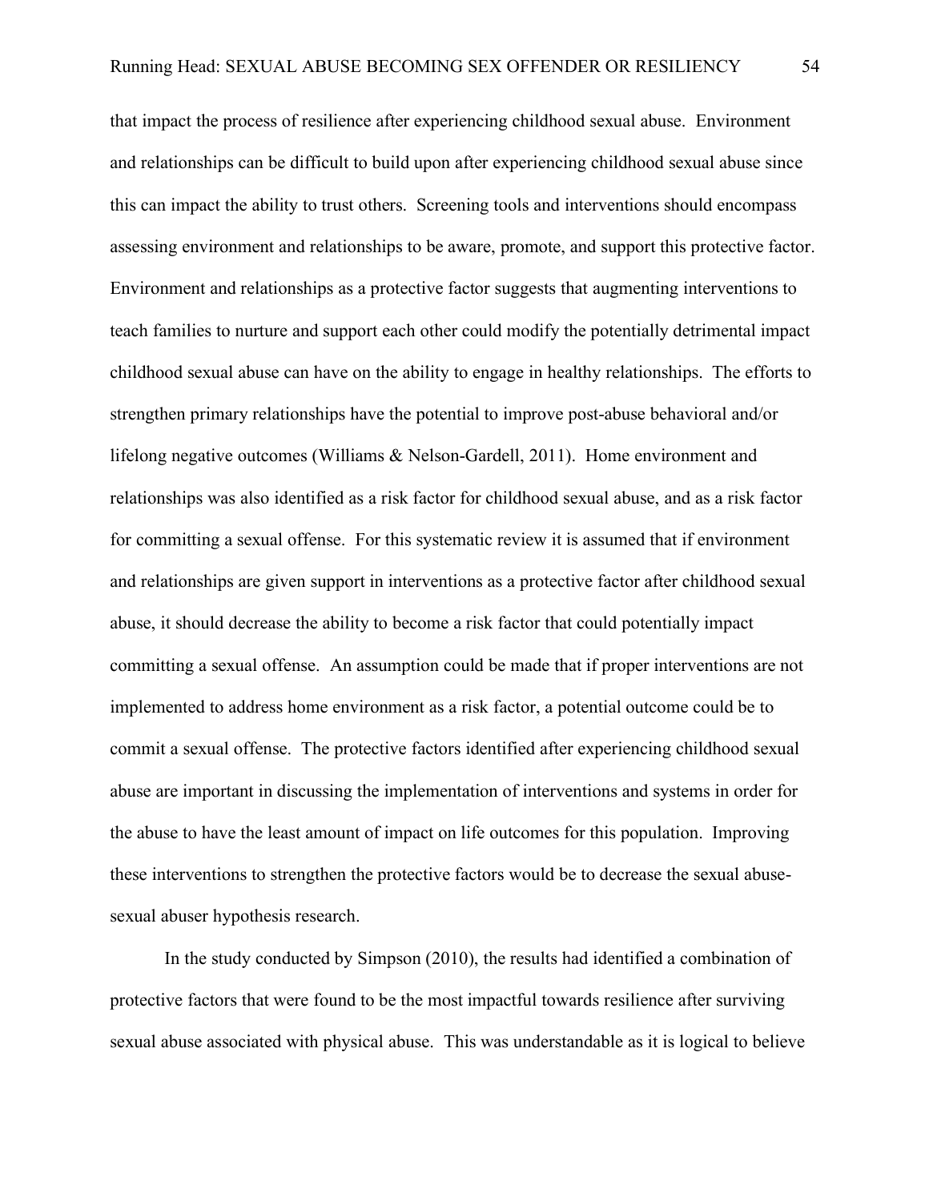that impact the process of resilience after experiencing childhood sexual abuse. Environment and relationships can be difficult to build upon after experiencing childhood sexual abuse since this can impact the ability to trust others. Screening tools and interventions should encompass assessing environment and relationships to be aware, promote, and support this protective factor. Environment and relationships as a protective factor suggests that augmenting interventions to teach families to nurture and support each other could modify the potentially detrimental impact childhood sexual abuse can have on the ability to engage in healthy relationships. The efforts to strengthen primary relationships have the potential to improve post-abuse behavioral and/or lifelong negative outcomes (Williams & Nelson-Gardell, 2011). Home environment and relationships was also identified as a risk factor for childhood sexual abuse, and as a risk factor for committing a sexual offense. For this systematic review it is assumed that if environment and relationships are given support in interventions as a protective factor after childhood sexual abuse, it should decrease the ability to become a risk factor that could potentially impact committing a sexual offense. An assumption could be made that if proper interventions are not implemented to address home environment as a risk factor, a potential outcome could be to commit a sexual offense. The protective factors identified after experiencing childhood sexual abuse are important in discussing the implementation of interventions and systems in order for the abuse to have the least amount of impact on life outcomes for this population. Improving these interventions to strengthen the protective factors would be to decrease the sexual abuse-sexual abuser hypothesis research.

In the study conducted by Simpson (2010), the results had identified a combination of protective factors that were found to be the most impactful towards resilience after surviving sexual abuse associated with physical abuse. This was understandable as it is logical to believe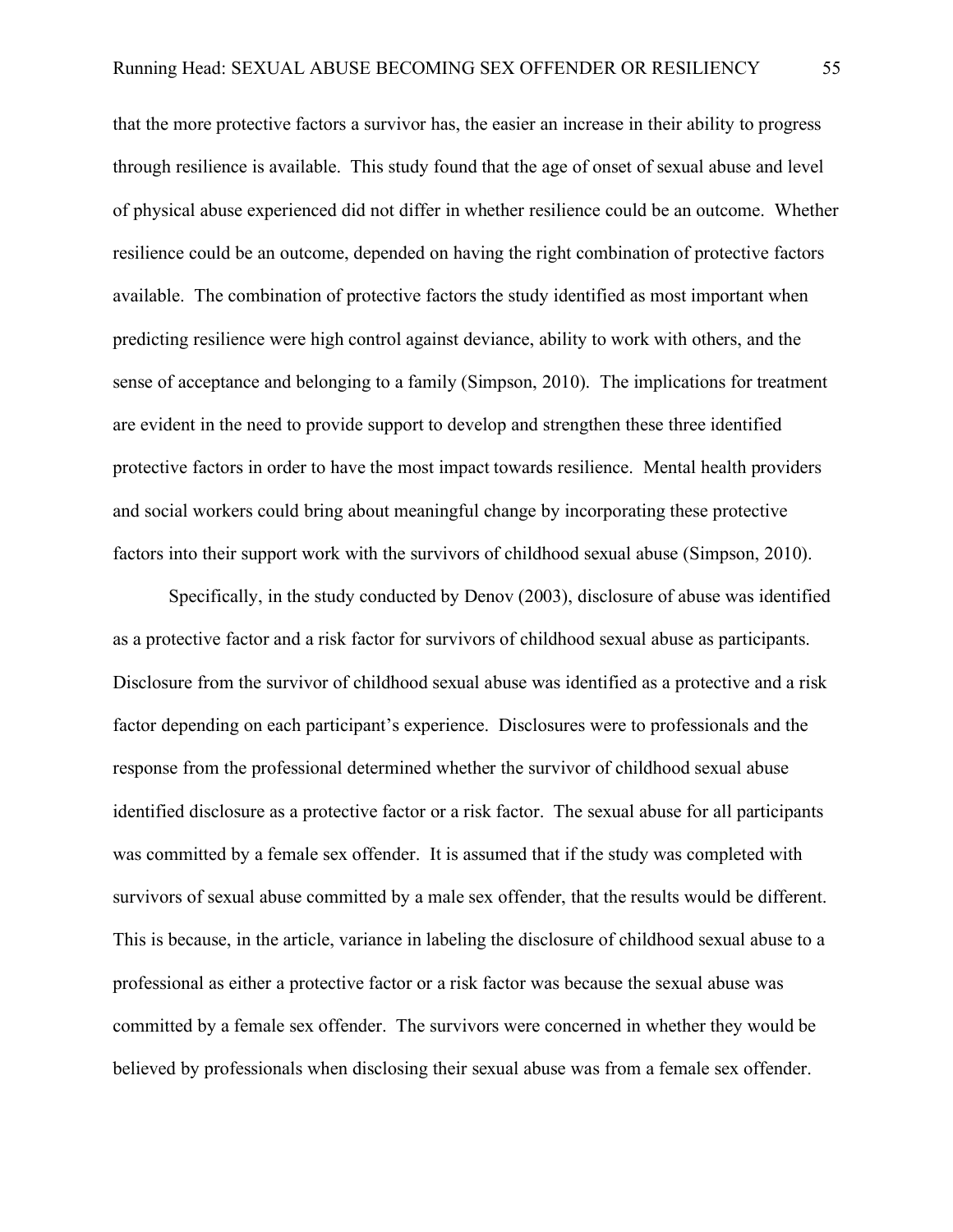that the more protective factors a survivor has, the easier an increase in their ability to progress through resilience is available. This study found that the age of onset of sexual abuse and level of physical abuse experienced did not differ in whether resilience could be an outcome. Whether resilience could be an outcome, depended on having the right combination of protective factors available. The combination of protective factors the study identified as most important when predicting resilience were high control against deviance, ability to work with others, and the sense of acceptance and belonging to a family (Simpson, 2010). The implications for treatment are evident in the need to provide support to develop and strengthen these three identified protective factors in order to have the most impact towards resilience. Mental health providers and social workers could bring about meaningful change by incorporating these protective factors into their support work with the survivors of childhood sexual abuse (Simpson, 2010).

Specifically, in the study conducted by Denov (2003), disclosure of abuse was identified as a protective factor and a risk factor for survivors of childhood sexual abuse as participants. Disclosure from the survivor of childhood sexual abuse was identified as a protective and a risk factor depending on each participant's experience. Disclosures were to professionals and the response from the professional determined whether the survivor of childhood sexual abuse identified disclosure as a protective factor or a risk factor. The sexual abuse for all participants was committed by a female sex offender. It is assumed that if the study was completed with survivors of sexual abuse committed by a male sex offender, that the results would be different. This is because, in the article, variance in labeling the disclosure of childhood sexual abuse to a professional as either a protective factor or a risk factor was because the sexual abuse was committed by a female sex offender. The survivors were concerned in whether they would be believed by professionals when disclosing their sexual abuse was from a female sex offender.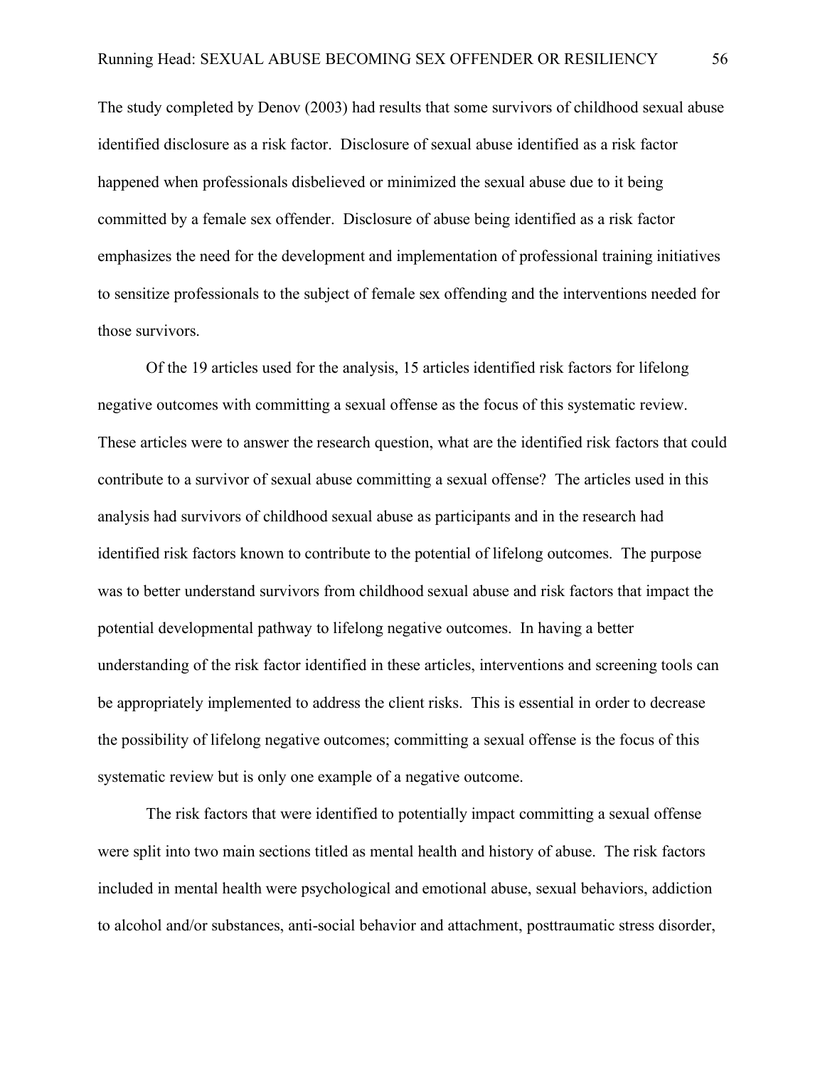The study completed by Denov (2003) had results that some survivors of childhood sexual abuse identified disclosure as a risk factor. Disclosure of sexual abuse identified as a risk factor happened when professionals disbelieved or minimized the sexual abuse due to it being committed by a female sex offender. Disclosure of abuse being identified as a risk factor emphasizes the need for the development and implementation of professional training initiatives to sensitize professionals to the subject of female sex offending and the interventions needed for those survivors.

Of the 19 articles used for the analysis, 15 articles identified risk factors for lifelong negative outcomes with committing a sexual offense as the focus of this systematic review. These articles were to answer the research question, what are the identified risk factors that could contribute to a survivor of sexual abuse committing a sexual offense? The articles used in this analysis had survivors of childhood sexual abuse as participants and in the research had identified risk factors known to contribute to the potential of lifelong outcomes. The purpose was to better understand survivors from childhood sexual abuse and risk factors that impact the potential developmental pathway to lifelong negative outcomes. In having a better understanding of the risk factor identified in these articles, interventions and screening tools can be appropriately implemented to address the client risks. This is essential in order to decrease the possibility of lifelong negative outcomes; committing a sexual offense is the focus of this systematic review but is only one example of a negative outcome.

The risk factors that were identified to potentially impact committing a sexual offense were split into two main sections titled as mental health and history of abuse. The risk factors included in mental health were psychological and emotional abuse, sexual behaviors, addiction to alcohol and/or substances, anti-social behavior and attachment, posttraumatic stress disorder,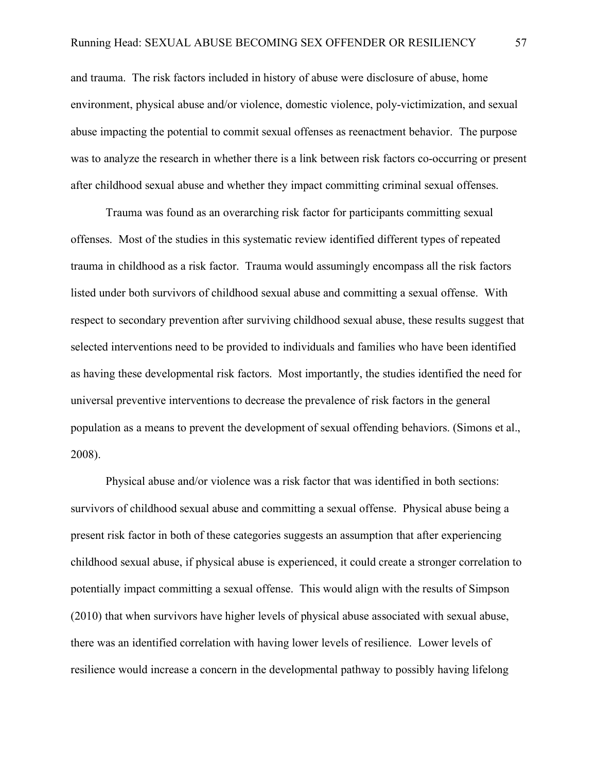and trauma. The risk factors included in history of abuse were disclosure of abuse, home environment, physical abuse and/or violence, domestic violence, poly-victimization, and sexual abuse impacting the potential to commit sexual offenses as reenactment behavior. The purpose was to analyze the research in whether there is a link between risk factors co-occurring or present after childhood sexual abuse and whether they impact committing criminal sexual offenses.

Trauma was found as an overarching risk factor for participants committing sexual offenses. Most of the studies in this systematic review identified different types of repeated trauma in childhood as a risk factor. Trauma would assumingly encompass all the risk factors listed under both survivors of childhood sexual abuse and committing a sexual offense. With respect to secondary prevention after surviving childhood sexual abuse, these results suggest that selected interventions need to be provided to individuals and families who have been identified as having these developmental risk factors. Most importantly, the studies identified the need for universal preventive interventions to decrease the prevalence of risk factors in the general population as a means to prevent the development of sexual offending behaviors. (Simons et al., 2008).

Physical abuse and/or violence was a risk factor that was identified in both sections: survivors of childhood sexual abuse and committing a sexual offense. Physical abuse being a present risk factor in both of these categories suggests an assumption that after experiencing childhood sexual abuse, if physical abuse is experienced, it could create a stronger correlation to potentially impact committing a sexual offense. This would align with the results of Simpson (2010) that when survivors have higher levels of physical abuse associated with sexual abuse, there was an identified correlation with having lower levels of resilience. Lower levels of resilience would increase a concern in the developmental pathway to possibly having lifelong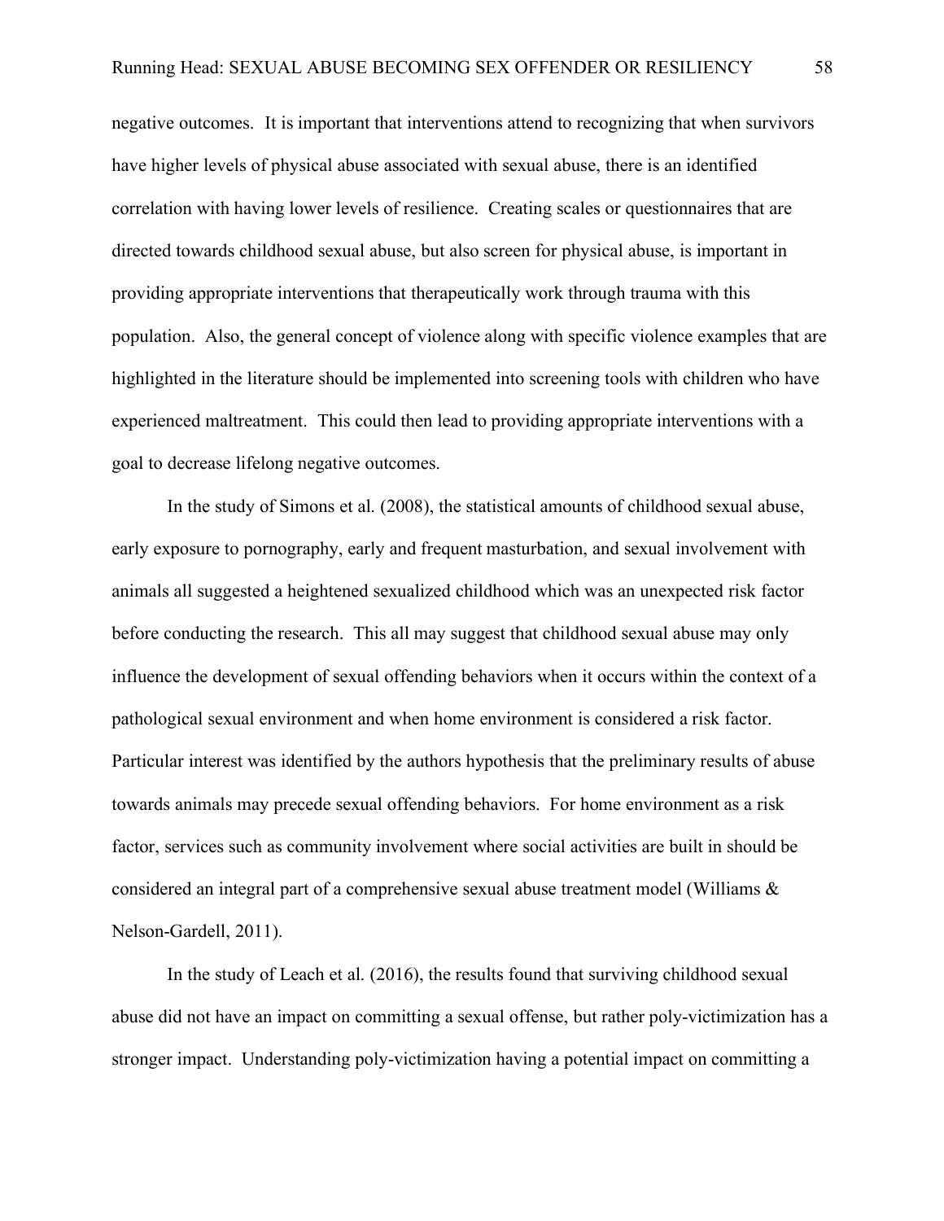negative outcomes. It is important that interventions attend to recognizing that when survivors have higher levels of physical abuse associated with sexual abuse, there is an identified correlation with having lower levels of resilience. Creating scales or questionnaires that are directed towards childhood sexual abuse, but also screen for physical abuse, is important in providing appropriate interventions that therapeutically work through trauma with this population. Also, the general concept of violence along with specific violence examples that are highlighted in the literature should be implemented into screening tools with children who have experienced maltreatment. This could then lead to providing appropriate interventions with a goal to decrease lifelong negative outcomes.

In the study of Simons et al. (2008), the statistical amounts of childhood sexual abuse, early exposure to pornography, early and frequent masturbation, and sexual involvement with animals all suggested a heightened sexualized childhood which was an unexpected risk factor before conducting the research. This all may suggest that childhood sexual abuse may only influence the development of sexual offending behaviors when it occurs within the context of a pathological sexual environment and when home environment is considered a risk factor. Particular interest was identified by the authors hypothesis that the preliminary results of abuse towards animals may precede sexual offending behaviors. For home environment as a risk factor, services such as community involvement where social activities are built in should be considered an integral part of a comprehensive sexual abuse treatment model (Williams & Nelson-Gardell, 2011).

In the study of Leach et al. (2016), the results found that surviving childhood sexual abuse did not have an impact on committing a sexual offense, but rather poly-victimization has a stronger impact. Understanding poly-victimization having a potential impact on committing a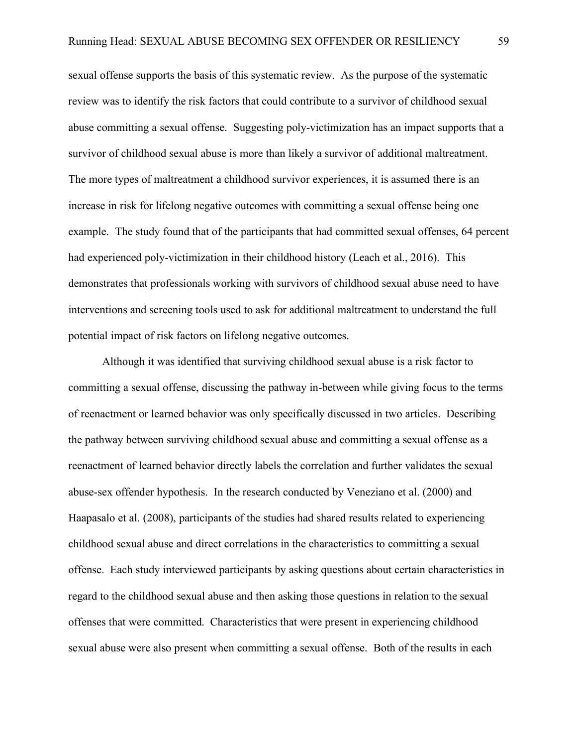sexual offense supports the basis of this systematic review. As the purpose of the systematic review was to identify the risk factors that could contribute to a survivor of childhood sexual abuse committing a sexual offense. Suggesting poly-victimization has an impact supports that a survivor of childhood sexual abuse is more than likely a survivor of additional maltreatment. The more types of maltreatment a childhood survivor experiences, it is assumed there is an increase in risk for lifelong negative outcomes with committing a sexual offense being one example. The study found that of the participants that had committed sexual offenses, 64 percent had experienced poly-victimization in their childhood history (Leach et al., 2016). This demonstrates that professionals working with survivors of childhood sexual abuse need to have interventions and screening tools used to ask for additional maltreatment to understand the full potential impact of risk factors on lifelong negative outcomes.

Although it was identified that surviving childhood sexual abuse is a risk factor to committing a sexual offense, discussing the pathway in-between while giving focus to the terms of reenactment or learned behavior was only specifically discussed in two articles. Describing the pathway between surviving childhood sexual abuse and committing a sexual offense as a reenactment of learned behavior directly labels the correlation and further validates the sexual abuse-sex offender hypothesis. In the research conducted by Veneziano et al. (2000) and Haapasalo et al. (2008), participants of the studies had shared results related to experiencing childhood sexual abuse and direct correlations in the characteristics to committing a sexual offense. Each study interviewed participants by asking questions about certain characteristics in regard to the childhood sexual abuse and then asking those questions in relation to the sexual offenses that were committed. Characteristics that were present in experiencing childhood sexual abuse were also present when committing a sexual offense. Both of the results in each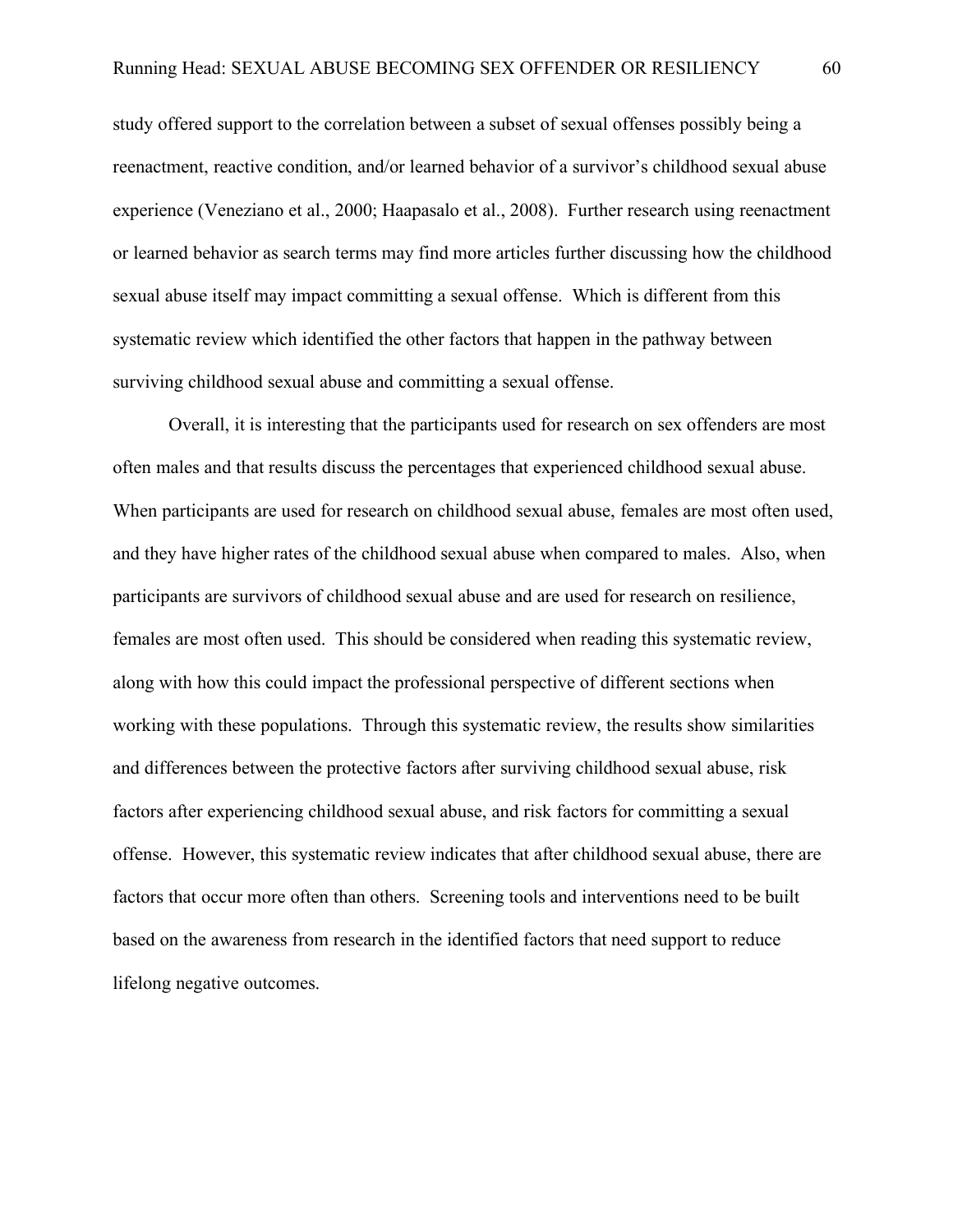study offered support to the correlation between a subset of sexual offenses possibly being a reenactment, reactive condition, and/or learned behavior of a survivor's childhood sexual abuse experience (Veneziano et al., 2000; Haapasalo et al., 2008). Further research using reenactment or learned behavior as search terms may find more articles further discussing how the childhood sexual abuse itself may impact committing a sexual offense. Which is different from this systematic review which identified the other factors that happen in the pathway between surviving childhood sexual abuse and committing a sexual offense.

Overall, it is interesting that the participants used for research on sex offenders are most often males and that results discuss the percentages that experienced childhood sexual abuse. When participants are used for research on childhood sexual abuse, females are most often used, and they have higher rates of the childhood sexual abuse when compared to males. Also, when participants are survivors of childhood sexual abuse and are used for research on resilience, females are most often used. This should be considered when reading this systematic review, along with how this could impact the professional perspective of different sections when working with these populations. Through this systematic review, the results show similarities and differences between the protective factors after surviving childhood sexual abuse, risk factors after experiencing childhood sexual abuse, and risk factors for committing a sexual offense. However, this systematic review indicates that after childhood sexual abuse, there are factors that occur more often than others. Screening tools and interventions need to be built based on the awareness from research in the identified factors that need support to reduce lifelong negative outcomes.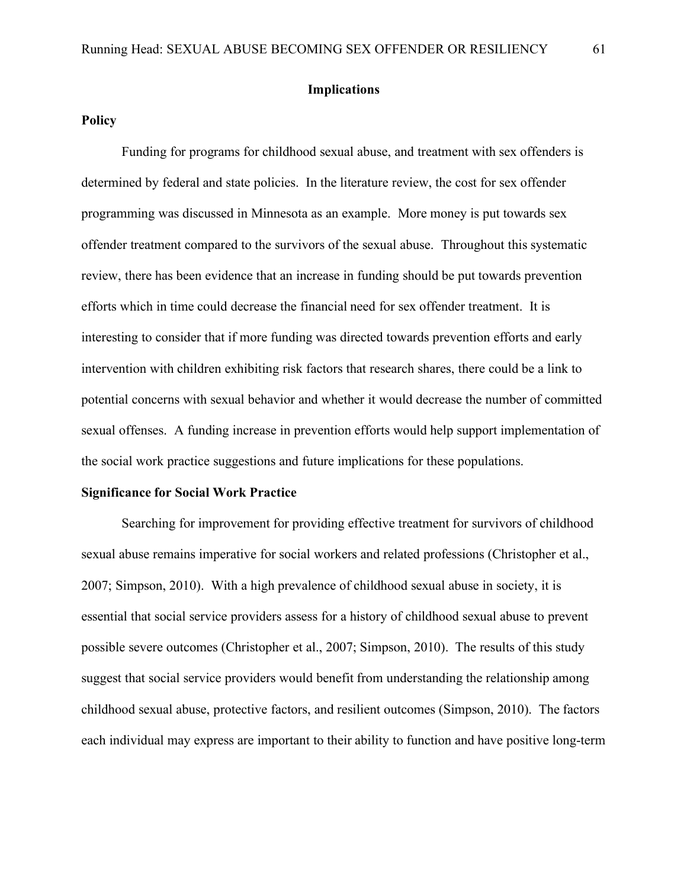## Implications

### Policy

Funding for programs for childhood sexual abuse, and treatment with sex offenders is determined by federal and state policies. In the literature review, the cost for sex offender programming was discussed in Minnesota as an example. More money is put towards sex offender treatment compared to the survivors of the sexual abuse. Throughout this systematic review, there has been evidence that an increase in funding should be put towards prevention efforts which in time could decrease the financial need for sex offender treatment. It is interesting to consider that if more funding was directed towards prevention efforts and early intervention with children exhibiting risk factors that research shares, there could be a link to potential concerns with sexual behavior and whether it would decrease the number of committed sexual offenses. A funding increase in prevention efforts would help support implementation of the social work practice suggestions and future implications for these populations.

### Significance for Social Work Practice

Searching for improvement for providing effective treatment for survivors of childhood sexual abuse remains imperative for social workers and related professions (Christopher et al., 2007; Simpson, 2010). With a high prevalence of childhood sexual abuse in society, it is essential that social service providers assess for a history of childhood sexual abuse to prevent possible severe outcomes (Christopher et al., 2007; Simpson, 2010). The results of this study suggest that social service providers would benefit from understanding the relationship among childhood sexual abuse, protective factors, and resilient outcomes (Simpson, 2010). The factors each individual may express are important to their ability to function and have positive long-term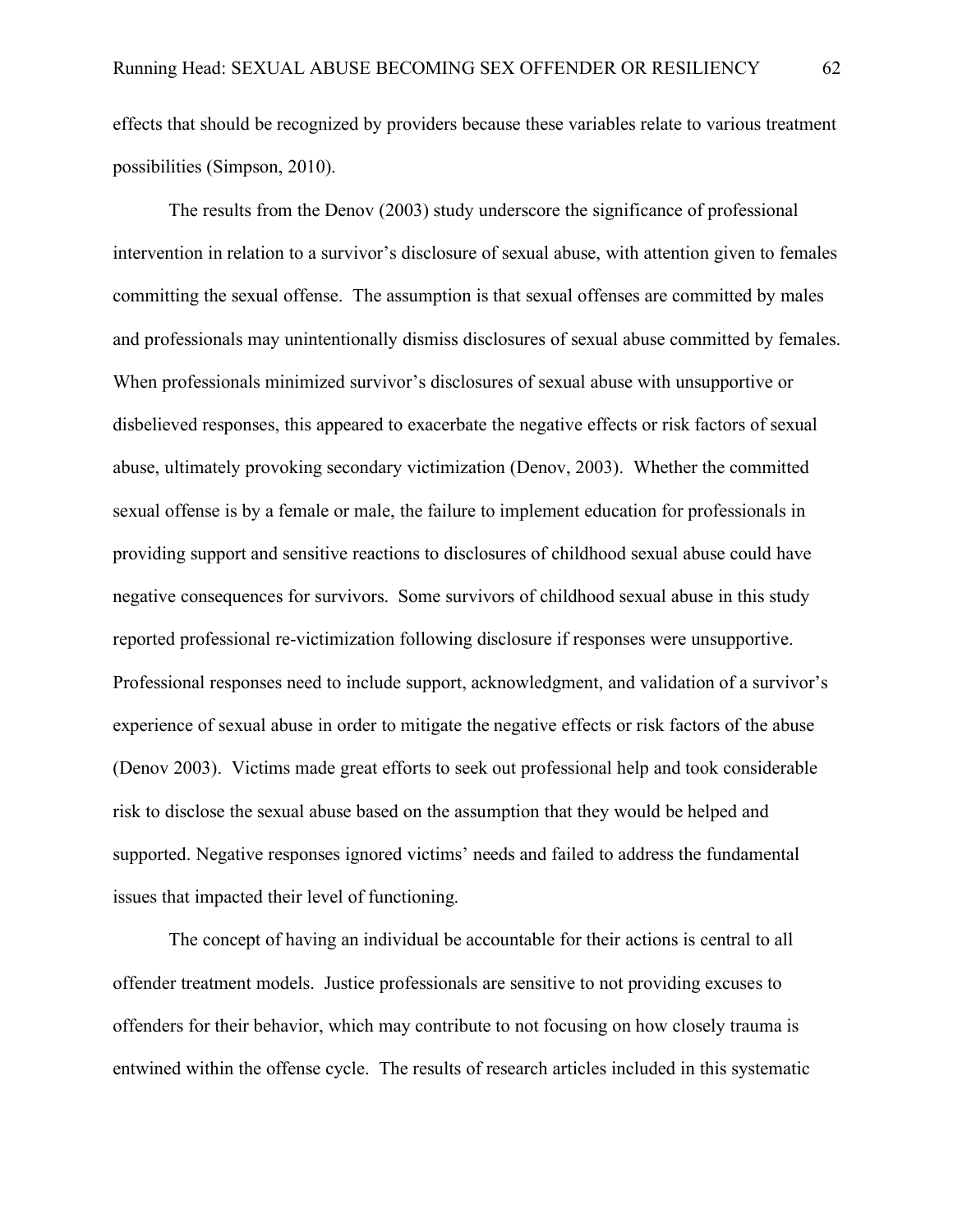effects that should be recognized by providers because these variables relate to various treatment possibilities (Simpson, 2010).

The results from the Denov (2003) study underscore the significance of professional intervention in relation to a survivor's disclosure of sexual abuse, with attention given to females committing the sexual offense. The assumption is that sexual offenses are committed by males and professionals may unintentionally dismiss disclosures of sexual abuse committed by females. When professionals minimized survivor's disclosures of sexual abuse with unsupportive or disbelieved responses, this appeared to exacerbate the negative effects or risk factors of sexual abuse, ultimately provoking secondary victimization (Denov, 2003). Whether the committed sexual offense is by a female or male, the failure to implement education for professionals in providing support and sensitive reactions to disclosures of childhood sexual abuse could have negative consequences for survivors. Some survivors of childhood sexual abuse in this study reported professional re-victimization following disclosure if responses were unsupportive. Professional responses need to include support, acknowledgment, and validation of a survivor's experience of sexual abuse in order to mitigate the negative effects or risk factors of the abuse (Denov 2003). Victims made great efforts to seek out professional help and took considerable risk to disclose the sexual abuse based on the assumption that they would be helped and supported. Negative responses ignored victims' needs and failed to address the fundamental issues that impacted their level of functioning.

The concept of having an individual be accountable for their actions is central to all offender treatment models. Justice professionals are sensitive to not providing excuses to offenders for their behavior, which may contribute to not focusing on how closely trauma is entwined within the offense cycle. The results of research articles included in this systematic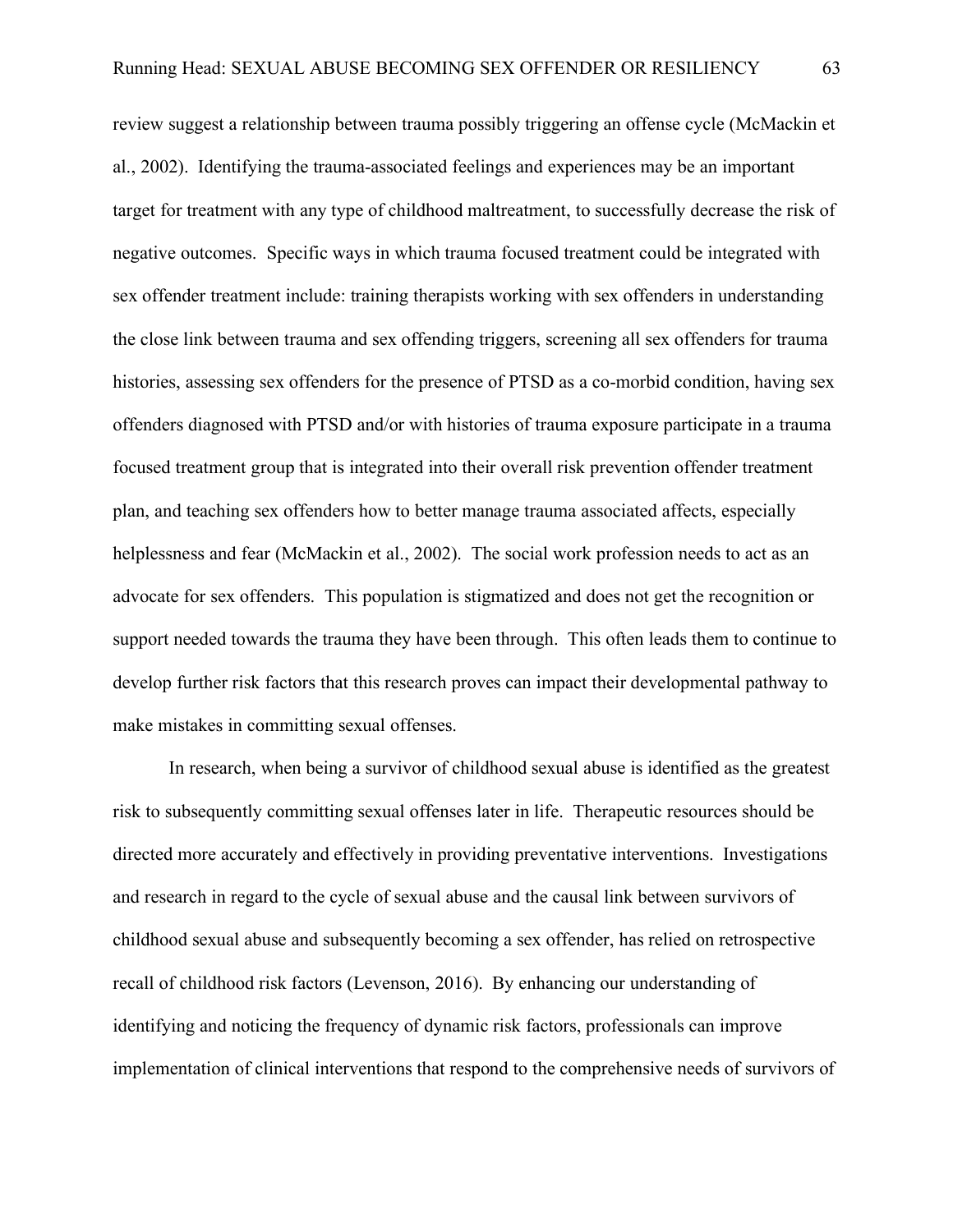review suggest a relationship between trauma possibly triggering an offense cycle (McMackin et al., 2002). Identifying the trauma-associated feelings and experiences may be an important target for treatment with any type of childhood maltreatment, to successfully decrease the risk of negative outcomes. Specific ways in which trauma focused treatment could be integrated with sex offender treatment include: training therapists working with sex offenders in understanding the close link between trauma and sex offending triggers, screening all sex offenders for trauma histories, assessing sex offenders for the presence of PTSD as a co-morbid condition, having sex offenders diagnosed with PTSD and/or with histories of trauma exposure participate in a trauma focused treatment group that is integrated into their overall risk prevention offender treatment plan, and teaching sex offenders how to better manage trauma associated affects, especially helplessness and fear (McMackin et al., 2002). The social work profession needs to act as an advocate for sex offenders. This population is stigmatized and does not get the recognition or support needed towards the trauma they have been through. This often leads them to continue to develop further risk factors that this research proves can impact their developmental pathway to make mistakes in committing sexual offenses.

In research, when being a survivor of childhood sexual abuse is identified as the greatest risk to subsequently committing sexual offenses later in life. Therapeutic resources should be directed more accurately and effectively in providing preventative interventions. Investigations and research in regard to the cycle of sexual abuse and the causal link between survivors of childhood sexual abuse and subsequently becoming a sex offender, has relied on retrospective recall of childhood risk factors (Levenson, 2016). By enhancing our understanding of identifying and noticing the frequency of dynamic risk factors, professionals can improve implementation of clinical interventions that respond to the comprehensive needs of survivors of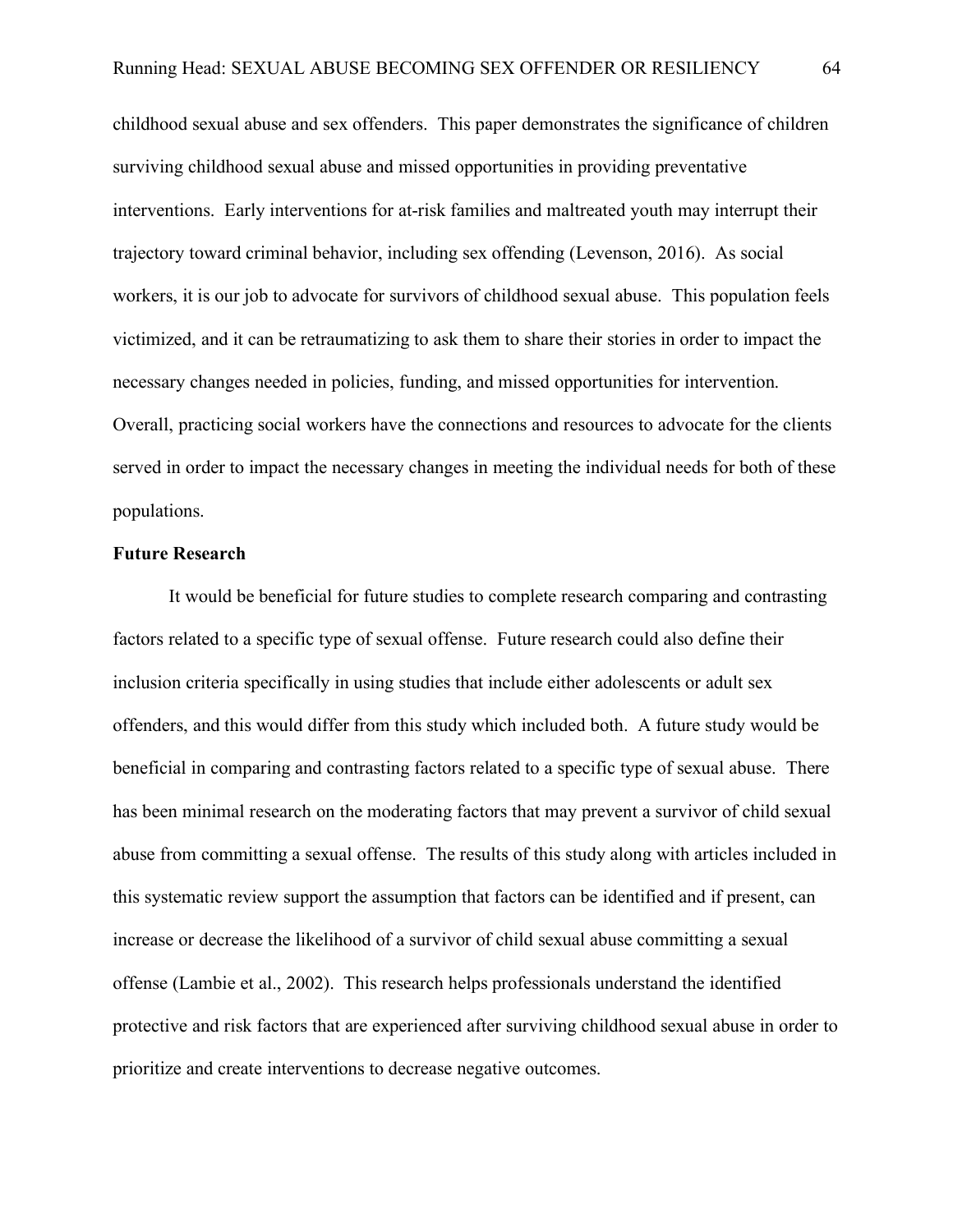childhood sexual abuse and sex offenders. This paper demonstrates the significance of children surviving childhood sexual abuse and missed opportunities in providing preventative interventions. Early interventions for at-risk families and maltreated youth may interrupt their trajectory toward criminal behavior, including sex offending (Levenson, 2016). As social workers, it is our job to advocate for survivors of childhood sexual abuse. This population feels victimized, and it can be retraumatizing to ask them to share their stories in order to impact the necessary changes needed in policies, funding, and missed opportunities for intervention. Overall, practicing social workers have the connections and resources to advocate for the clients served in order to impact the necessary changes in meeting the individual needs for both of these populations.

**Future Research**

It would be beneficial for future studies to complete research comparing and contrasting factors related to a specific type of sexual offense. Future research could also define their inclusion criteria specifically in using studies that include either adolescents or adult sex offenders, and this would differ from this study which included both. A future study would be beneficial in comparing and contrasting factors related to a specific type of sexual abuse. There has been minimal research on the moderating factors that may prevent a survivor of child sexual abuse from committing a sexual offense. The results of this study along with articles included in this systematic review support the assumption that factors can be identified and if present, can increase or decrease the likelihood of a survivor of child sexual abuse committing a sexual offense (Lambie et al., 2002). This research helps professionals understand the identified protective and risk factors that are experienced after surviving childhood sexual abuse in order to prioritize and create interventions to decrease negative outcomes.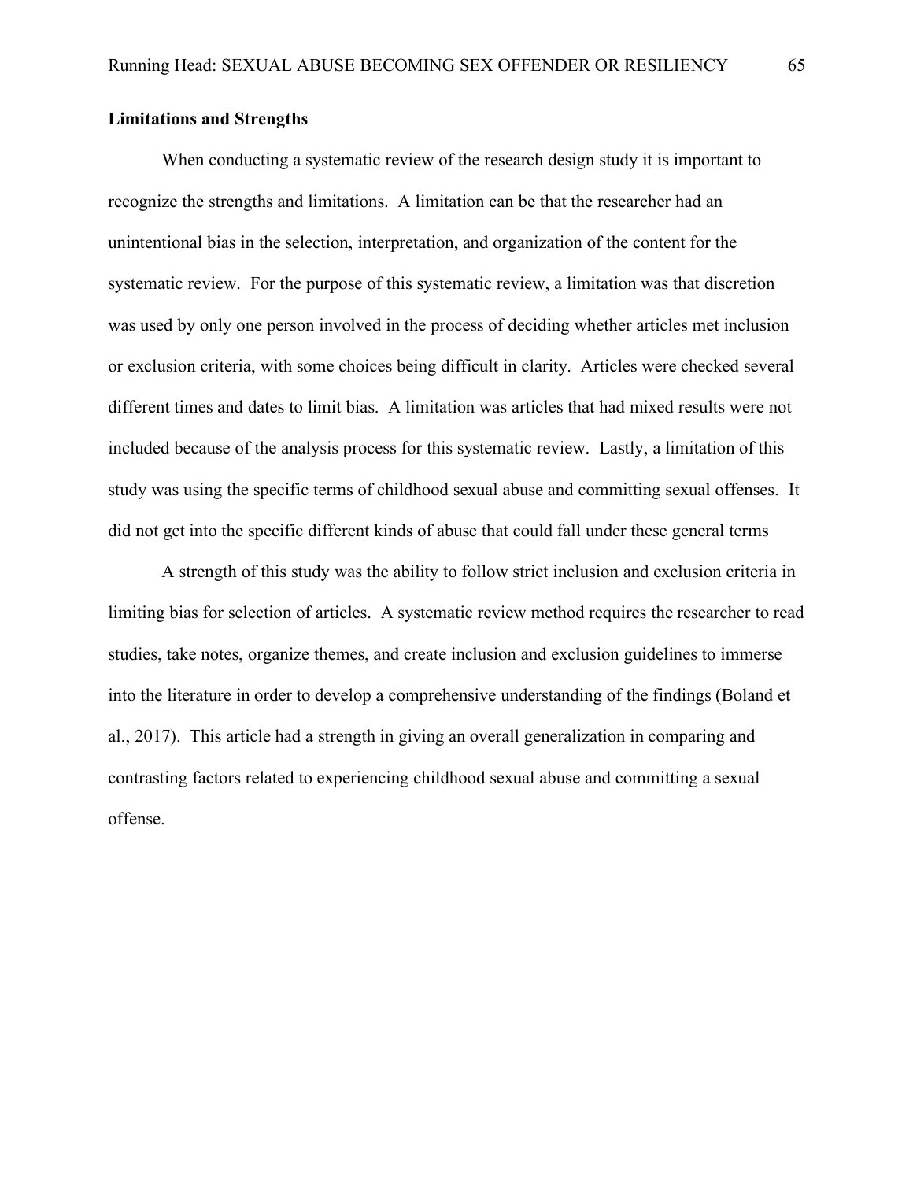**Limitations and Strengths**

When conducting a systematic review of the research design study it is important to recognize the strengths and limitations. A limitation can be that the researcher had an unintentional bias in the selection, interpretation, and organization of the content for the systematic review. For the purpose of this systematic review, a limitation was that discretion was used by only one person involved in the process of deciding whether articles met inclusion or exclusion criteria, with some choices being difficult in clarity. Articles were checked several different times and dates to limit bias. A limitation was articles that had mixed results were not included because of the analysis process for this systematic review. Lastly, a limitation of this study was using the specific terms of childhood sexual abuse and committing sexual offenses. It did not get into the specific different kinds of abuse that could fall under these general terms

A strength of this study was the ability to follow strict inclusion and exclusion criteria in limiting bias for selection of articles. A systematic review method requires the researcher to read studies, take notes, organize themes, and create inclusion and exclusion guidelines to immerse into the literature in order to develop a comprehensive understanding of the findings (Boland et al., 2017). This article had a strength in giving an overall generalization in comparing and contrasting factors related to experiencing childhood sexual abuse and committing a sexual offense.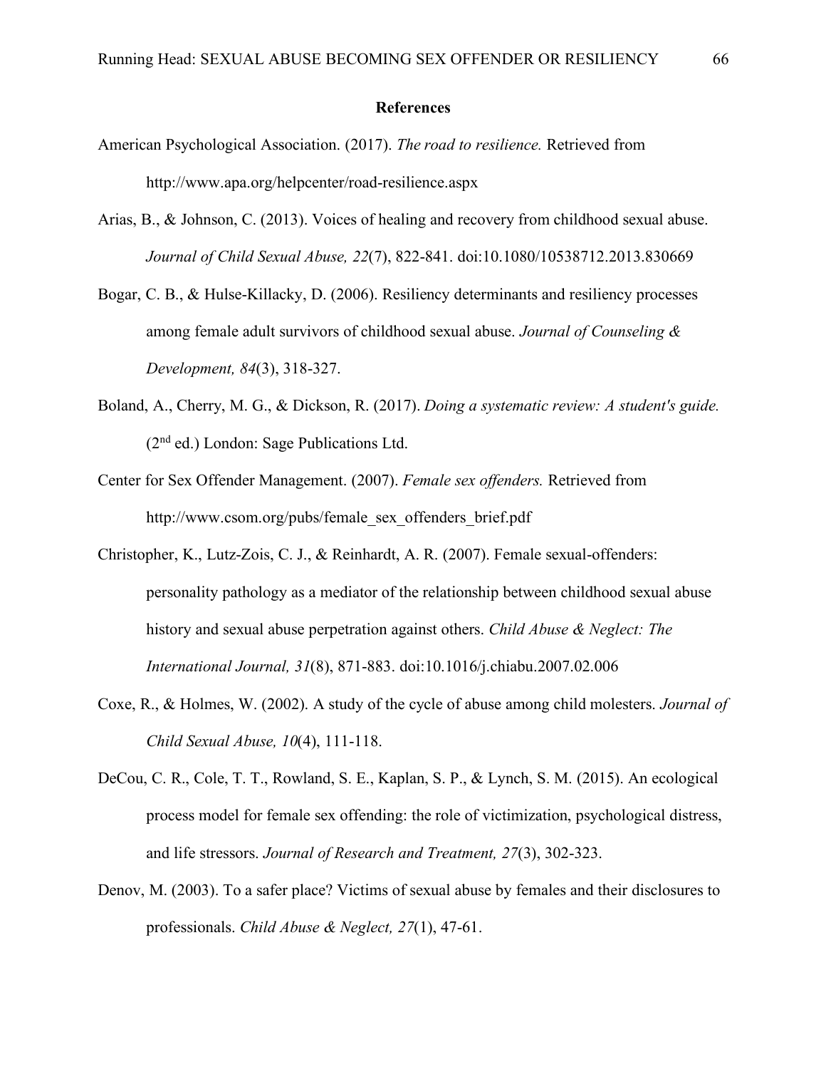**References**

American Psychological Association. (2017). *The road to resilience.* Retrieved from http://www.apa.org/helpcenter/road-resilience.aspx

Arias, B., & Johnson, C. (2013). Voices of healing and recovery from childhood sexual abuse. *Journal of Child Sexual Abuse, 22*(7), 822-841. doi:10.1080/10538712.2013.830669

Bogar, C. B., & Hulse-Killacky, D. (2006). Resiliency determinants and resiliency processes among female adult survivors of childhood sexual abuse. *Journal of Counseling & Development, 84*(3), 318-327.

Boland, A., Cherry, M. G., & Dickson, R. (2017). *Doing a systematic review: A student's guide.* (2nd ed.) London: Sage Publications Ltd.

Center for Sex Offender Management. (2007). *Female sex offenders.* Retrieved from http://www.csom.org/pubs/female_sex_offenders_brief.pdf

Christopher, K., Lutz-Zois, C. J., & Reinhardt, A. R. (2007). Female sexual-offenders: personality pathology as a mediator of the relationship between childhood sexual abuse history and sexual abuse perpetration against others. *Child Abuse & Neglect: The International Journal, 31*(8), 871-883. doi:10.1016/j.chiabu.2007.02.006

Coxe, R., & Holmes, W. (2002). A study of the cycle of abuse among child molesters. *Journal of Child Sexual Abuse, 10*(4), 111-118.

DeCou, C. R., Cole, T. T., Rowland, S. E., Kaplan, S. P., & Lynch, S. M. (2015). An ecological process model for female sex offending: the role of victimization, psychological distress, and life stressors. *Journal of Research and Treatment, 27*(3), 302-323.

Denov, M. (2003). To a safer place? Victims of sexual abuse by females and their disclosures to professionals. *Child Abuse & Neglect, 27*(1), 47-61.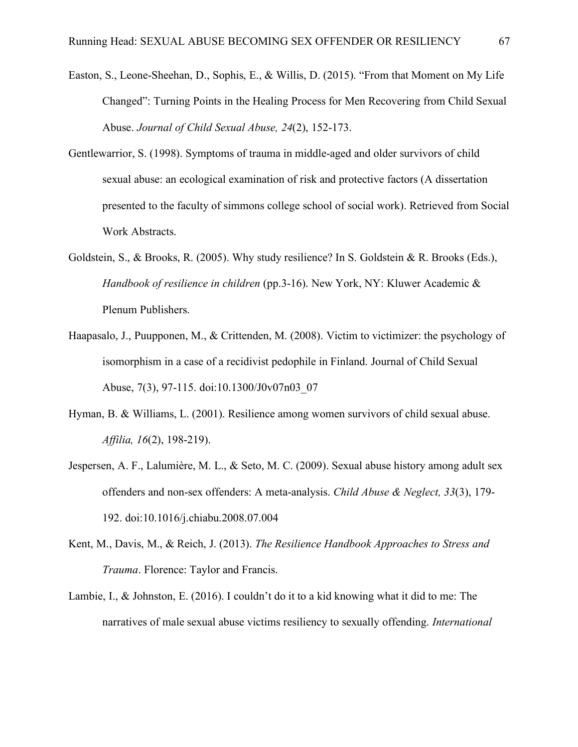Easton, S., Leone-Sheehan, D., Sophis, E., & Willis, D. (2015). “From that Moment on My Life Changed”: Turning Points in the Healing Process for Men Recovering from Child Sexual Abuse. *Journal of Child Sexual Abuse, 24*(2), 152-173.

Gentlewarrior, S. (1998). Symptoms of trauma in middle-aged and older survivors of child sexual abuse: an ecological examination of risk and protective factors (A dissertation presented to the faculty of simmons college school of social work). Retrieved from Social Work Abstracts.

Goldstein, S., & Brooks, R. (2005). Why study resilience? In S. Goldstein & R. Brooks (Eds.), *Handbook of resilience in children* (pp.3-16). New York, NY: Kluwer Academic & Plenum Publishers.

Haapasalo, J., Puupponen, M., & Crittenden, M. (2008). Victim to victimizer: the psychology of isomorphism in a case of a recidivist pedophile in Finland. Journal of Child Sexual Abuse, 7(3), 97-115. doi:10.1300/J0v07n03_07

Hyman, B. & Williams, L. (2001). Resilience among women survivors of child sexual abuse. *Affilia, 16*(2), 198-219).

Jespersen, A. F., Lalumière, M. L., & Seto, M. C. (2009). Sexual abuse history among adult sex offenders and non-sex offenders: A meta-analysis. *Child Abuse & Neglect, 33*(3), 179-192. doi:10.1016/j.chiabu.2008.07.004

Kent, M., Davis, M., & Reich, J. (2013). *The Resilience Handbook Approaches to Stress and Trauma*. Florence: Taylor and Francis.

Lambie, I., & Johnston, E. (2016). I couldn’t do it to a kid knowing what it did to me: The narratives of male sexual abuse victims resiliency to sexually offending. *International*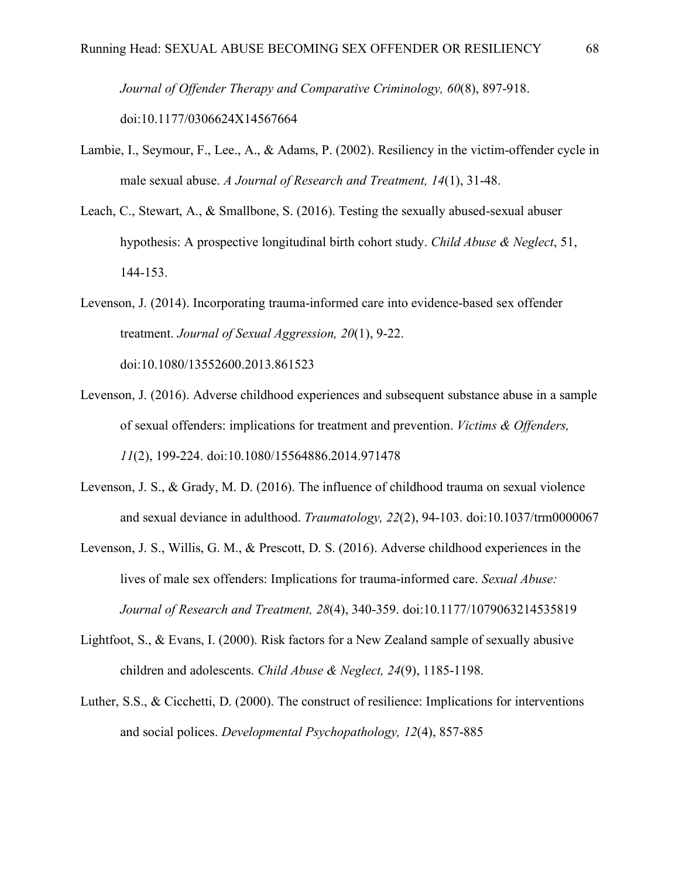*Journal of Offender Therapy and Comparative Criminology, 60*(8), 897-918. doi:10.1177/0306624X14567664

Lambie, I., Seymour, F., Lee., A., & Adams, P. (2002). Resiliency in the victim-offender cycle in male sexual abuse. *A Journal of Research and Treatment, 14*(1), 31-48.

Leach, C., Stewart, A., & Smallbone, S. (2016). Testing the sexually abused-sexual abuser hypothesis: A prospective longitudinal birth cohort study. *Child Abuse & Neglect*, 51, 144-153.

Levenson, J. (2014). Incorporating trauma-informed care into evidence-based sex offender treatment. *Journal of Sexual Aggression, 20*(1), 9-22. doi:10.1080/13552600.2013.861523

Levenson, J. (2016). Adverse childhood experiences and subsequent substance abuse in a sample of sexual offenders: implications for treatment and prevention. *Victims & Offenders, 11*(2), 199-224. doi:10.1080/15564886.2014.971478

Levenson, J. S., & Grady, M. D. (2016). The influence of childhood trauma on sexual violence and sexual deviance in adulthood. *Traumatology, 22*(2), 94-103. doi:10.1037/trm0000067

Levenson, J. S., Willis, G. M., & Prescott, D. S. (2016). Adverse childhood experiences in the lives of male sex offenders: Implications for trauma-informed care. *Sexual Abuse: Journal of Research and Treatment, 28*(4), 340-359. doi:10.1177/1079063214535819

Lightfoot, S., & Evans, I. (2000). Risk factors for a New Zealand sample of sexually abusive children and adolescents. *Child Abuse & Neglect, 24*(9), 1185-1198.

Luther, S.S., & Cicchetti, D. (2000). The construct of resilience: Implications for interventions and social polices. *Developmental Psychopathology, 12*(4), 857-885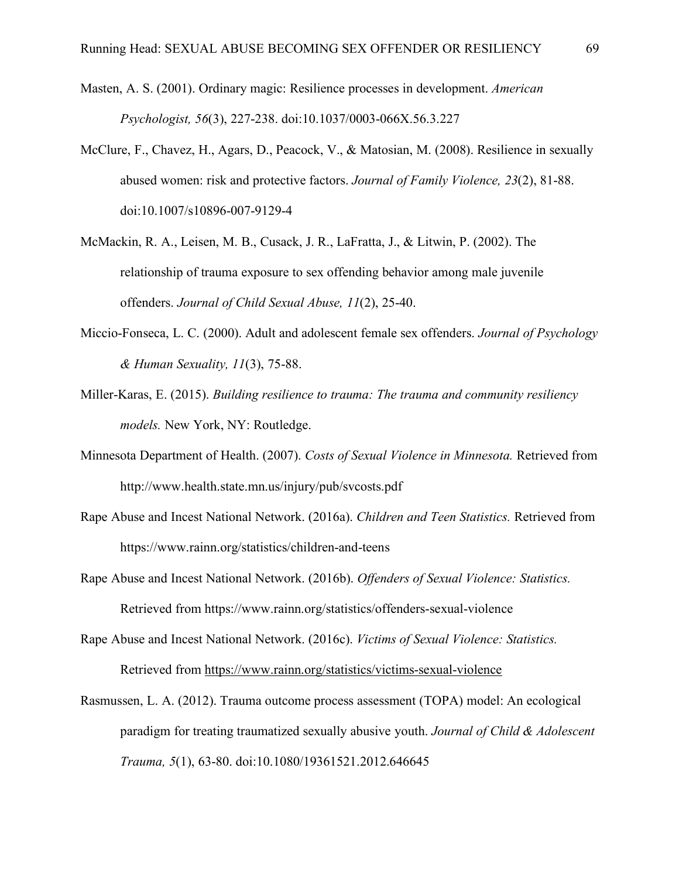Masten, A. S. (2001). Ordinary magic: Resilience processes in development. *American Psychologist, 56*(3), 227-238. doi:10.1037/0003-066X.56.3.227

McClure, F., Chavez, H., Agars, D., Peacock, V., & Matosian, M. (2008). Resilience in sexually abused women: risk and protective factors. *Journal of Family Violence, 23*(2), 81-88. doi:10.1007/s10896-007-9129-4

McMackin, R. A., Leisen, M. B., Cusack, J. R., LaFratta, J., & Litwin, P. (2002). The relationship of trauma exposure to sex offending behavior among male juvenile offenders. *Journal of Child Sexual Abuse, 11*(2), 25-40.

Miccio-Fonseca, L. C. (2000). Adult and adolescent female sex offenders. *Journal of Psychology & Human Sexuality, 11*(3), 75-88.

Miller-Karas, E. (2015). *Building resilience to trauma: The trauma and community resiliency models.* New York, NY: Routledge.

Minnesota Department of Health. (2007). *Costs of Sexual Violence in Minnesota.* Retrieved from http://www.health.state.mn.us/injury/pub/svcosts.pdf

Rape Abuse and Incest National Network. (2016a). *Children and Teen Statistics.* Retrieved from https://www.rainn.org/statistics/children-and-teens

Rape Abuse and Incest National Network. (2016b). *Offenders of Sexual Violence: Statistics.* Retrieved from https://www.rainn.org/statistics/offenders-sexual-violence

Rape Abuse and Incest National Network. (2016c). *Victims of Sexual Violence: Statistics.* Retrieved from https://www.rainn.org/statistics/victims-sexual-violence

Rasmussen, L. A. (2012). Trauma outcome process assessment (TOPA) model: An ecological paradigm for treating traumatized sexually abusive youth. *Journal of Child & Adolescent Trauma, 5*(1), 63-80. doi:10.1080/19361521.2012.646645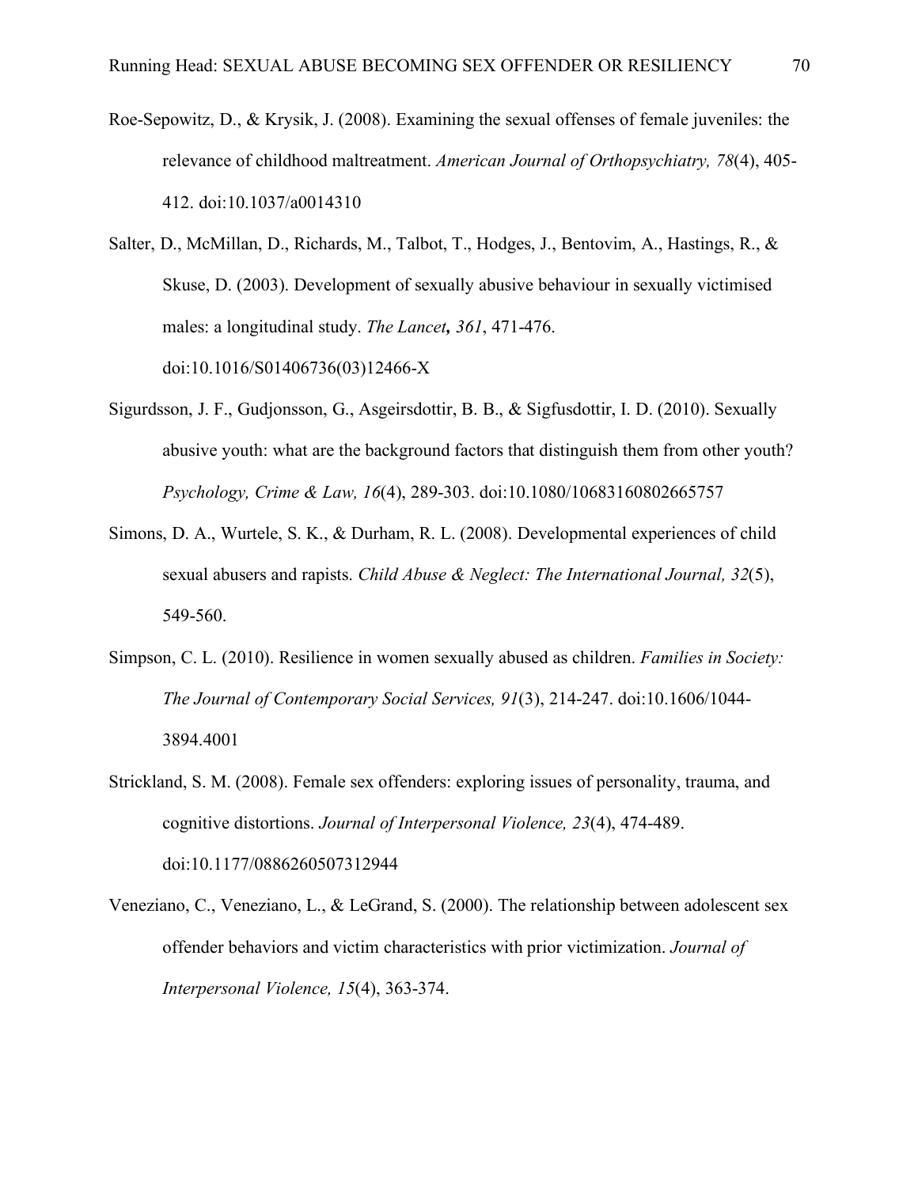Roe-Sepowitz, D., & Krysik, J. (2008). Examining the sexual offenses of female juveniles: the relevance of childhood maltreatment. *American Journal of Orthopsychiatry, 78*(4), 405-412. doi:10.1037/a0014310

Salter, D., McMillan, D., Richards, M., Talbot, T., Hodges, J., Bentovim, A., Hastings, R., & Skuse, D. (2003). Development of sexually abusive behaviour in sexually victimised males: a longitudinal study. *The Lancet**,** 361*, 471-476. doi:10.1016/S01406736(03)12466-X

Sigurdsson, J. F., Gudjonsson, G., Asgeirsdottir, B. B., & Sigfusdottir, I. D. (2010). Sexually abusive youth: what are the background factors that distinguish them from other youth? *Psychology, Crime & Law, 16*(4), 289-303. doi:10.1080/10683160802665757

Simons, D. A., Wurtele, S. K., & Durham, R. L. (2008). Developmental experiences of child sexual abusers and rapists. *Child Abuse & Neglect: The International Journal, 32*(5), 549-560.

Simpson, C. L. (2010). Resilience in women sexually abused as children. *Families in Society: The Journal of Contemporary Social Services, 91*(3), 214-247. doi:10.1606/1044-3894.4001

Strickland, S. M. (2008). Female sex offenders: exploring issues of personality, trauma, and cognitive distortions. *Journal of Interpersonal Violence, 23*(4), 474-489. doi:10.1177/0886260507312944

Veneziano, C., Veneziano, L., & LeGrand, S. (2000). The relationship between adolescent sex offender behaviors and victim characteristics with prior victimization. *Journal of Interpersonal Violence, 15*(4), 363-374.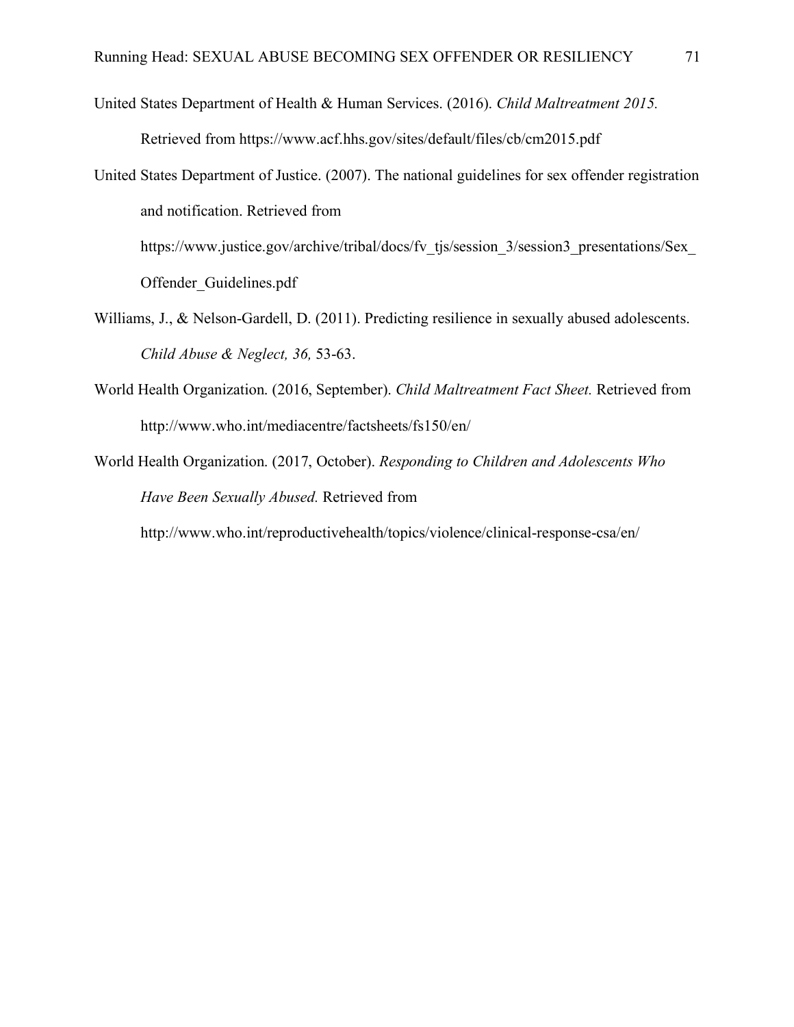United States Department of Health & Human Services. (2016). *Child Maltreatment 2015.* Retrieved from https://www.acf.hhs.gov/sites/default/files/cb/cm2015.pdf

United States Department of Justice. (2007). The national guidelines for sex offender registration and notification. Retrieved from https://www.justice.gov/archive/tribal/docs/fv_tjs/session_3/session3_presentations/Sex_Offender_Guidelines.pdf

Williams, J., & Nelson-Gardell, D. (2011). Predicting resilience in sexually abused adolescents. *Child Abuse & Neglect, 36,* 53-63.

World Health Organization. (2016, September). *Child Maltreatment Fact Sheet.* Retrieved from http://www.who.int/mediacentre/factsheets/fs150/en/

World Health Organization. (2017, October). *Responding to Children and Adolescents Who Have Been Sexually Abused.* Retrieved from http://www.who.int/reproductivehealth/topics/violence/clinical-response-csa/en/